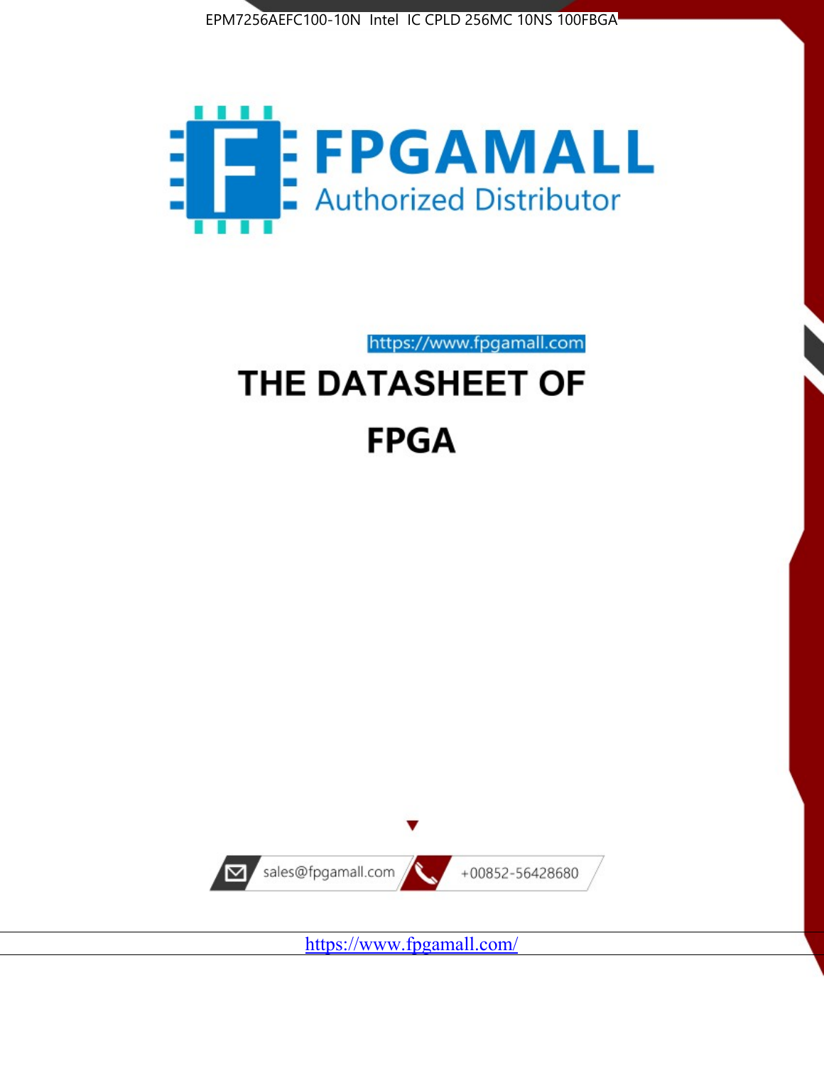EPM7256AEFC100-10N Intel IC CPLD 256MC 10NS 100FBGA

FPGAMALL

Authorized Distributor

https://www.fpgamall.com

# THE DATASHEET OF

# FPGA

sales@fpgamall.com

+00852-56428680

https://www.fpgamall.com/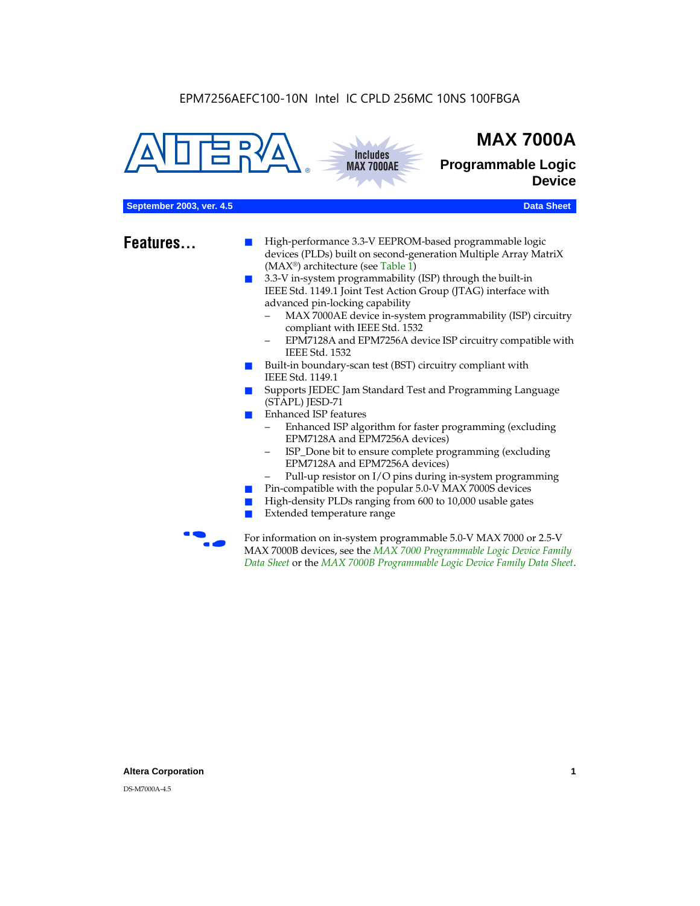EPM7256AEFC100-10N Intel IC CPLD 256MC 10NS 100FBGA

# MAX 7000A

## Programmable Logic Device

Includes MAX 7000AE

**September 2003, ver. 4.5** **Data Sheet**

## Features...

- High-performance 3.3-V EEPROM-based programmable logic devices (PLDs) built on second-generation Multiple Array MatriX (MAX®) architecture (see Table 1)
- 3.3-V in-system programmability (ISP) through the built-in IEEE Std. 1149.1 Joint Test Action Group (JTAG) interface with advanced pin-locking capability
  - MAX 7000AE device in-system programmability (ISP) circuitry compliant with IEEE Std. 1532
  - EPM7128A and EPM7256A device ISP circuitry compatible with IEEE Std. 1532
- Built-in boundary-scan test (BST) circuitry compliant with IEEE Std. 1149.1
- Supports JEDEC Jam Standard Test and Programming Language (STAPL) JESD-71
- Enhanced ISP features
  - Enhanced ISP algorithm for faster programming (excluding EPM7128A and EPM7256A devices)
  - ISP_Done bit to ensure complete programming (excluding EPM7128A and EPM7256A devices)
  - Pull-up resistor on I/O pins during in-system programming
- Pin-compatible with the popular 5.0-V MAX 7000S devices
- High-density PLDs ranging from 600 to 10,000 usable gates
- Extended temperature range

For information on in-system programmable 5.0-V MAX 7000 or 2.5-V MAX 7000B devices, see the *MAX 7000 Programmable Logic Device Family Data Sheet* or the *MAX 7000B Programmable Logic Device Family Data Sheet*.

DS-M7000A-4.5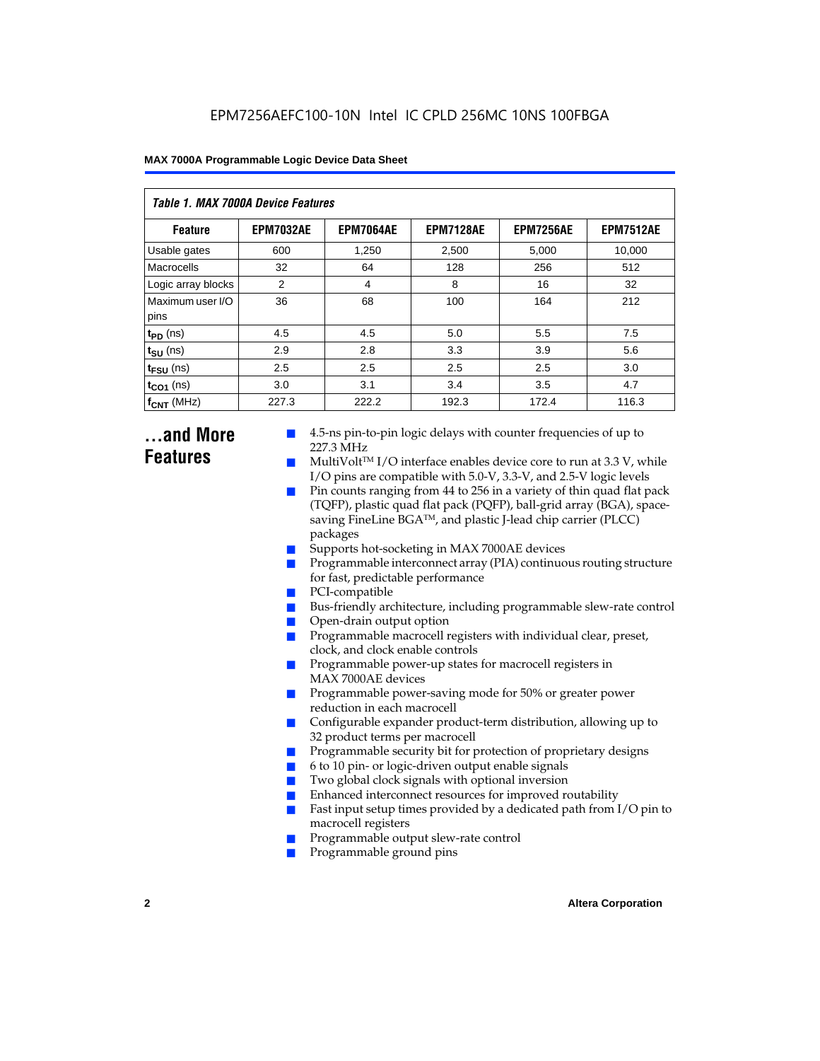EPM7256AEFC100-10N Intel IC CPLD 256MC 10NS 100FBGA

| *Table 1. MAX 7000A Device Features* | | | | | |
|---|---|---|---|---|---|
| **Feature** | **EPM7032AE** | **EPM7064AE** | **EPM7128AE** | **EPM7256AE** | **EPM7512AE** |
| Usable gates | 600 | 1,250 | 2,500 | 5,000 | 10,000 |
| Macrocells | 32 | 64 | 128 | 256 | 512 |
| Logic array blocks | 2 | 4 | 8 | 16 | 32 |
| Maximum user I/O pins | 36 | 68 | 100 | 164 | 212 |
| $t_{PD}$ (ns) | 4.5 | 4.5 | 5.0 | 5.5 | 7.5 |
| $t_{SU}$ (ns) | 2.9 | 2.8 | 3.3 | 3.9 | 5.6 |
| $t_{FSU}$ (ns) | 2.5 | 2.5 | 2.5 | 2.5 | 3.0 |
| $t_{CO1}$ (ns) | 3.0 | 3.1 | 3.4 | 3.5 | 4.7 |
| $f_{CNT}$ (MHz) | 227.3 | 222.2 | 192.3 | 172.4 | 116.3 |

## ...and More Features

- 4.5-ns pin-to-pin logic delays with counter frequencies of up to 227.3 MHz
- MultiVolt™ I/O interface enables device core to run at 3.3 V, while I/O pins are compatible with 5.0-V, 3.3-V, and 2.5-V logic levels
- Pin counts ranging from 44 to 256 in a variety of thin quad flat pack (TQFP), plastic quad flat pack (PQFP), ball-grid array (BGA), space-saving FineLine BGA™, and plastic J-lead chip carrier (PLCC) packages
- Supports hot-socketing in MAX 7000AE devices
- Programmable interconnect array (PIA) continuous routing structure for fast, predictable performance
- PCI-compatible
- Bus-friendly architecture, including programmable slew-rate control
- Open-drain output option
- Programmable macrocell registers with individual clear, preset, clock, and clock enable controls
- Programmable power-up states for macrocell registers in MAX 7000AE devices
- Programmable power-saving mode for 50% or greater power reduction in each macrocell
- Configurable expander product-term distribution, allowing up to 32 product terms per macrocell
- Programmable security bit for protection of proprietary designs
- 6 to 10 pin- or logic-driven output enable signals
- Two global clock signals with optional inversion
- Enhanced interconnect resources for improved routability
- Fast input setup times provided by a dedicated path from I/O pin to macrocell registers
- Programmable output slew-rate control
- Programmable ground pins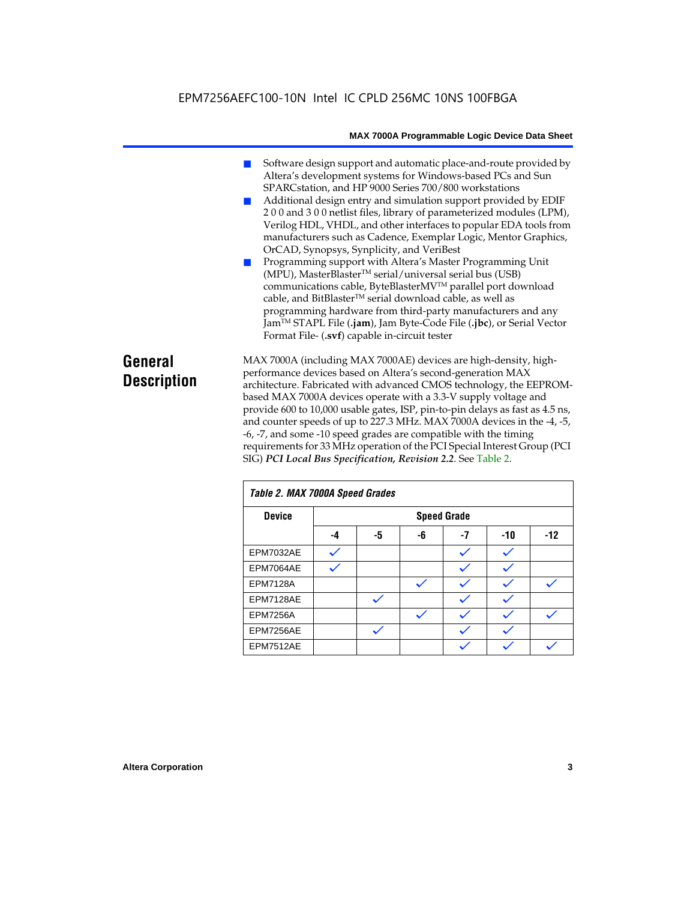- Software design support and automatic place-and-route provided by Altera's development systems for Windows-based PCs and Sun SPARCstation, and HP 9000 Series 700/800 workstations
- Additional design entry and simulation support provided by EDIF 2 0 0 and 3 0 0 netlist files, library of parameterized modules (LPM), Verilog HDL, VHDL, and other interfaces to popular EDA tools from manufacturers such as Cadence, Exemplar Logic, Mentor Graphics, OrCAD, Synopsys, Synplicity, and VeriBest
- Programming support with Altera's Master Programming Unit (MPU), MasterBlaster™ serial/universal serial bus (USB) communications cable, ByteBlasterMV™ parallel port download cable, and BitBlaster™ serial download cable, as well as programming hardware from third-party manufacturers and any Jam™ STAPL File (**.jam**), Jam Byte-Code File (**.jbc**), or Serial Vector Format File- (**.svf**) capable in-circuit tester

# General Description

MAX 7000A (including MAX 7000AE) devices are high-density, high-performance devices based on Altera's second-generation MAX architecture. Fabricated with advanced CMOS technology, the EEPROM-based MAX 7000A devices operate with a 3.3-V supply voltage and provide 600 to 10,000 usable gates, ISP, pin-to-pin delays as fast as 4.5 ns, and counter speeds of up to 227.3 MHz. MAX 7000A devices in the -4, -5, -6, -7, and some -10 speed grades are compatible with the timing requirements for 33 MHz operation of the PCI Special Interest Group (PCI SIG) ***PCI Local Bus Specification, Revision 2.2***. See Table 2.

*Table 2. MAX 7000A Speed Grades*

| Device | Speed Grade | | | | | |
|---|---|---|---|---|---|---|
| | -4 | -5 | -6 | -7 | -10 | -12 |
| EPM7032AE | ✓ | | | ✓ | ✓ | |
| EPM7064AE | ✓ | | | ✓ | ✓ | |
| EPM7128A | | | ✓ | ✓ | ✓ | ✓ |
| EPM7128AE | | ✓ | | ✓ | ✓ | |
| EPM7256A | | | ✓ | ✓ | ✓ | ✓ |
| EPM7256AE | | ✓ | | ✓ | ✓ | |
| EPM7512AE | | | | ✓ | ✓ | ✓ |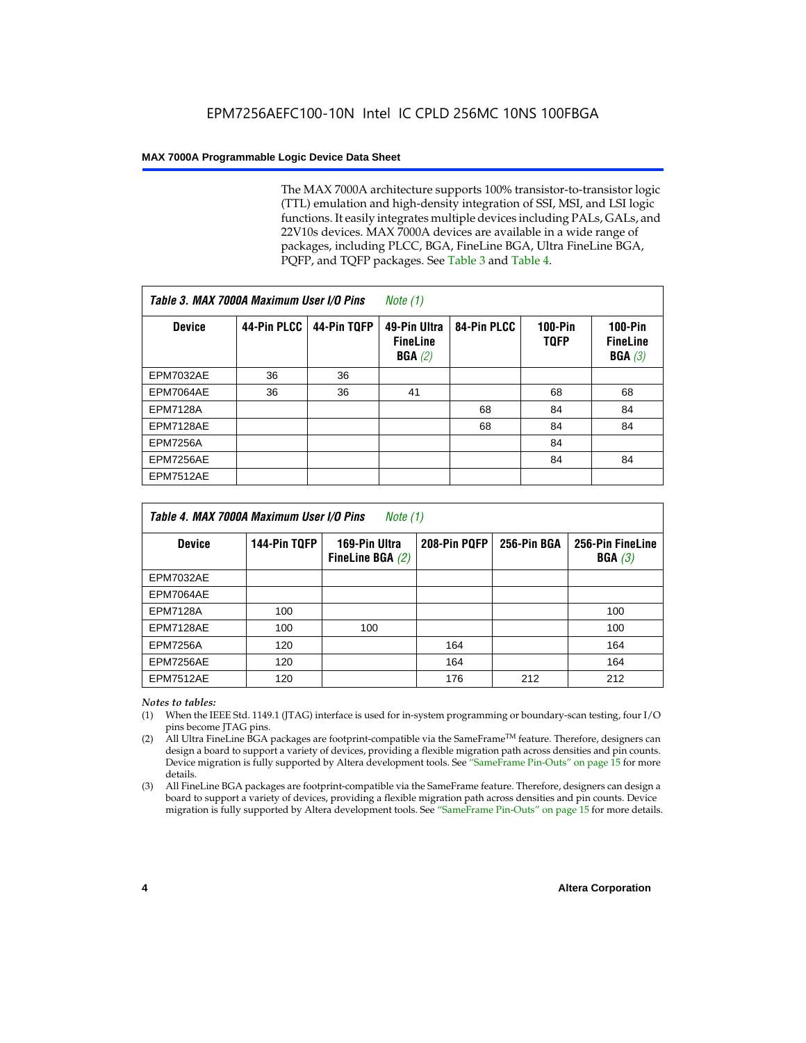The MAX 7000A architecture supports 100% transistor-to-transistor logic (TTL) emulation and high-density integration of SSI, MSI, and LSI logic functions. It easily integrates multiple devices including PALs, GALs, and 22V10s devices. MAX 7000A devices are available in a wide range of packages, including PLCC, BGA, FineLine BGA, Ultra FineLine BGA, PQFP, and TQFP packages. See Table 3 and Table 4.

*Table 3. MAX 7000A Maximum User I/O Pins Note (1)*

| Device | 44-Pin PLCC | 44-Pin TQFP | 49-Pin Ultra FineLine BGA *(2)* | 84-Pin PLCC | 100-Pin TQFP | 100-Pin FineLine BGA *(3)* |
|---|---|---|---|---|---|---|
| EPM7032AE | 36 | 36 | | | | |
| EPM7064AE | 36 | 36 | 41 | | 68 | 68 |
| EPM7128A | | | | 68 | 84 | 84 |
| EPM7128AE | | | | 68 | 84 | 84 |
| EPM7256A | | | | | 84 | |
| EPM7256AE | | | | | 84 | 84 |
| EPM7512AE | | | | | | |

*Table 4. MAX 7000A Maximum User I/O Pins Note (1)*

| Device | 144-Pin TQFP | 169-Pin Ultra FineLine BGA *(2)* | 208-Pin PQFP | 256-Pin BGA | 256-Pin FineLine BGA *(3)* |
|---|---|---|---|---|---|
| EPM7032AE | | | | | |
| EPM7064AE | | | | | |
| EPM7128A | 100 | | | | 100 |
| EPM7128AE | 100 | 100 | | | 100 |
| EPM7256A | 120 | | 164 | | 164 |
| EPM7256AE | 120 | | 164 | | 164 |
| EPM7512AE | 120 | | 176 | 212 | 212 |

*Notes to tables:*

(1) When the IEEE Std. 1149.1 (JTAG) interface is used for in-system programming or boundary-scan testing, four I/O pins become JTAG pins.

(2) All Ultra FineLine BGA packages are footprint-compatible via the SameFrame™ feature. Therefore, designers can design a board to support a variety of devices, providing a flexible migration path across densities and pin counts. Device migration is fully supported by Altera development tools. See "SameFrame Pin-Outs" on page 15 for more details.

(3) All FineLine BGA packages are footprint-compatible via the SameFrame feature. Therefore, designers can design a board to support a variety of devices, providing a flexible migration path across densities and pin counts. Device migration is fully supported by Altera development tools. See "SameFrame Pin-Outs" on page 15 for more details.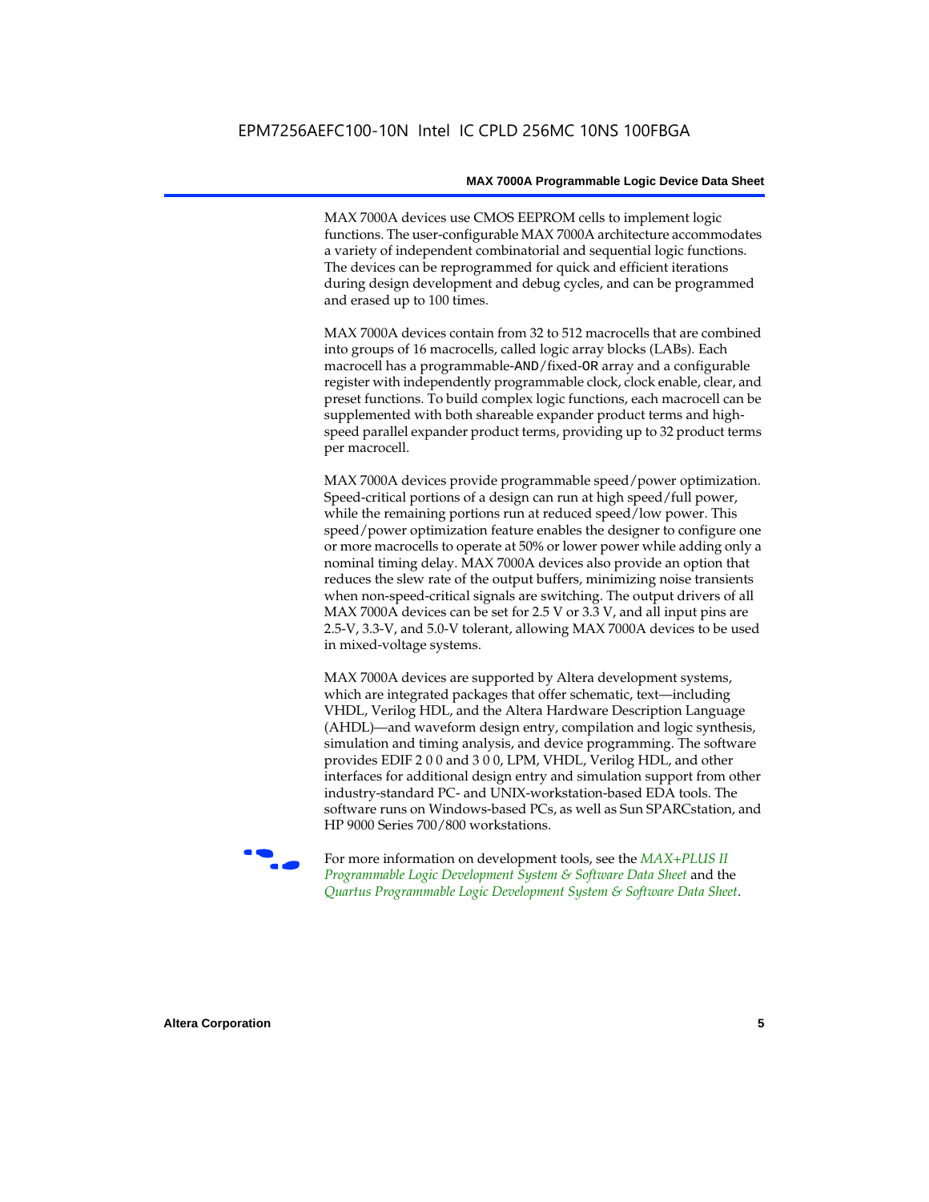MAX 7000A devices use CMOS EEPROM cells to implement logic functions. The user-configurable MAX 7000A architecture accommodates a variety of independent combinatorial and sequential logic functions. The devices can be reprogrammed for quick and efficient iterations during design development and debug cycles, and can be programmed and erased up to 100 times.

MAX 7000A devices contain from 32 to 512 macrocells that are combined into groups of 16 macrocells, called logic array blocks (LABs). Each macrocell has a programmable-AND/fixed-OR array and a configurable register with independently programmable clock, clock enable, clear, and preset functions. To build complex logic functions, each macrocell can be supplemented with both shareable expander product terms and high-speed parallel expander product terms, providing up to 32 product terms per macrocell.

MAX 7000A devices provide programmable speed/power optimization. Speed-critical portions of a design can run at high speed/full power, while the remaining portions run at reduced speed/low power. This speed/power optimization feature enables the designer to configure one or more macrocells to operate at 50% or lower power while adding only a nominal timing delay. MAX 7000A devices also provide an option that reduces the slew rate of the output buffers, minimizing noise transients when non-speed-critical signals are switching. The output drivers of all MAX 7000A devices can be set for 2.5 V or 3.3 V, and all input pins are 2.5-V, 3.3-V, and 5.0-V tolerant, allowing MAX 7000A devices to be used in mixed-voltage systems.

MAX 7000A devices are supported by Altera development systems, which are integrated packages that offer schematic, text—including VHDL, Verilog HDL, and the Altera Hardware Description Language (AHDL)—and waveform design entry, compilation and logic synthesis, simulation and timing analysis, and device programming. The software provides EDIF 2 0 0 and 3 0 0, LPM, VHDL, Verilog HDL, and other interfaces for additional design entry and simulation support from other industry-standard PC- and UNIX-workstation-based EDA tools. The software runs on Windows-based PCs, as well as Sun SPARCstation, and HP 9000 Series 700/800 workstations.

For more information on development tools, see the *MAX+PLUS II Programmable Logic Development System & Software Data Sheet* and the *Quartus Programmable Logic Development System & Software Data Sheet*.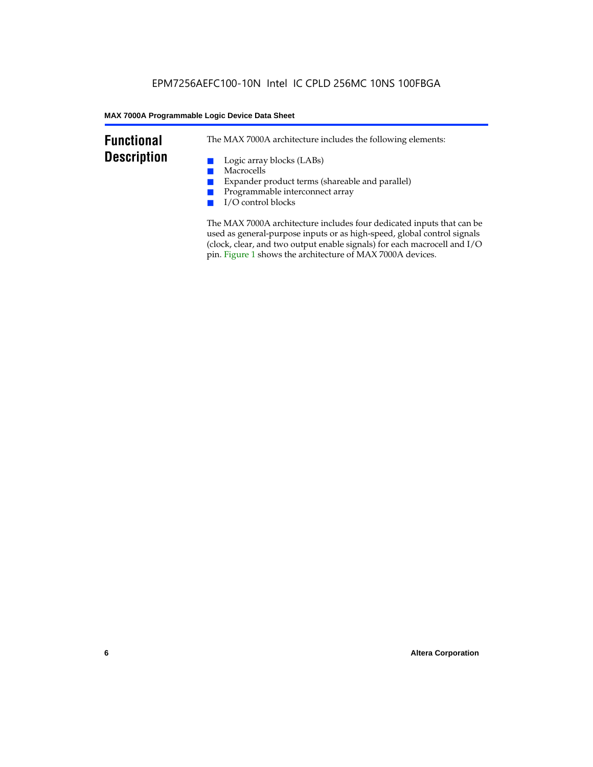## Functional Description

The MAX 7000A architecture includes the following elements:

- Logic array blocks (LABs)
- Macrocells
- Expander product terms (shareable and parallel)
- Programmable interconnect array
- I/O control blocks

The MAX 7000A architecture includes four dedicated inputs that can be used as general-purpose inputs or as high-speed, global control signals (clock, clear, and two output enable signals) for each macrocell and I/O pin. Figure 1 shows the architecture of MAX 7000A devices.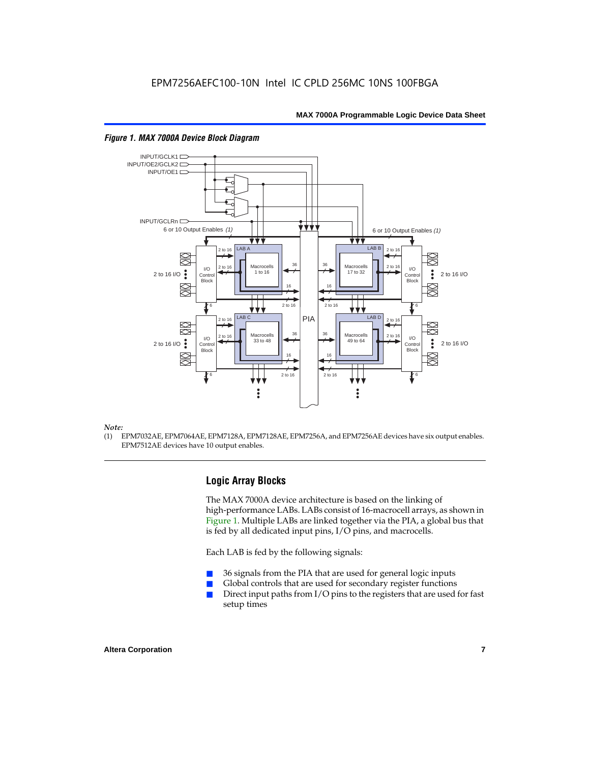*Figure 1. MAX 7000A Device Block Diagram*

INPUT/GCLK1
INPUT/OE2/GCLK2
INPUT/OE1
INPUT/GCLRn
6 or 10 Output Enables (1)
6 or 10 Output Enables (1)
LAB A
LAB B
LAB C
LAB D
Macrocells 1 to 16
Macrocells 17 to 32
Macrocells 33 to 48
Macrocells 49 to 64
I/O Control Block
2 to 16 I/O
2 to 16
36
16
6
PIA

*Note:*

(1) EPM7032AE, EPM7064AE, EPM7128A, EPM7128AE, EPM7256A, and EPM7256AE devices have six output enables. EPM7512AE devices have 10 output enables.

## Logic Array Blocks

The MAX 7000A device architecture is based on the linking of high-performance LABs. LABs consist of 16-macrocell arrays, as shown in Figure 1. Multiple LABs are linked together via the PIA, a global bus that is fed by all dedicated input pins, I/O pins, and macrocells.

Each LAB is fed by the following signals:

- 36 signals from the PIA that are used for general logic inputs
- Global controls that are used for secondary register functions
- Direct input paths from I/O pins to the registers that are used for fast setup times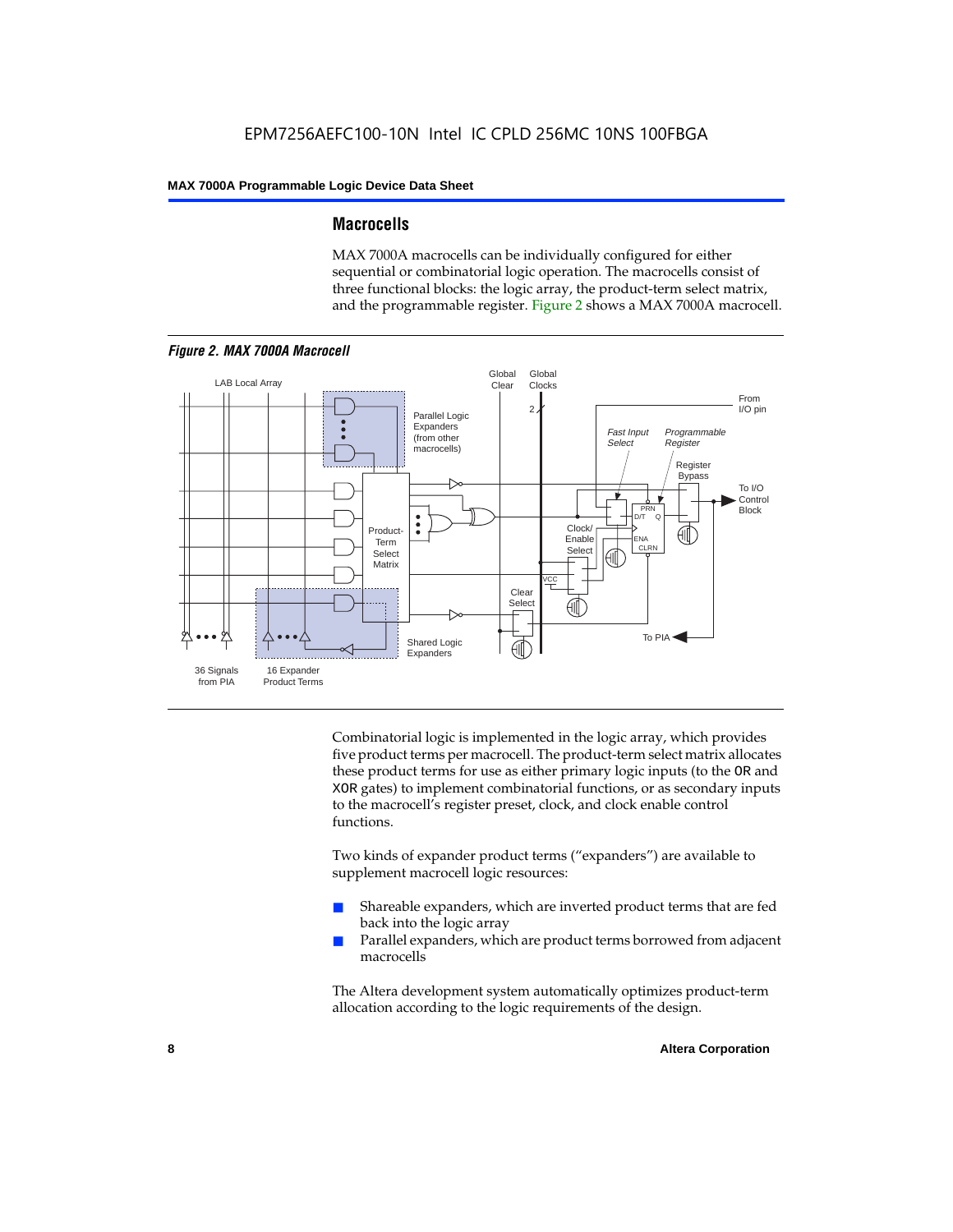## Macrocells

MAX 7000A macrocells can be individually configured for either sequential or combinatorial logic operation. The macrocells consist of three functional blocks: the logic array, the product-term select matrix, and the programmable register. Figure 2 shows a MAX 7000A macrocell.

*Figure 2. MAX 7000A Macrocell*

LAB Local Array
Global Clear
Global Clocks
2
From I/O pin
Parallel Logic Expanders (from other macrocells)
Fast Input Select
Programmable Register
Register Bypass
To I/O Control Block
PRN
D/T Q
Product-Term Select Matrix
Clock/ Enable Select
ENA
CLRN
VCC
Clear Select
To PIA
Shared Logic Expanders
36 Signals from PIA
16 Expander Product Terms

Combinatorial logic is implemented in the logic array, which provides five product terms per macrocell. The product-term select matrix allocates these product terms for use as either primary logic inputs (to the OR and XOR gates) to implement combinatorial functions, or as secondary inputs to the macrocell's register preset, clock, and clock enable control functions.

Two kinds of expander product terms ("expanders") are available to supplement macrocell logic resources:

- Shareable expanders, which are inverted product terms that are fed back into the logic array
- Parallel expanders, which are product terms borrowed from adjacent macrocells

The Altera development system automatically optimizes product-term allocation according to the logic requirements of the design.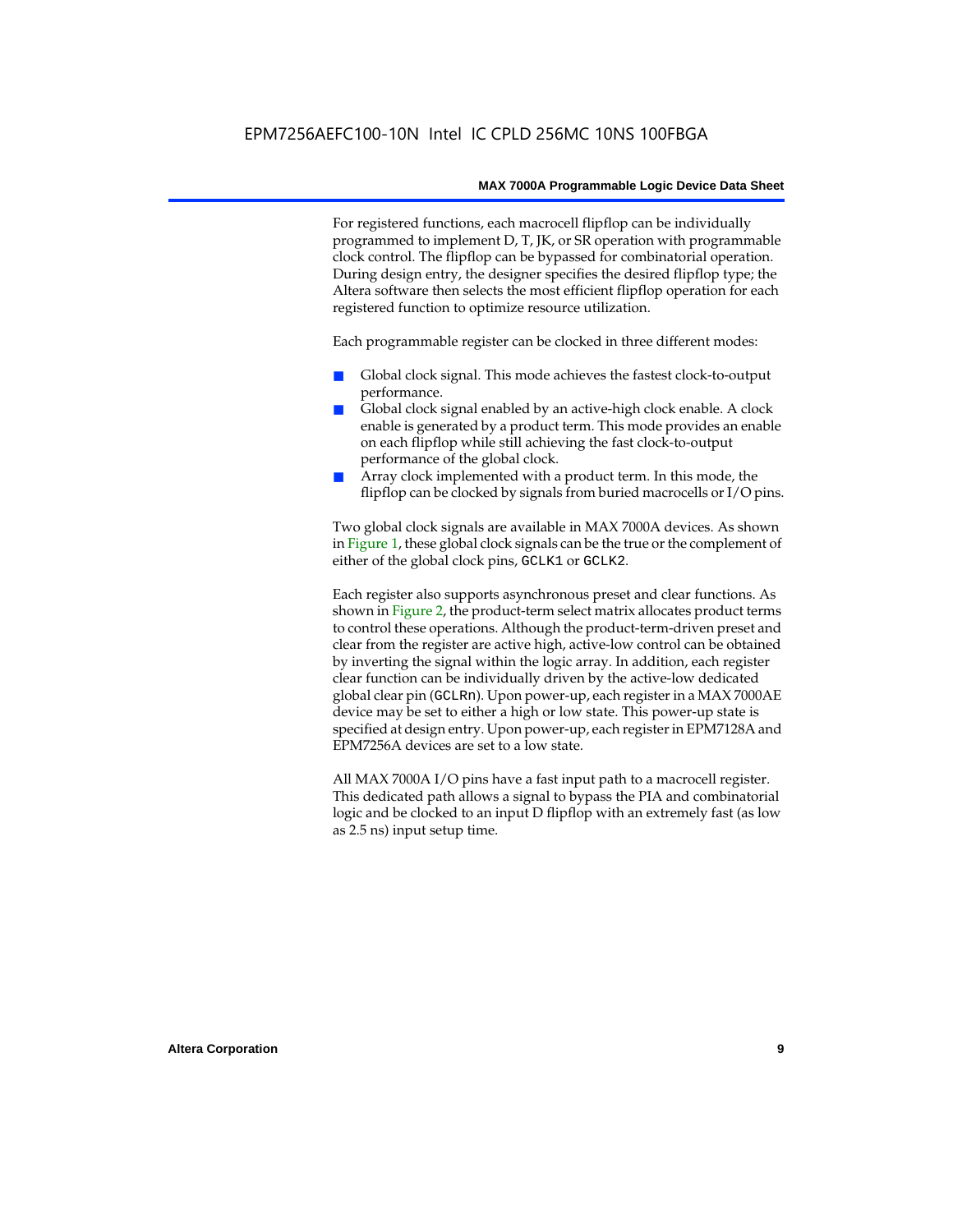For registered functions, each macrocell flipflop can be individually programmed to implement D, T, JK, or SR operation with programmable clock control. The flipflop can be bypassed for combinatorial operation. During design entry, the designer specifies the desired flipflop type; the Altera software then selects the most efficient flipflop operation for each registered function to optimize resource utilization.

Each programmable register can be clocked in three different modes:

- Global clock signal. This mode achieves the fastest clock-to-output performance.
- Global clock signal enabled by an active-high clock enable. A clock enable is generated by a product term. This mode provides an enable on each flipflop while still achieving the fast clock-to-output performance of the global clock.
- Array clock implemented with a product term. In this mode, the flipflop can be clocked by signals from buried macrocells or I/O pins.

Two global clock signals are available in MAX 7000A devices. As shown in Figure 1, these global clock signals can be the true or the complement of either of the global clock pins, `GCLK1` or `GCLK2`.

Each register also supports asynchronous preset and clear functions. As shown in Figure 2, the product-term select matrix allocates product terms to control these operations. Although the product-term-driven preset and clear from the register are active high, active-low control can be obtained by inverting the signal within the logic array. In addition, each register clear function can be individually driven by the active-low dedicated global clear pin (`GCLRn`). Upon power-up, each register in a MAX 7000AE device may be set to either a high or low state. This power-up state is specified at design entry. Upon power-up, each register in EPM7128A and EPM7256A devices are set to a low state.

All MAX 7000A I/O pins have a fast input path to a macrocell register. This dedicated path allows a signal to bypass the PIA and combinatorial logic and be clocked to an input D flipflop with an extremely fast (as low as 2.5 ns) input setup time.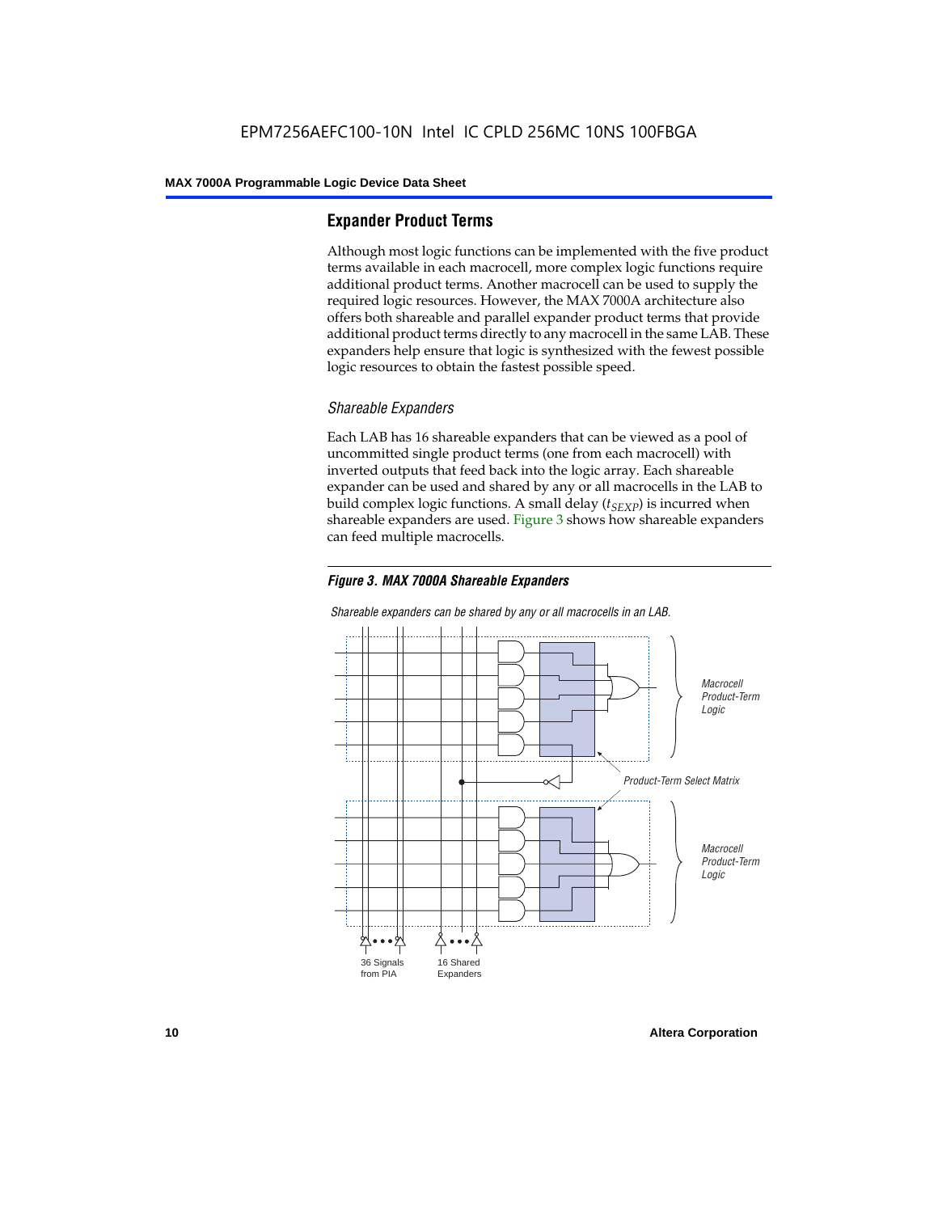## Expander Product Terms

Although most logic functions can be implemented with the five product terms available in each macrocell, more complex logic functions require additional product terms. Another macrocell can be used to supply the required logic resources. However, the MAX 7000A architecture also offers both shareable and parallel expander product terms that provide additional product terms directly to any macrocell in the same LAB. These expanders help ensure that logic is synthesized with the fewest possible logic resources to obtain the fastest possible speed.

### *Shareable Expanders*

Each LAB has 16 shareable expanders that can be viewed as a pool of uncommitted single product terms (one from each macrocell) with inverted outputs that feed back into the logic array. Each shareable expander can be used and shared by any or all macrocells in the LAB to build complex logic functions. A small delay ($t_{SEXP}$) is incurred when shareable expanders are used. Figure 3 shows how shareable expanders can feed multiple macrocells.

***Figure 3. MAX 7000A Shareable Expanders***

*Shareable expanders can be shared by any or all macrocells in an LAB.*

Macrocell Product-Term Logic

Product-Term Select Matrix

Macrocell Product-Term Logic

36 Signals from PIA

16 Shared Expanders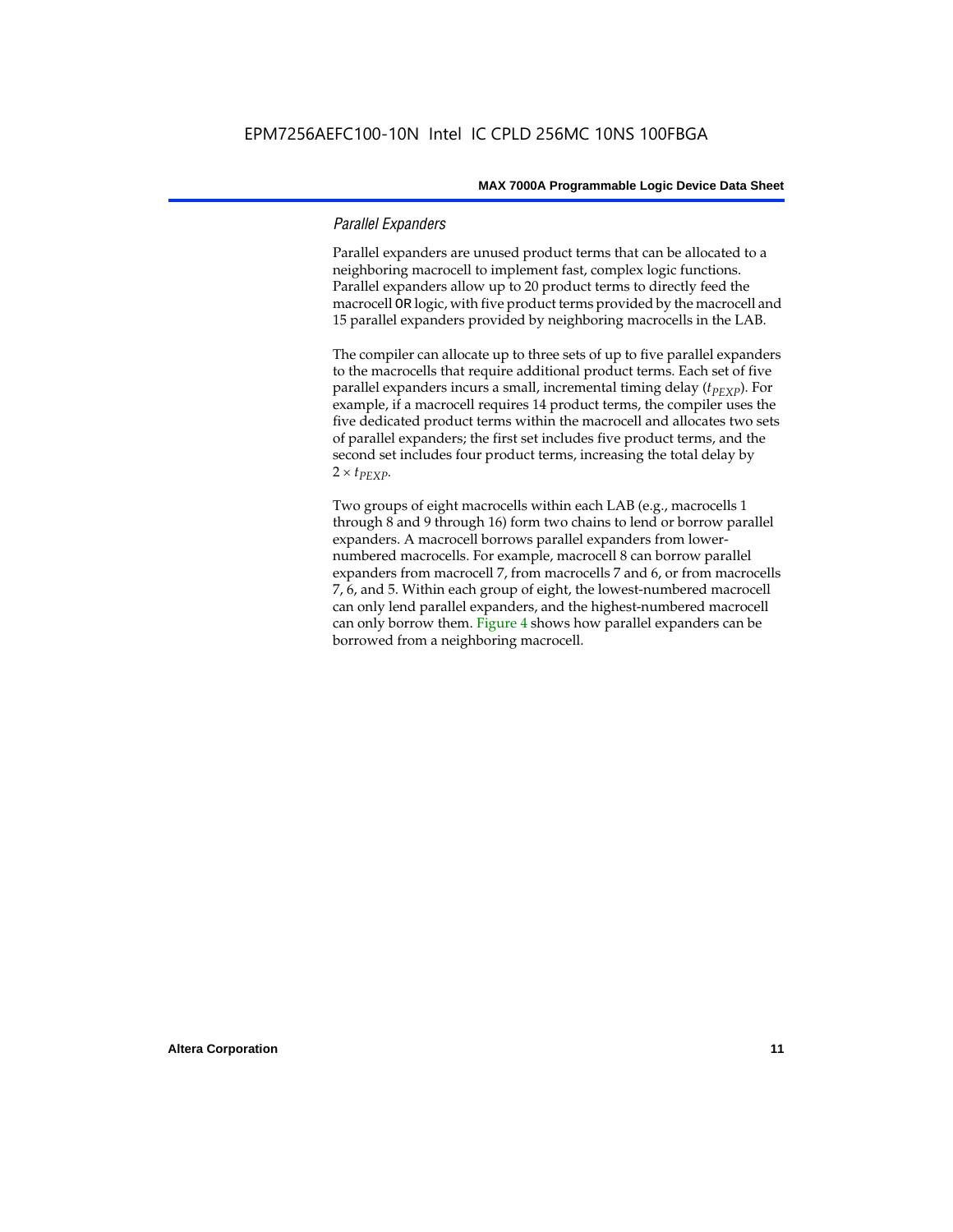### *Parallel Expanders*

Parallel expanders are unused product terms that can be allocated to a neighboring macrocell to implement fast, complex logic functions. Parallel expanders allow up to 20 product terms to directly feed the macrocell OR logic, with five product terms provided by the macrocell and 15 parallel expanders provided by neighboring macrocells in the LAB.

The compiler can allocate up to three sets of up to five parallel expanders to the macrocells that require additional product terms. Each set of five parallel expanders incurs a small, incremental timing delay ($t_{PEXP}$). For example, if a macrocell requires 14 product terms, the compiler uses the five dedicated product terms within the macrocell and allocates two sets of parallel expanders; the first set includes five product terms, and the second set includes four product terms, increasing the total delay by $2 \times t_{PEXP}$.

Two groups of eight macrocells within each LAB (e.g., macrocells 1 through 8 and 9 through 16) form two chains to lend or borrow parallel expanders. A macrocell borrows parallel expanders from lower-numbered macrocells. For example, macrocell 8 can borrow parallel expanders from macrocell 7, from macrocells 7 and 6, or from macrocells 7, 6, and 5. Within each group of eight, the lowest-numbered macrocell can only lend parallel expanders, and the highest-numbered macrocell can only borrow them. Figure 4 shows how parallel expanders can be borrowed from a neighboring macrocell.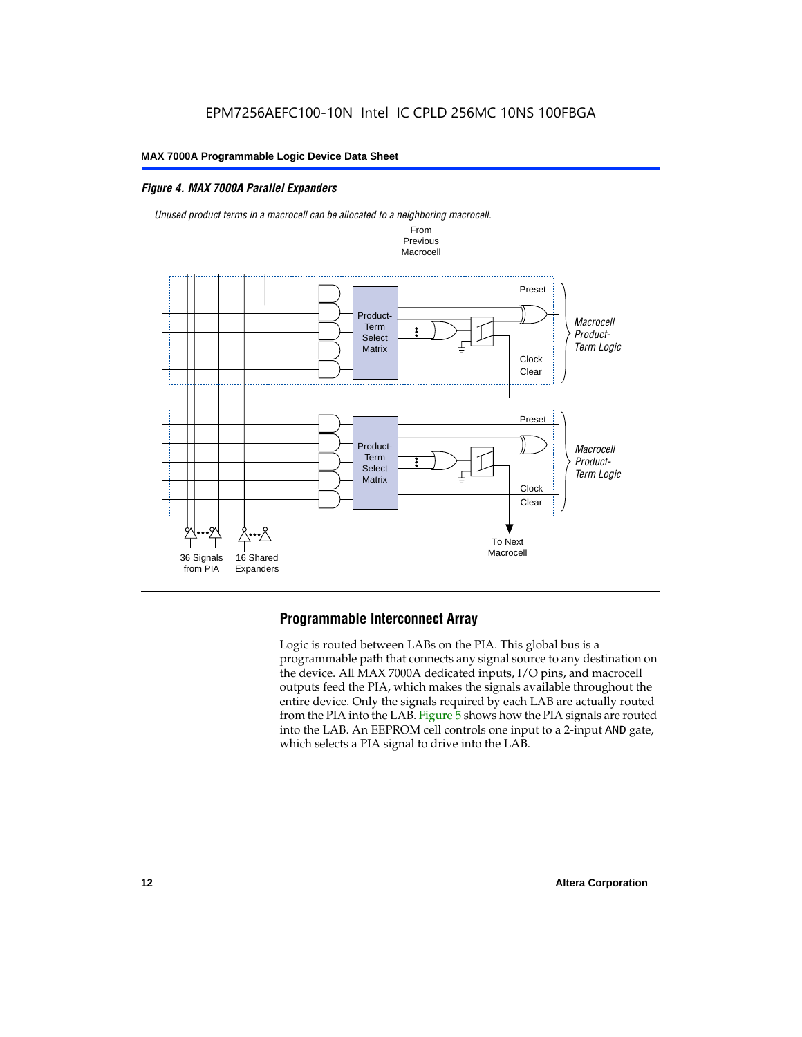*Figure 4. MAX 7000A Parallel Expanders*

*Unused product terms in a macrocell can be allocated to a neighboring macrocell.*

From Previous Macrocell

Preset

Product-Term Select Matrix

Clock

Clear

*Macrocell Product-Term Logic*

Preset

Product-Term Select Matrix

Clock

Clear

*Macrocell Product-Term Logic*

36 Signals from PIA

16 Shared Expanders

To Next Macrocell

## Programmable Interconnect Array

Logic is routed between LABs on the PIA. This global bus is a programmable path that connects any signal source to any destination on the device. All MAX 7000A dedicated inputs, I/O pins, and macrocell outputs feed the PIA, which makes the signals available throughout the entire device. Only the signals required by each LAB are actually routed from the PIA into the LAB. Figure 5 shows how the PIA signals are routed into the LAB. An EEPROM cell controls one input to a 2-input AND gate, which selects a PIA signal to drive into the LAB.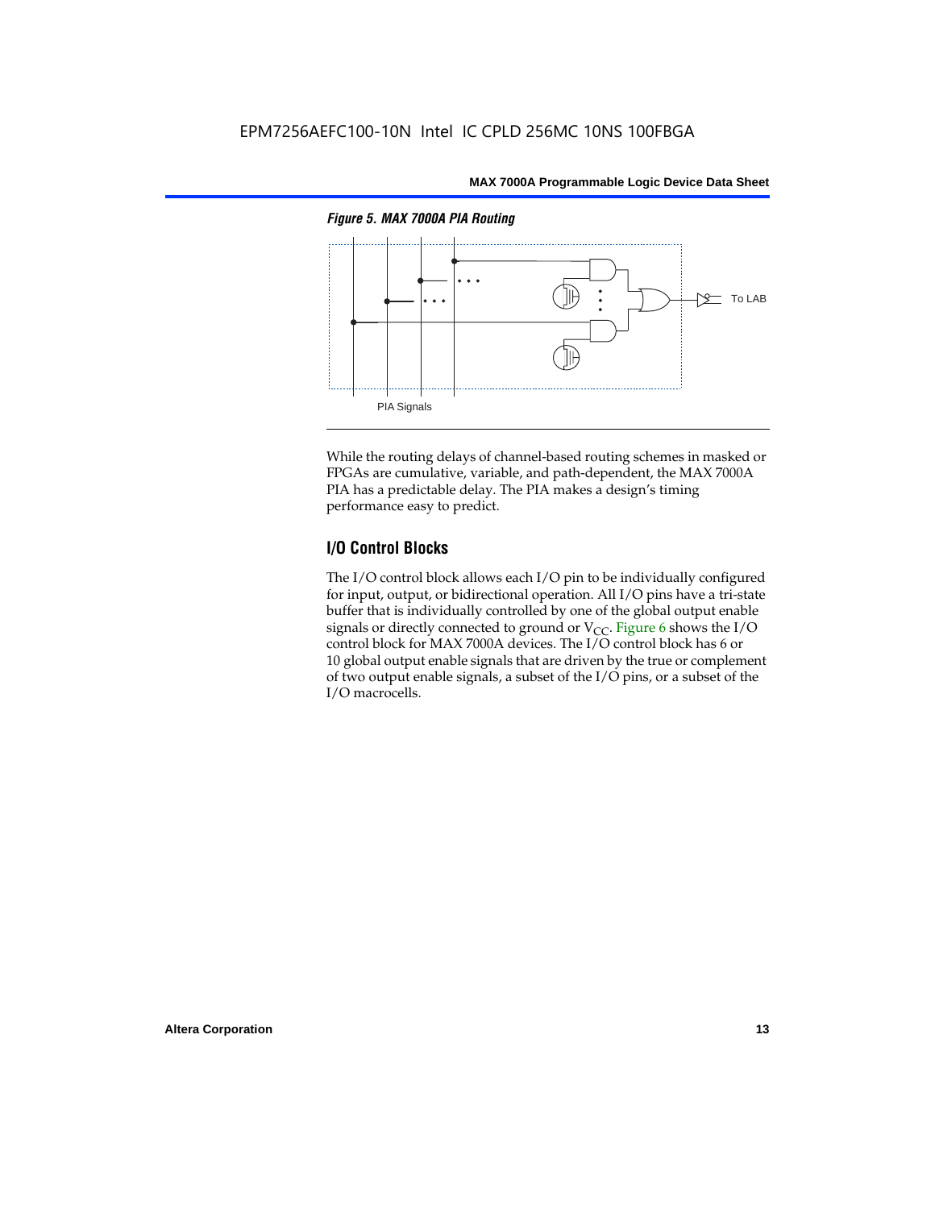*Figure 5. MAX 7000A PIA Routing*

To LAB

PIA Signals

While the routing delays of channel-based routing schemes in masked or FPGAs are cumulative, variable, and path-dependent, the MAX 7000A PIA has a predictable delay. The PIA makes a design's timing performance easy to predict.

## I/O Control Blocks

The I/O control block allows each I/O pin to be individually configured for input, output, or bidirectional operation. All I/O pins have a tri-state buffer that is individually controlled by one of the global output enable signals or directly connected to ground or $V_{CC}$. Figure 6 shows the I/O control block for MAX 7000A devices. The I/O control block has 6 or 10 global output enable signals that are driven by the true or complement of two output enable signals, a subset of the I/O pins, or a subset of the I/O macrocells.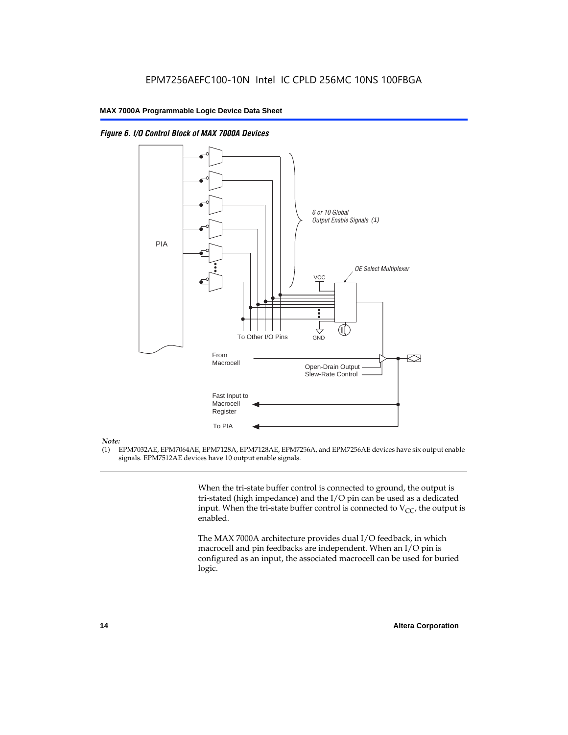*Figure 6. I/O Control Block of MAX 7000A Devices*

PIA

6 or 10 Global
Output Enable Signals (1)

OE Select Multiplexer

VCC

GND

To Other I/O Pins

From
Macrocell

Open-Drain Output
Slew-Rate Control

Fast Input to
Macrocell
Register

To PIA

*Note:*

(1) EPM7032AE, EPM7064AE, EPM7128A, EPM7128AE, EPM7256A, and EPM7256AE devices have six output enable signals. EPM7512AE devices have 10 output enable signals.

When the tri-state buffer control is connected to ground, the output is tri-stated (high impedance) and the I/O pin can be used as a dedicated input. When the tri-state buffer control is connected to $V_{CC}$, the output is enabled.

The MAX 7000A architecture provides dual I/O feedback, in which macrocell and pin feedbacks are independent. When an I/O pin is configured as an input, the associated macrocell can be used for buried logic.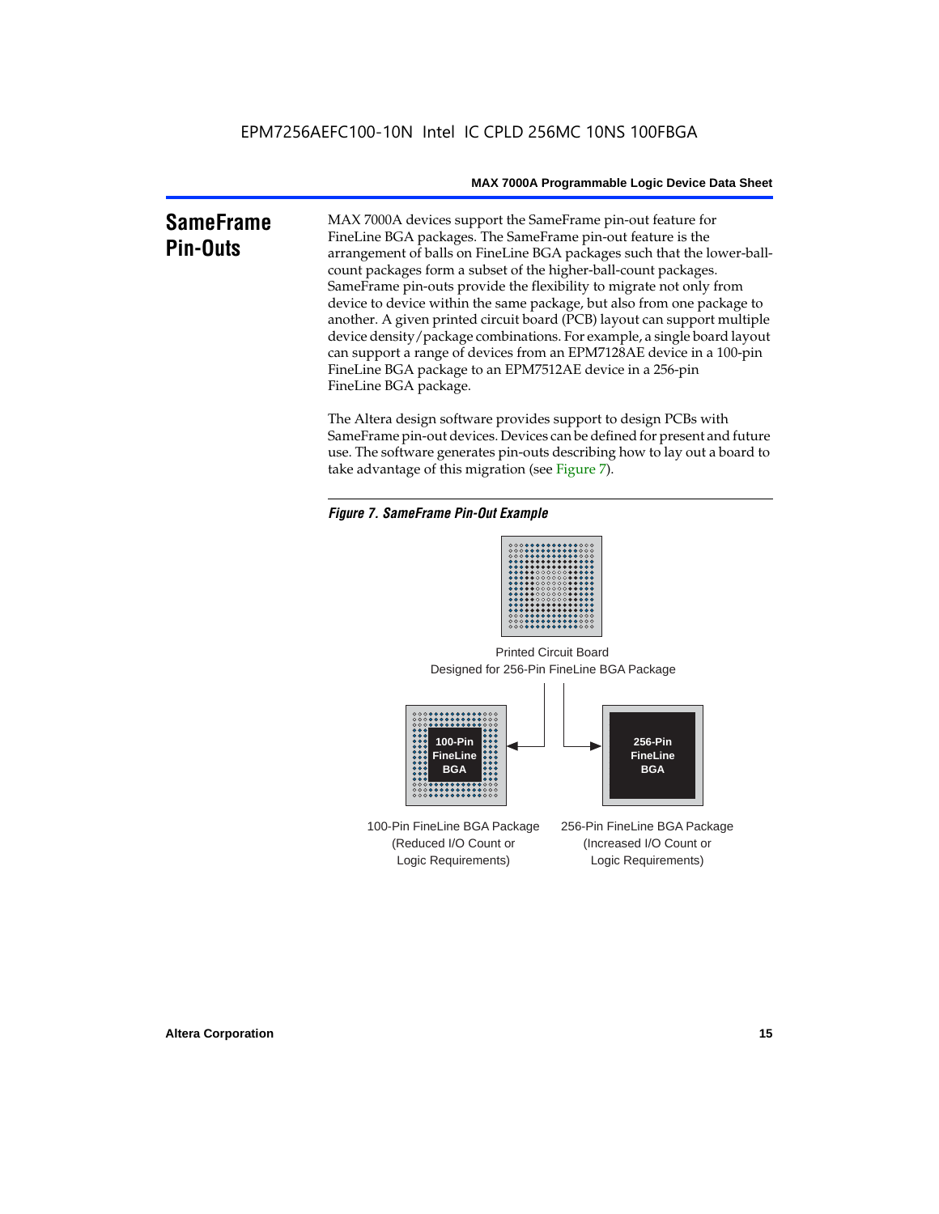## SameFrame Pin-Outs

MAX 7000A devices support the SameFrame pin-out feature for FineLine BGA packages. The SameFrame pin-out feature is the arrangement of balls on FineLine BGA packages such that the lower-ball-count packages form a subset of the higher-ball-count packages. SameFrame pin-outs provide the flexibility to migrate not only from device to device within the same package, but also from one package to another. A given printed circuit board (PCB) layout can support multiple device density/package combinations. For example, a single board layout can support a range of devices from an EPM7128AE device in a 100-pin FineLine BGA package to an EPM7512AE device in a 256-pin FineLine BGA package.

The Altera design software provides support to design PCBs with SameFrame pin-out devices. Devices can be defined for present and future use. The software generates pin-outs describing how to lay out a board to take advantage of this migration (see Figure 7).

*Figure 7. SameFrame Pin-Out Example*

Printed Circuit Board
Designed for 256-Pin FineLine BGA Package

100-Pin
FineLine
BGA

256-Pin
FineLine
BGA

100-Pin FineLine BGA Package
(Reduced I/O Count or
Logic Requirements)

256-Pin FineLine BGA Package
(Increased I/O Count or
Logic Requirements)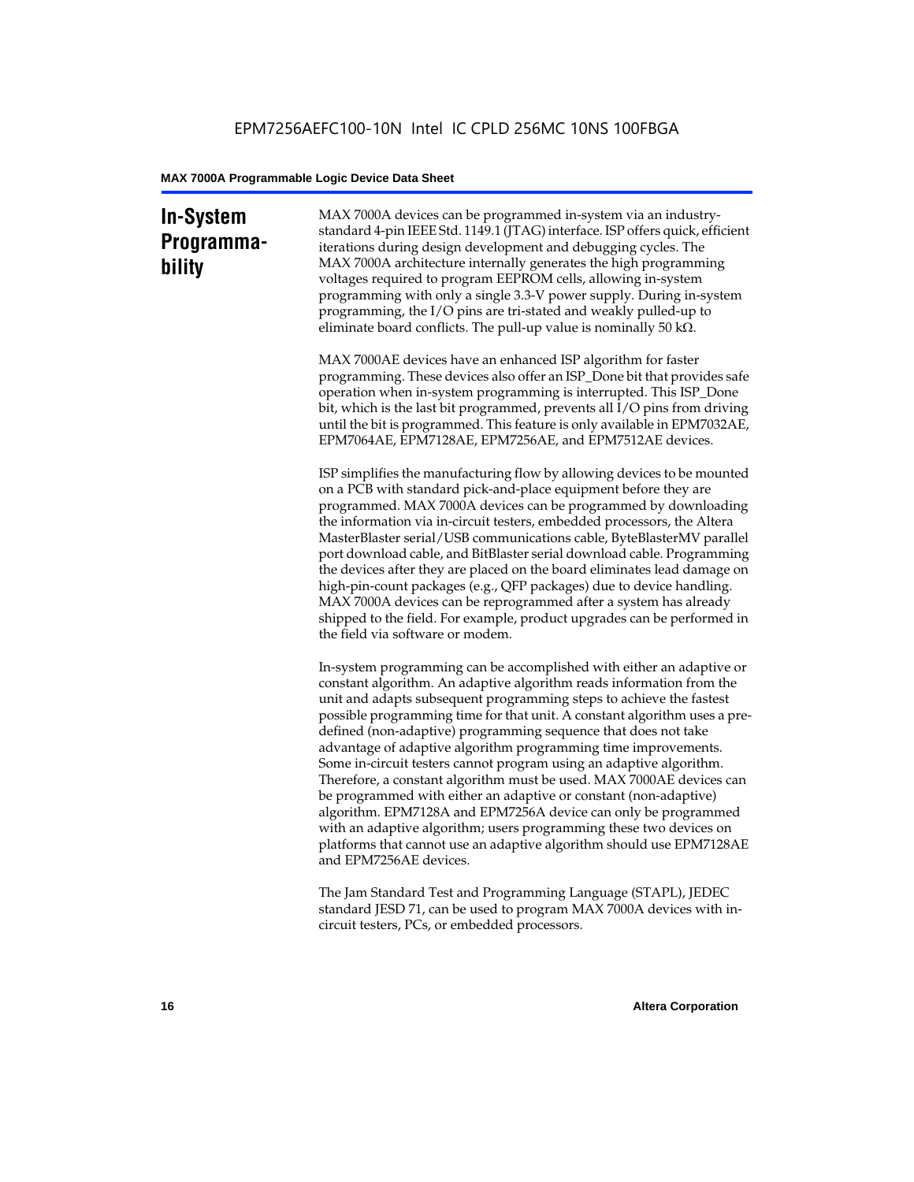## In-System Programmability

MAX 7000A devices can be programmed in-system via an industry-standard 4-pin IEEE Std. 1149.1 (JTAG) interface. ISP offers quick, efficient iterations during design development and debugging cycles. The MAX 7000A architecture internally generates the high programming voltages required to program EEPROM cells, allowing in-system programming with only a single 3.3-V power supply. During in-system programming, the I/O pins are tri-stated and weakly pulled-up to eliminate board conflicts. The pull-up value is nominally 50 kΩ.

MAX 7000AE devices have an enhanced ISP algorithm for faster programming. These devices also offer an ISP_Done bit that provides safe operation when in-system programming is interrupted. This ISP_Done bit, which is the last bit programmed, prevents all I/O pins from driving until the bit is programmed. This feature is only available in EPM7032AE, EPM7064AE, EPM7128AE, EPM7256AE, and EPM7512AE devices.

ISP simplifies the manufacturing flow by allowing devices to be mounted on a PCB with standard pick-and-place equipment before they are programmed. MAX 7000A devices can be programmed by downloading the information via in-circuit testers, embedded processors, the Altera MasterBlaster serial/USB communications cable, ByteBlasterMV parallel port download cable, and BitBlaster serial download cable. Programming the devices after they are placed on the board eliminates lead damage on high-pin-count packages (e.g., QFP packages) due to device handling. MAX 7000A devices can be reprogrammed after a system has already shipped to the field. For example, product upgrades can be performed in the field via software or modem.

In-system programming can be accomplished with either an adaptive or constant algorithm. An adaptive algorithm reads information from the unit and adapts subsequent programming steps to achieve the fastest possible programming time for that unit. A constant algorithm uses a pre-defined (non-adaptive) programming sequence that does not take advantage of adaptive algorithm programming time improvements. Some in-circuit testers cannot program using an adaptive algorithm. Therefore, a constant algorithm must be used. MAX 7000AE devices can be programmed with either an adaptive or constant (non-adaptive) algorithm. EPM7128A and EPM7256A device can only be programmed with an adaptive algorithm; users programming these two devices on platforms that cannot use an adaptive algorithm should use EPM7128AE and EPM7256AE devices.

The Jam Standard Test and Programming Language (STAPL), JEDEC standard JESD 71, can be used to program MAX 7000A devices with in-circuit testers, PCs, or embedded processors.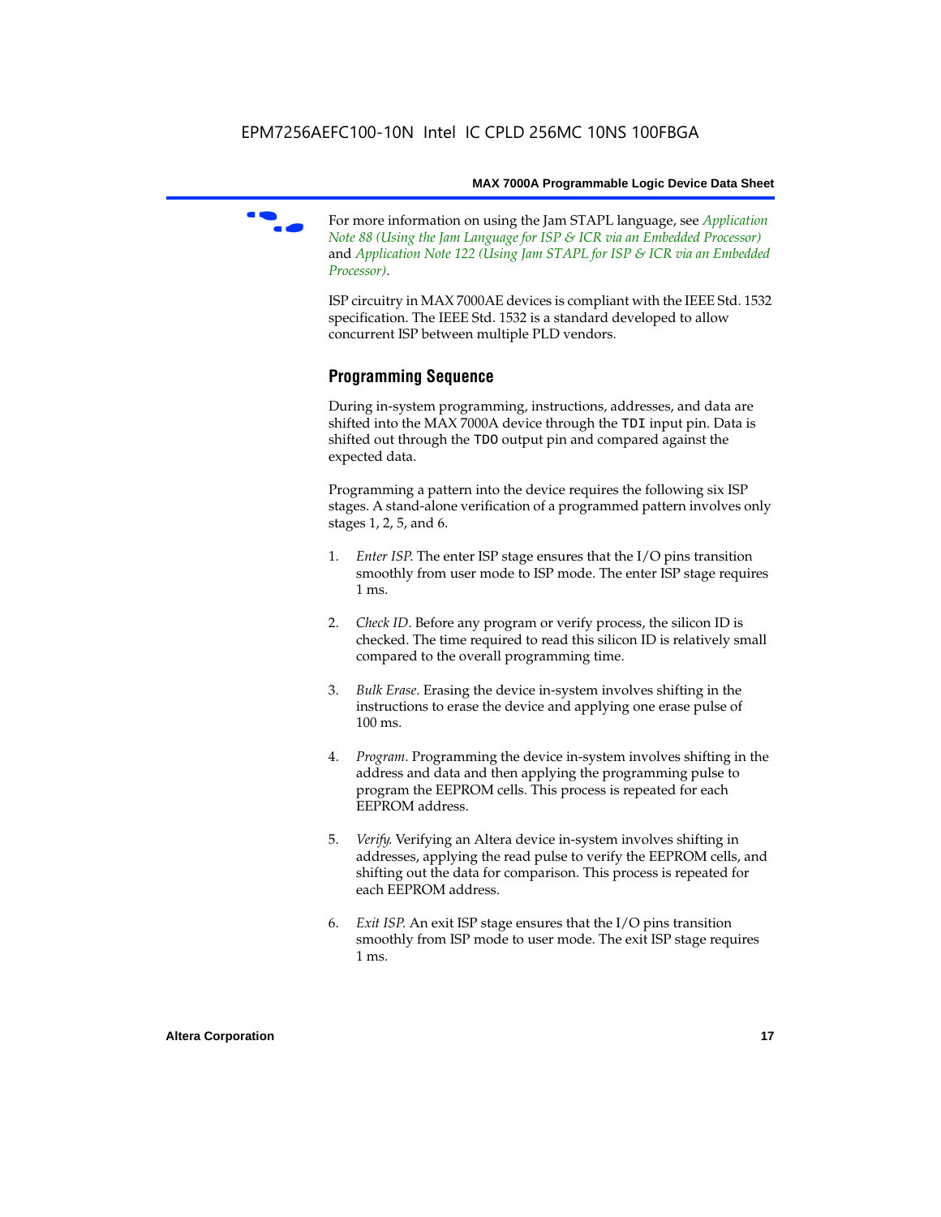For more information on using the Jam STAPL language, see *Application Note 88 (Using the Jam Language for ISP & ICR via an Embedded Processor)* and *Application Note 122 (Using Jam STAPL for ISP & ICR via an Embedded Processor)*.

ISP circuitry in MAX 7000AE devices is compliant with the IEEE Std. 1532 specification. The IEEE Std. 1532 is a standard developed to allow concurrent ISP between multiple PLD vendors.

## Programming Sequence

During in-system programming, instructions, addresses, and data are shifted into the MAX 7000A device through the `TDI` input pin. Data is shifted out through the `TDO` output pin and compared against the expected data.

Programming a pattern into the device requires the following six ISP stages. A stand-alone verification of a programmed pattern involves only stages 1, 2, 5, and 6.

1. *Enter ISP*. The enter ISP stage ensures that the I/O pins transition smoothly from user mode to ISP mode. The enter ISP stage requires 1 ms.

2. *Check ID*. Before any program or verify process, the silicon ID is checked. The time required to read this silicon ID is relatively small compared to the overall programming time.

3. *Bulk Erase*. Erasing the device in-system involves shifting in the instructions to erase the device and applying one erase pulse of 100 ms.

4. *Program*. Programming the device in-system involves shifting in the address and data and then applying the programming pulse to program the EEPROM cells. This process is repeated for each EEPROM address.

5. *Verify*. Verifying an Altera device in-system involves shifting in addresses, applying the read pulse to verify the EEPROM cells, and shifting out the data for comparison. This process is repeated for each EEPROM address.

6. *Exit ISP*. An exit ISP stage ensures that the I/O pins transition smoothly from ISP mode to user mode. The exit ISP stage requires 1 ms.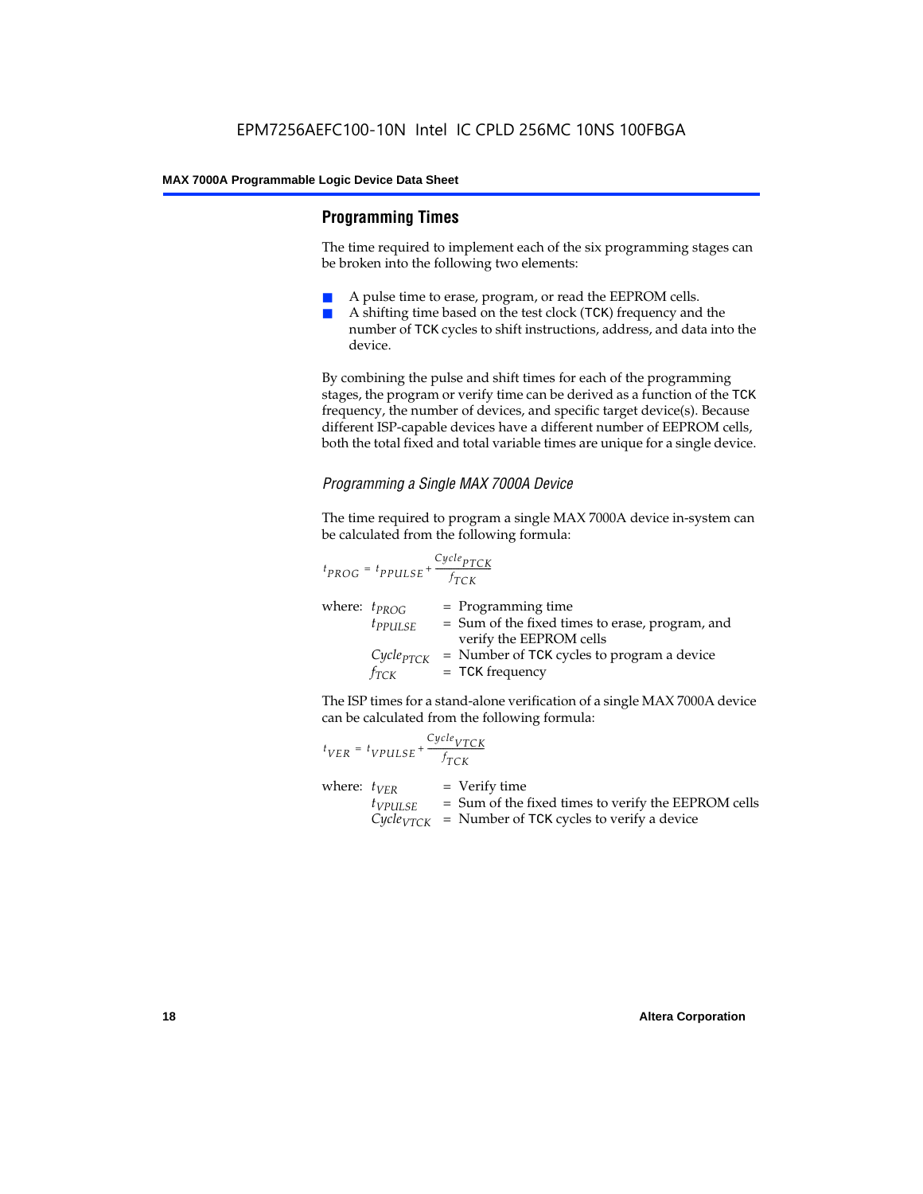## Programming Times

The time required to implement each of the six programming stages can be broken into the following two elements:

- A pulse time to erase, program, or read the EEPROM cells.
- A shifting time based on the test clock (TCK) frequency and the number of TCK cycles to shift instructions, address, and data into the device.

By combining the pulse and shift times for each of the programming stages, the program or verify time can be derived as a function of the TCK frequency, the number of devices, and specific target device(s). Because different ISP-capable devices have a different number of EEPROM cells, both the total fixed and total variable times are unique for a single device.

### *Programming a Single MAX 7000A Device*

The time required to program a single MAX 7000A device in-system can be calculated from the following formula:

$$t_{PROG} = t_{PPULSE} + \frac{Cycle_{PTCK}}{f_{TCK}}$$

where: $t_{PROG}$ = Programming time
$t_{PPULSE}$ = Sum of the fixed times to erase, program, and verify the EEPROM cells
$Cycle_{PTCK}$ = Number of TCK cycles to program a device
$f_{TCK}$ = TCK frequency

The ISP times for a stand-alone verification of a single MAX 7000A device can be calculated from the following formula:

$$t_{VER} = t_{VPULSE} + \frac{Cycle_{VTCK}}{f_{TCK}}$$

where: $t_{VER}$ = Verify time
$t_{VPULSE}$ = Sum of the fixed times to verify the EEPROM cells
$Cycle_{VTCK}$ = Number of TCK cycles to verify a device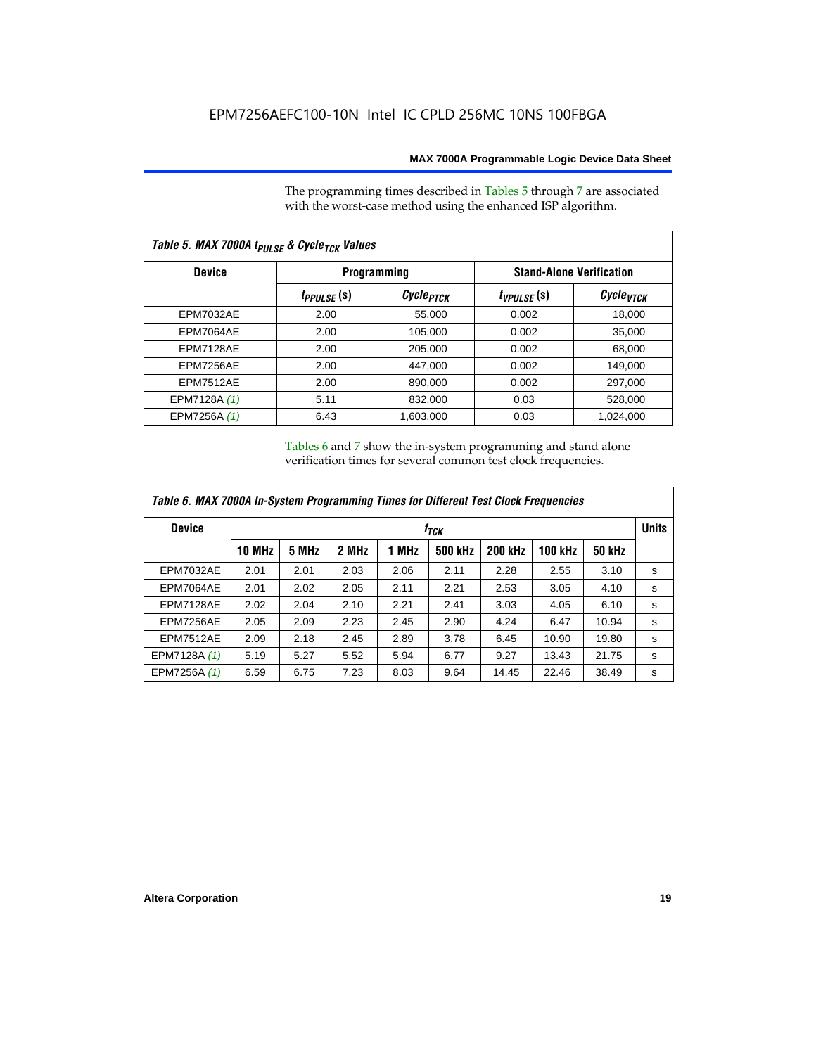The programming times described in Tables 5 through 7 are associated with the worst-case method using the enhanced ISP algorithm.

| Table 5. MAX 7000A $t_{PULSE}$ & $Cycle_{TCK}$ Values | | | | |
|---|---|---|---|---|
| **Device** | **Programming** | | **Stand-Alone Verification** | |
| | $t_{PPULSE}$ (s) | $Cycle_{PTCK}$ | $t_{VPULSE}$ (s) | $Cycle_{VTCK}$ |
| EPM7032AE | 2.00 | 55,000 | 0.002 | 18,000 |
| EPM7064AE | 2.00 | 105,000 | 0.002 | 35,000 |
| EPM7128AE | 2.00 | 205,000 | 0.002 | 68,000 |
| EPM7256AE | 2.00 | 447,000 | 0.002 | 149,000 |
| EPM7512AE | 2.00 | 890,000 | 0.002 | 297,000 |
| EPM7128A *(1)* | 5.11 | 832,000 | 0.03 | 528,000 |
| EPM7256A *(1)* | 6.43 | 1,603,000 | 0.03 | 1,024,000 |

Tables 6 and 7 show the in-system programming and stand alone verification times for several common test clock frequencies.

| Table 6. MAX 7000A In-System Programming Times for Different Test Clock Frequencies | | | | | | | | | |
|---|---|---|---|---|---|---|---|---|---|
| **Device** | $f_{TCK}$ | | | | | | | | **Units** |
| | **10 MHz** | **5 MHz** | **2 MHz** | **1 MHz** | **500 kHz** | **200 kHz** | **100 kHz** | **50 kHz** | |
| EPM7032AE | 2.01 | 2.01 | 2.03 | 2.06 | 2.11 | 2.28 | 2.55 | 3.10 | s |
| EPM7064AE | 2.01 | 2.02 | 2.05 | 2.11 | 2.21 | 2.53 | 3.05 | 4.10 | s |
| EPM7128AE | 2.02 | 2.04 | 2.10 | 2.21 | 2.41 | 3.03 | 4.05 | 6.10 | s |
| EPM7256AE | 2.05 | 2.09 | 2.23 | 2.45 | 2.90 | 4.24 | 6.47 | 10.94 | s |
| EPM7512AE | 2.09 | 2.18 | 2.45 | 2.89 | 3.78 | 6.45 | 10.90 | 19.80 | s |
| EPM7128A *(1)* | 5.19 | 5.27 | 5.52 | 5.94 | 6.77 | 9.27 | 13.43 | 21.75 | s |
| EPM7256A *(1)* | 6.59 | 6.75 | 7.23 | 8.03 | 9.64 | 14.45 | 22.46 | 38.49 | s |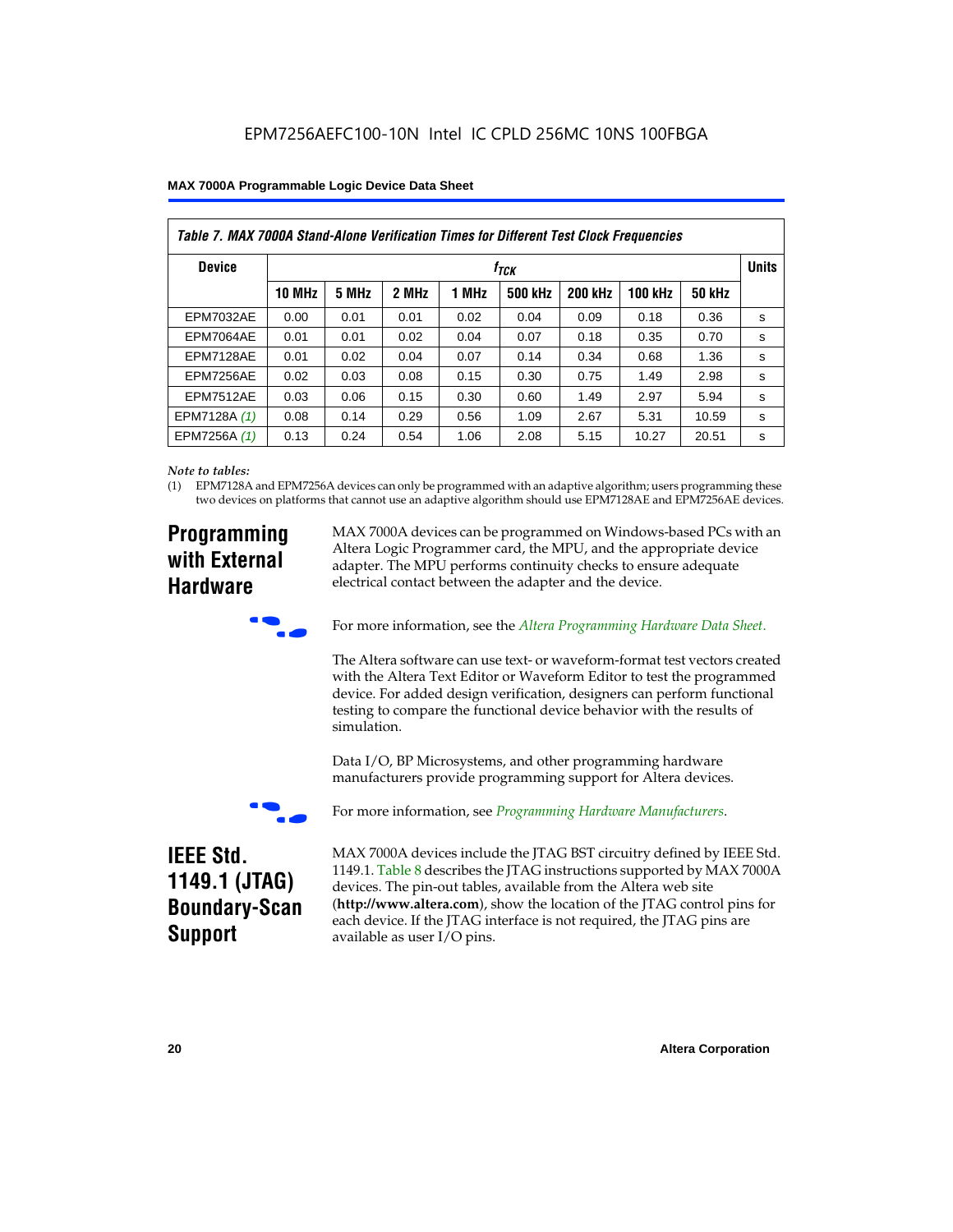EPM7256AEFC100-10N Intel IC CPLD 256MC 10NS 100FBGA

| Table 7. MAX 7000A Stand-Alone Verification Times for Different Test Clock Frequencies | | | | | | | | | |
|---|---|---|---|---|---|---|---|---|---|
| Device | $f_{TCK}$ | | | | | | | | Units |
| | 10 MHz | 5 MHz | 2 MHz | 1 MHz | 500 kHz | 200 kHz | 100 kHz | 50 kHz | |
| EPM7032AE | 0.00 | 0.01 | 0.01 | 0.02 | 0.04 | 0.09 | 0.18 | 0.36 | s |
| EPM7064AE | 0.01 | 0.01 | 0.02 | 0.04 | 0.07 | 0.18 | 0.35 | 0.70 | s |
| EPM7128AE | 0.01 | 0.02 | 0.04 | 0.07 | 0.14 | 0.34 | 0.68 | 1.36 | s |
| EPM7256AE | 0.02 | 0.03 | 0.08 | 0.15 | 0.30 | 0.75 | 1.49 | 2.98 | s |
| EPM7512AE | 0.03 | 0.06 | 0.15 | 0.30 | 0.60 | 1.49 | 2.97 | 5.94 | s |
| EPM7128A *(1)* | 0.08 | 0.14 | 0.29 | 0.56 | 1.09 | 2.67 | 5.31 | 10.59 | s |
| EPM7256A *(1)* | 0.13 | 0.24 | 0.54 | 1.06 | 2.08 | 5.15 | 10.27 | 20.51 | s |

*Note to tables:*

(1) EPM7128A and EPM7256A devices can only be programmed with an adaptive algorithm; users programming these two devices on platforms that cannot use an adaptive algorithm should use EPM7128AE and EPM7256AE devices.

## Programming with External Hardware

MAX 7000A devices can be programmed on Windows-based PCs with an Altera Logic Programmer card, the MPU, and the appropriate device adapter. The MPU performs continuity checks to ensure adequate electrical contact between the adapter and the device.

For more information, see the *Altera Programming Hardware Data Sheet*.

The Altera software can use text- or waveform-format test vectors created with the Altera Text Editor or Waveform Editor to test the programmed device. For added design verification, designers can perform functional testing to compare the functional device behavior with the results of simulation.

Data I/O, BP Microsystems, and other programming hardware manufacturers provide programming support for Altera devices.

For more information, see *Programming Hardware Manufacturers*.

## IEEE Std. 1149.1 (JTAG) Boundary-Scan Support

MAX 7000A devices include the JTAG BST circuitry defined by IEEE Std. 1149.1. Table 8 describes the JTAG instructions supported by MAX 7000A devices. The pin-out tables, available from the Altera web site (**http://www.altera.com**), show the location of the JTAG control pins for each device. If the JTAG interface is not required, the JTAG pins are available as user I/O pins.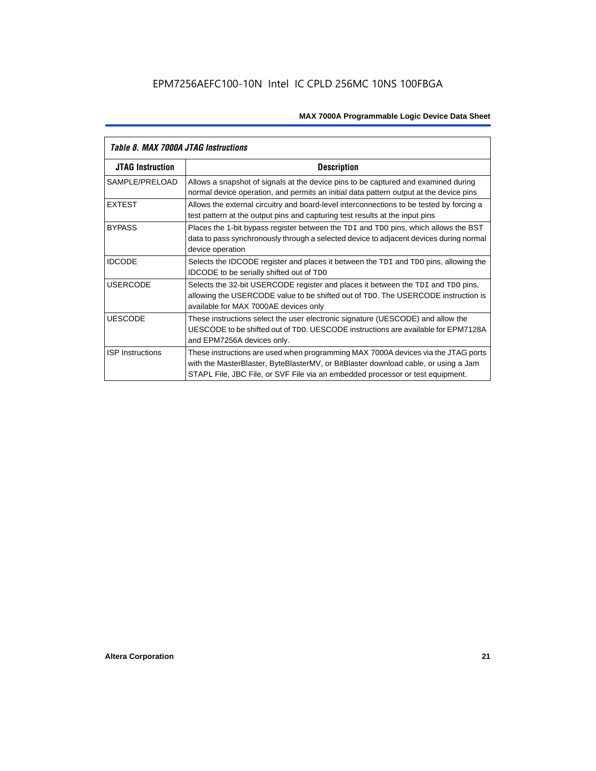| *Table 8. MAX 7000A JTAG Instructions* | |
|---|---|
| **JTAG Instruction** | **Description** |
| SAMPLE/PRELOAD | Allows a snapshot of signals at the device pins to be captured and examined during normal device operation, and permits an initial data pattern output at the device pins |
| EXTEST | Allows the external circuitry and board-level interconnections to be tested by forcing a test pattern at the output pins and capturing test results at the input pins |
| BYPASS | Places the 1-bit bypass register between the `TDI` and `TDO` pins, which allows the BST data to pass synchronously through a selected device to adjacent devices during normal device operation |
| IDCODE | Selects the IDCODE register and places it between the `TDI` and `TDO` pins, allowing the IDCODE to be serially shifted out of `TDO` |
| USERCODE | Selects the 32-bit USERCODE register and places it between the `TDI` and `TDO` pins, allowing the USERCODE value to be shifted out of `TDO`. The USERCODE instruction is available for MAX 7000AE devices only |
| UESCODE | These instructions select the user electronic signature (UESCODE) and allow the UESCODE to be shifted out of `TDO`. UESCODE instructions are available for EPM7128A and EPM7256A devices only. |
| ISP Instructions | These instructions are used when programming MAX 7000A devices via the JTAG ports with the MasterBlaster, ByteBlasterMV, or BitBlaster download cable, or using a Jam STAPL File, JBC File, or SVF File via an embedded processor or test equipment. |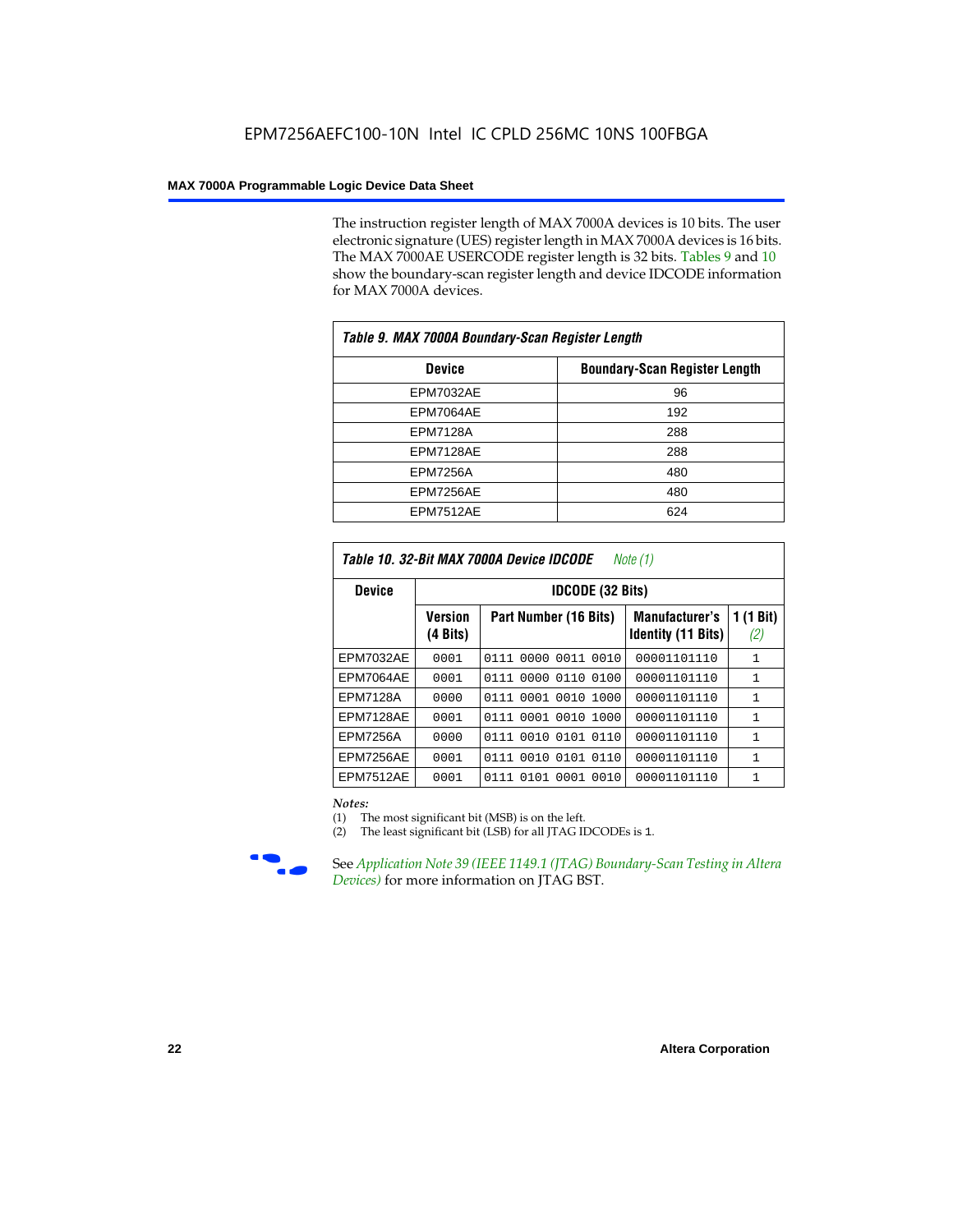The instruction register length of MAX 7000A devices is 10 bits. The user electronic signature (UES) register length in MAX 7000A devices is 16 bits. The MAX 7000AE USERCODE register length is 32 bits. Tables 9 and 10 show the boundary-scan register length and device IDCODE information for MAX 7000A devices.

*Table 9. MAX 7000A Boundary-Scan Register Length*

| Device | Boundary-Scan Register Length |
|---|---|
| EPM7032AE | 96 |
| EPM7064AE | 192 |
| EPM7128A | 288 |
| EPM7128AE | 288 |
| EPM7256A | 480 |
| EPM7256AE | 480 |
| EPM7512AE | 624 |

*Table 10. 32-Bit MAX 7000A Device IDCODE Note (1)*

| Device | IDCODE (32 Bits) | | | |
|---|---|---|---|---|
| | Version (4 Bits) | Part Number (16 Bits) | Manufacturer's Identity (11 Bits) | 1 (1 Bit) (2) |
| EPM7032AE | 0001 | 0111 0000 0011 0010 | 00001101110 | 1 |
| EPM7064AE | 0001 | 0111 0000 0110 0100 | 00001101110 | 1 |
| EPM7128A | 0000 | 0111 0001 0010 1000 | 00001101110 | 1 |
| EPM7128AE | 0001 | 0111 0001 0010 1000 | 00001101110 | 1 |
| EPM7256A | 0000 | 0111 0010 0101 0110 | 00001101110 | 1 |
| EPM7256AE | 0001 | 0111 0010 0101 0110 | 00001101110 | 1 |
| EPM7512AE | 0001 | 0111 0101 0001 0010 | 00001101110 | 1 |

*Notes:*

(1) The most significant bit (MSB) is on the left.

(2) The least significant bit (LSB) for all JTAG IDCODEs is 1.

See *Application Note 39 (IEEE 1149.1 (JTAG) Boundary-Scan Testing in Altera Devices)* for more information on JTAG BST.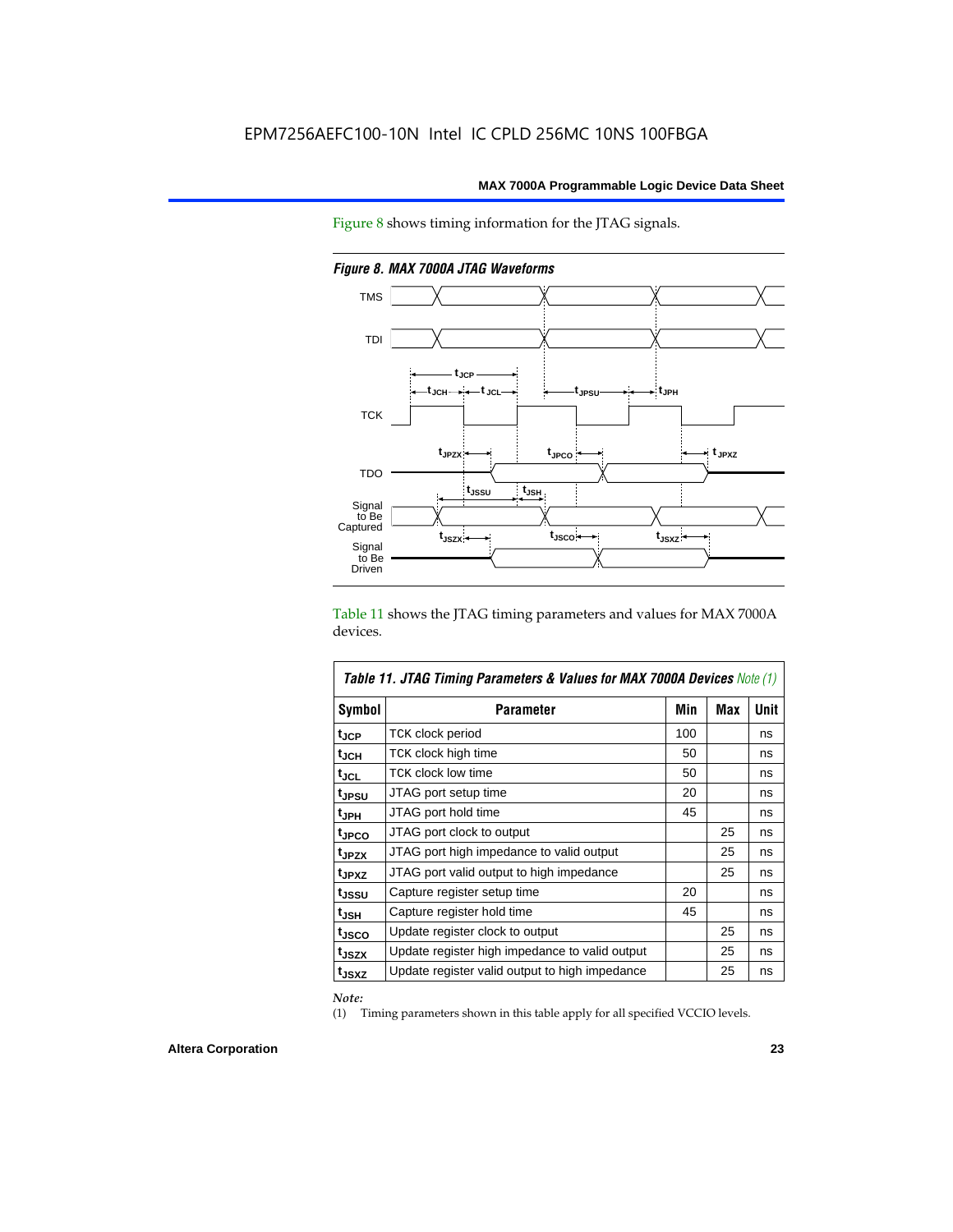Figure 8 shows timing information for the JTAG signals.

*Figure 8. MAX 7000A JTAG Waveforms*

TMS

TDI

$t_{JCP}$

$t_{JCH}$ $t_{JCL}$

$t_{JPSU}$ $t_{JPH}$

TCK

$t_{JPZX}$ $t_{JPCO}$ $t_{JPXZ}$

TDO

$t_{JSSU}$ $t_{JSH}$

Signal to Be Captured

$t_{JSZX}$ $t_{JSCO}$ $t_{JSXZ}$

Signal to Be Driven

Table 11 shows the JTAG timing parameters and values for MAX 7000A devices.

*Table 11. JTAG Timing Parameters & Values for MAX 7000A Devices* Note (1)

| Symbol | Parameter | Min | Max | Unit |
|---|---|---|---|---|
| $t_{JCP}$ | TCK clock period | 100 | | ns |
| $t_{JCH}$ | TCK clock high time | 50 | | ns |
| $t_{JCL}$ | TCK clock low time | 50 | | ns |
| $t_{JPSU}$ | JTAG port setup time | 20 | | ns |
| $t_{JPH}$ | JTAG port hold time | 45 | | ns |
| $t_{JPCO}$ | JTAG port clock to output | | 25 | ns |
| $t_{JPZX}$ | JTAG port high impedance to valid output | | 25 | ns |
| $t_{JPXZ}$ | JTAG port valid output to high impedance | | 25 | ns |
| $t_{JSSU}$ | Capture register setup time | 20 | | ns |
| $t_{JSH}$ | Capture register hold time | 45 | | ns |
| $t_{JSCO}$ | Update register clock to output | | 25 | ns |
| $t_{JSZX}$ | Update register high impedance to valid output | | 25 | ns |
| $t_{JSXZ}$ | Update register valid output to high impedance | | 25 | ns |

*Note:*

(1) Timing parameters shown in this table apply for all specified VCCIO levels.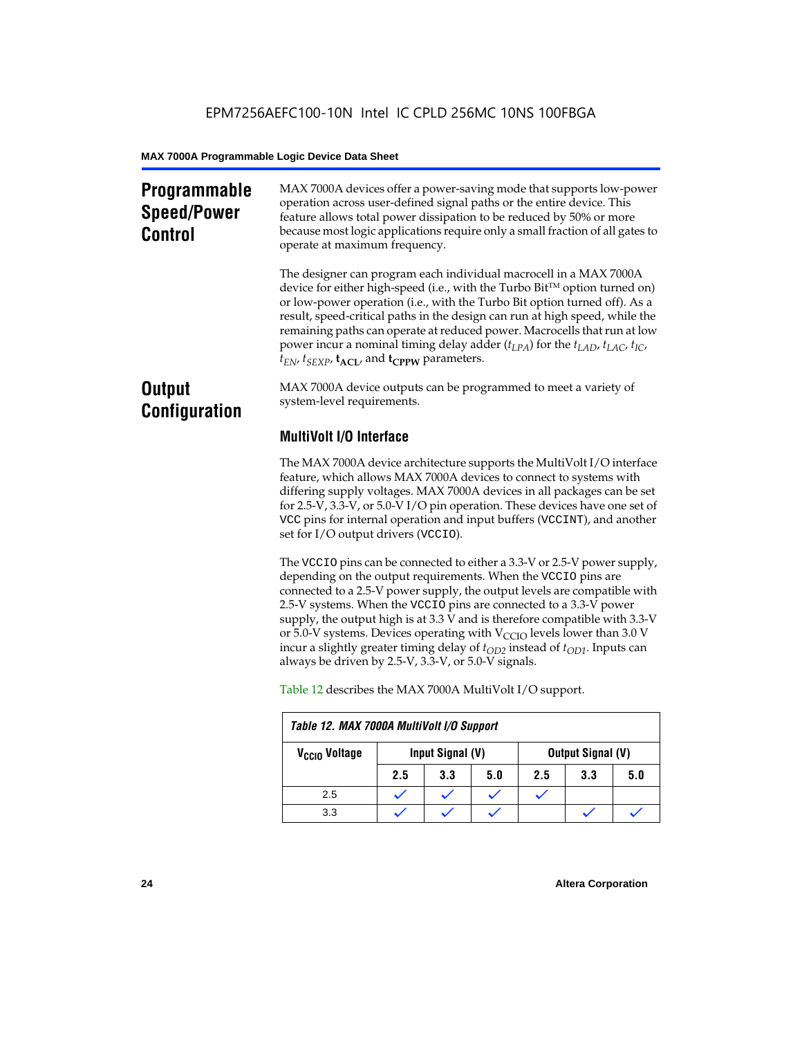## Programmable Speed/Power Control

MAX 7000A devices offer a power-saving mode that supports low-power operation across user-defined signal paths or the entire device. This feature allows total power dissipation to be reduced by 50% or more because most logic applications require only a small fraction of all gates to operate at maximum frequency.

The designer can program each individual macrocell in a MAX 7000A device for either high-speed (i.e., with the Turbo Bit™ option turned on) or low-power operation (i.e., with the Turbo Bit option turned off). As a result, speed-critical paths in the design can run at high speed, while the remaining paths can operate at reduced power. Macrocells that run at low power incur a nominal timing delay adder ($t_{LPA}$) for the $t_{LAD}$, $t_{LAC}$, $t_{IC}$, $t_{EN}$, $t_{SEXP}$, $\mathbf{t_{ACL}}$, and $\mathbf{t_{CPPW}}$ parameters.

## Output Configuration

MAX 7000A device outputs can be programmed to meet a variety of system-level requirements.

### MultiVolt I/O Interface

The MAX 7000A device architecture supports the MultiVolt I/O interface feature, which allows MAX 7000A devices to connect to systems with differing supply voltages. MAX 7000A devices in all packages can be set for 2.5-V, 3.3-V, or 5.0-V I/O pin operation. These devices have one set of VCC pins for internal operation and input buffers (VCCINT), and another set for I/O output drivers (VCCIO).

The VCCIO pins can be connected to either a 3.3-V or 2.5-V power supply, depending on the output requirements. When the VCCIO pins are connected to a 2.5-V power supply, the output levels are compatible with 2.5-V systems. When the VCCIO pins are connected to a 3.3-V power supply, the output high is at 3.3 V and is therefore compatible with 3.3-V or 5.0-V systems. Devices operating with $V_{CCIO}$ levels lower than 3.0 V incur a slightly greater timing delay of $t_{OD2}$ instead of $t_{OD1}$. Inputs can always be driven by 2.5-V, 3.3-V, or 5.0-V signals.

Table 12 describes the MAX 7000A MultiVolt I/O support.

*Table 12. MAX 7000A MultiVolt I/O Support*

| $V_{CCIO}$ Voltage | Input Signal (V) | | | Output Signal (V) | | |
|---|---|---|---|---|---|---|
| | 2.5 | 3.3 | 5.0 | 2.5 | 3.3 | 5.0 |
| 2.5 | ✓ | ✓ | ✓ | ✓ | | |
| 3.3 | ✓ | ✓ | ✓ | | ✓ | ✓ |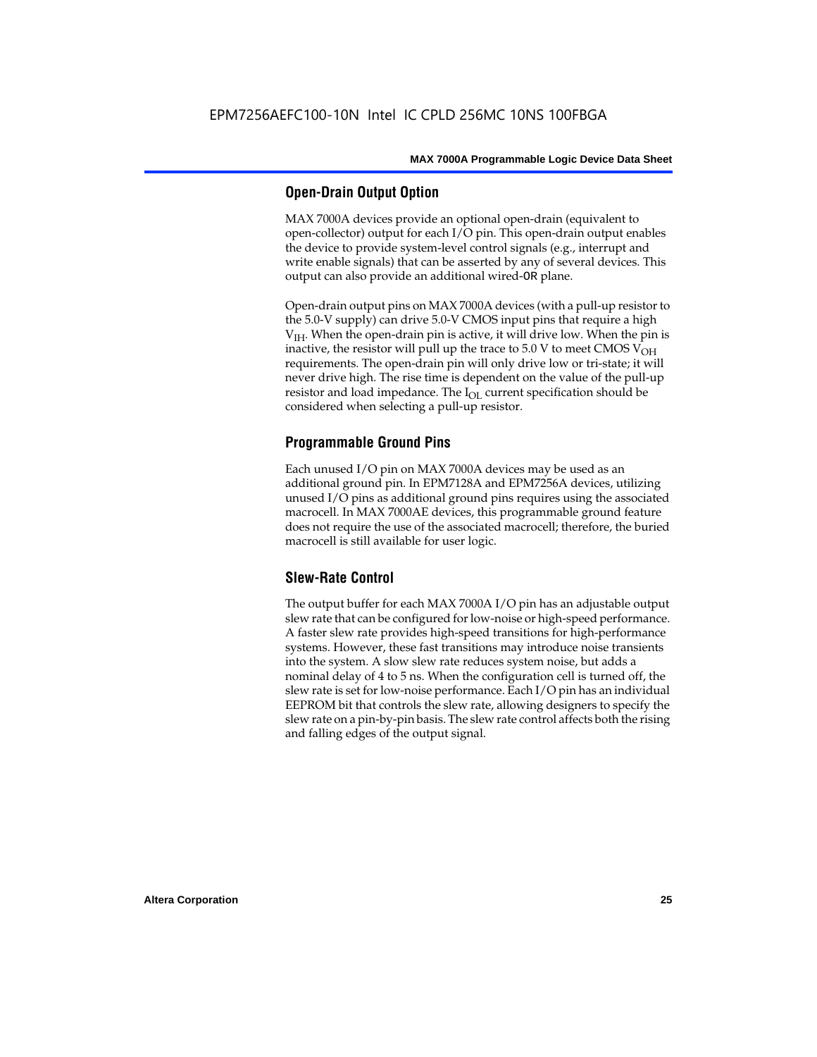## Open-Drain Output Option

MAX 7000A devices provide an optional open-drain (equivalent to open-collector) output for each I/O pin. This open-drain output enables the device to provide system-level control signals (e.g., interrupt and write enable signals) that can be asserted by any of several devices. This output can also provide an additional wired-OR plane.

Open-drain output pins on MAX 7000A devices (with a pull-up resistor to the 5.0-V supply) can drive 5.0-V CMOS input pins that require a high $V_{IH}$. When the open-drain pin is active, it will drive low. When the pin is inactive, the resistor will pull up the trace to 5.0 V to meet CMOS $V_{OH}$ requirements. The open-drain pin will only drive low or tri-state; it will never drive high. The rise time is dependent on the value of the pull-up resistor and load impedance. The $I_{OL}$ current specification should be considered when selecting a pull-up resistor.

## Programmable Ground Pins

Each unused I/O pin on MAX 7000A devices may be used as an additional ground pin. In EPM7128A and EPM7256A devices, utilizing unused I/O pins as additional ground pins requires using the associated macrocell. In MAX 7000AE devices, this programmable ground feature does not require the use of the associated macrocell; therefore, the buried macrocell is still available for user logic.

## Slew-Rate Control

The output buffer for each MAX 7000A I/O pin has an adjustable output slew rate that can be configured for low-noise or high-speed performance. A faster slew rate provides high-speed transitions for high-performance systems. However, these fast transitions may introduce noise transients into the system. A slow slew rate reduces system noise, but adds a nominal delay of 4 to 5 ns. When the configuration cell is turned off, the slew rate is set for low-noise performance. Each I/O pin has an individual EEPROM bit that controls the slew rate, allowing designers to specify the slew rate on a pin-by-pin basis. The slew rate control affects both the rising and falling edges of the output signal.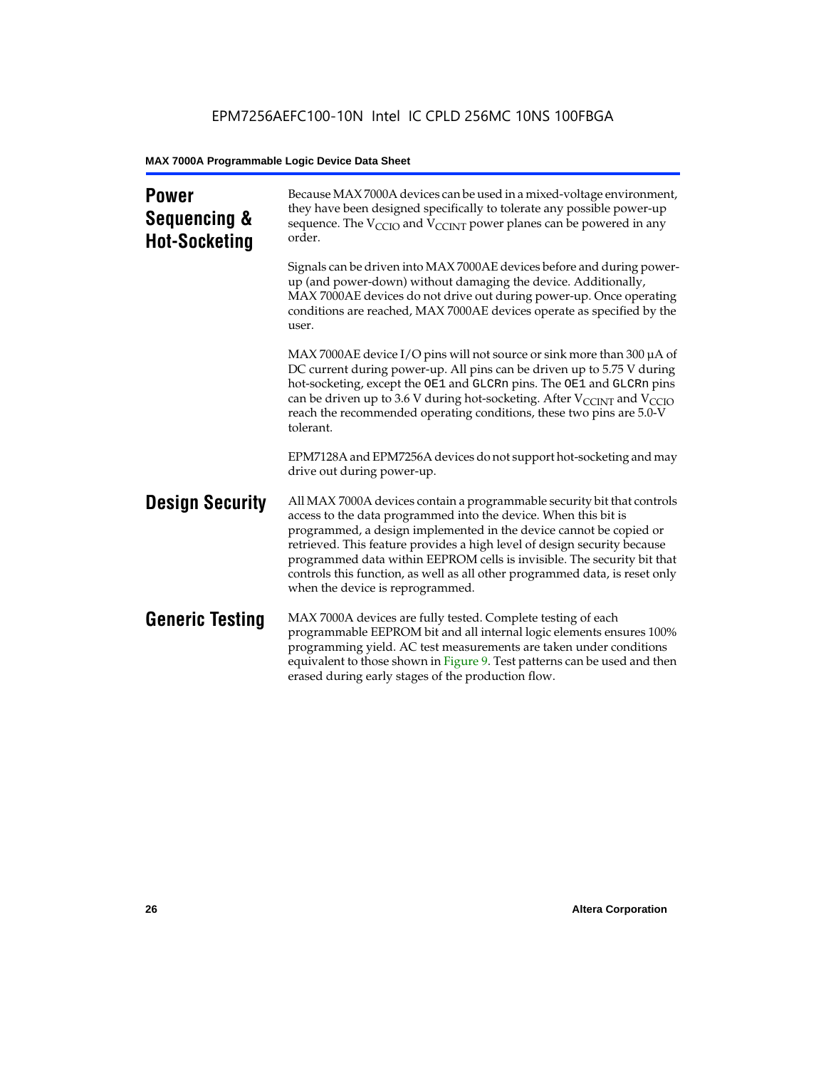## Power Sequencing & Hot-Socketing

Because MAX 7000A devices can be used in a mixed-voltage environment, they have been designed specifically to tolerate any possible power-up sequence. The $V_{CCIO}$ and $V_{CCINT}$ power planes can be powered in any order.

Signals can be driven into MAX 7000AE devices before and during power-up (and power-down) without damaging the device. Additionally, MAX 7000AE devices do not drive out during power-up. Once operating conditions are reached, MAX 7000AE devices operate as specified by the user.

MAX 7000AE device I/O pins will not source or sink more than 300 µA of DC current during power-up. All pins can be driven up to 5.75 V during hot-socketing, except the `OE1` and `GLCRn` pins. The `OE1` and `GLCRn` pins can be driven up to 3.6 V during hot-socketing. After $V_{CCINT}$ and $V_{CCIO}$ reach the recommended operating conditions, these two pins are 5.0-V tolerant.

EPM7128A and EPM7256A devices do not support hot-socketing and may drive out during power-up.

## Design Security

All MAX 7000A devices contain a programmable security bit that controls access to the data programmed into the device. When this bit is programmed, a design implemented in the device cannot be copied or retrieved. This feature provides a high level of design security because programmed data within EEPROM cells is invisible. The security bit that controls this function, as well as all other programmed data, is reset only when the device is reprogrammed.

## Generic Testing

MAX 7000A devices are fully tested. Complete testing of each programmable EEPROM bit and all internal logic elements ensures 100% programming yield. AC test measurements are taken under conditions equivalent to those shown in Figure 9. Test patterns can be used and then erased during early stages of the production flow.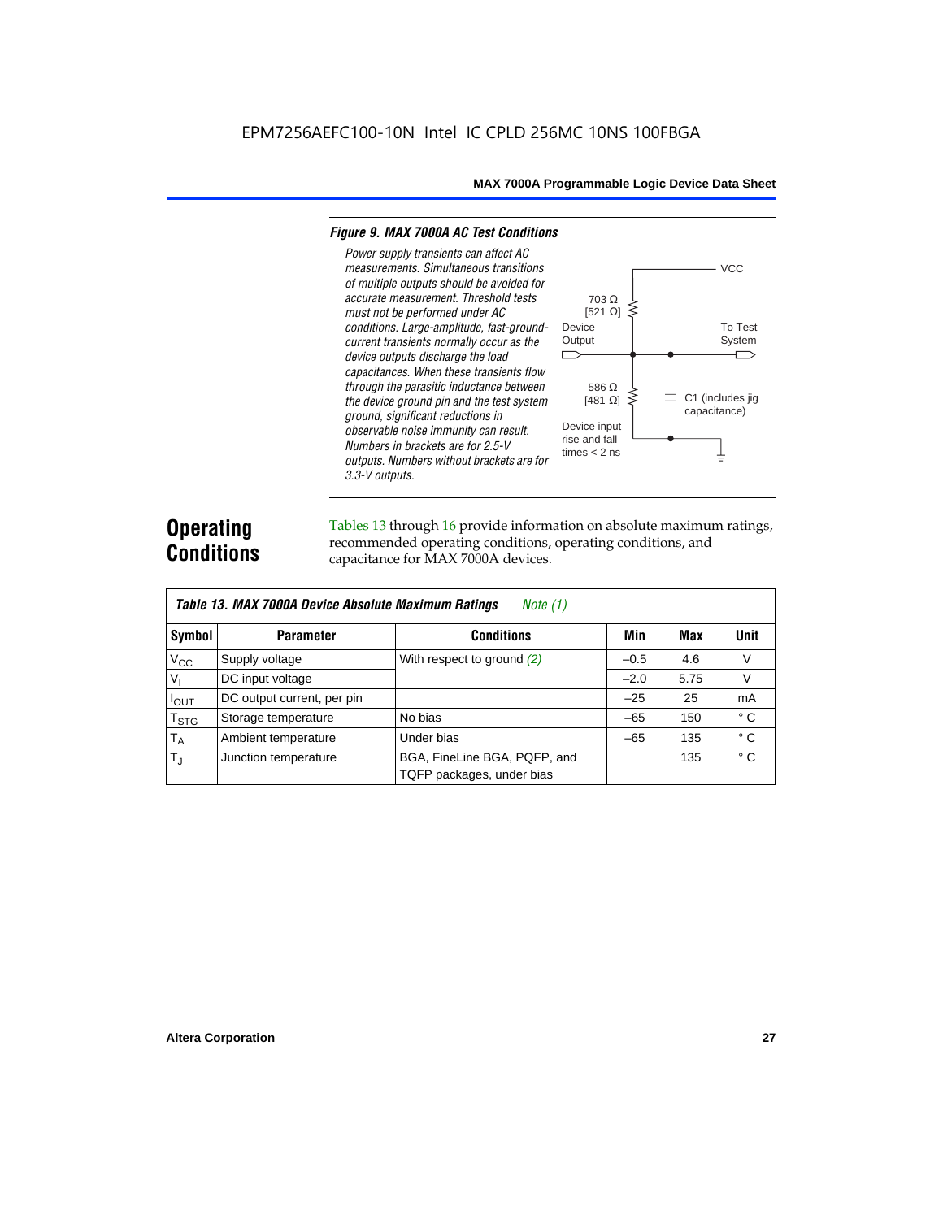*Figure 9. MAX 7000A AC Test Conditions*

*Power supply transients can affect AC measurements. Simultaneous transitions of multiple outputs should be avoided for accurate measurement. Threshold tests must not be performed under AC conditions. Large-amplitude, fast-ground-current transients normally occur as the device outputs discharge the load capacitances. When these transients flow through the parasitic inductance between the device ground pin and the test system ground, significant reductions in observable noise immunity can result. Numbers in brackets are for 2.5-V outputs. Numbers without brackets are for 3.3-V outputs.*

VCC

703 Ω
[521 Ω]

Device Output

To Test System

586 Ω
[481 Ω]

C1 (includes jig capacitance)

Device input rise and fall times < 2 ns

## Operating Conditions

Tables 13 through 16 provide information on absolute maximum ratings, recommended operating conditions, operating conditions, and capacitance for MAX 7000A devices.

*Table 13. MAX 7000A Device Absolute Maximum Ratings    Note (1)*

| Symbol | Parameter | Conditions | Min | Max | Unit |
|---|---|---|---|---|---|
| $V_{CC}$ | Supply voltage | With respect to ground (2) | –0.5 | 4.6 | V |
| $V_I$ | DC input voltage | | –2.0 | 5.75 | V |
| $I_{OUT}$ | DC output current, per pin | | –25 | 25 | mA |
| $T_{STG}$ | Storage temperature | No bias | –65 | 150 | ° C |
| $T_A$ | Ambient temperature | Under bias | –65 | 135 | ° C |
| $T_J$ | Junction temperature | BGA, FineLine BGA, PQFP, and TQFP packages, under bias | | 135 | ° C |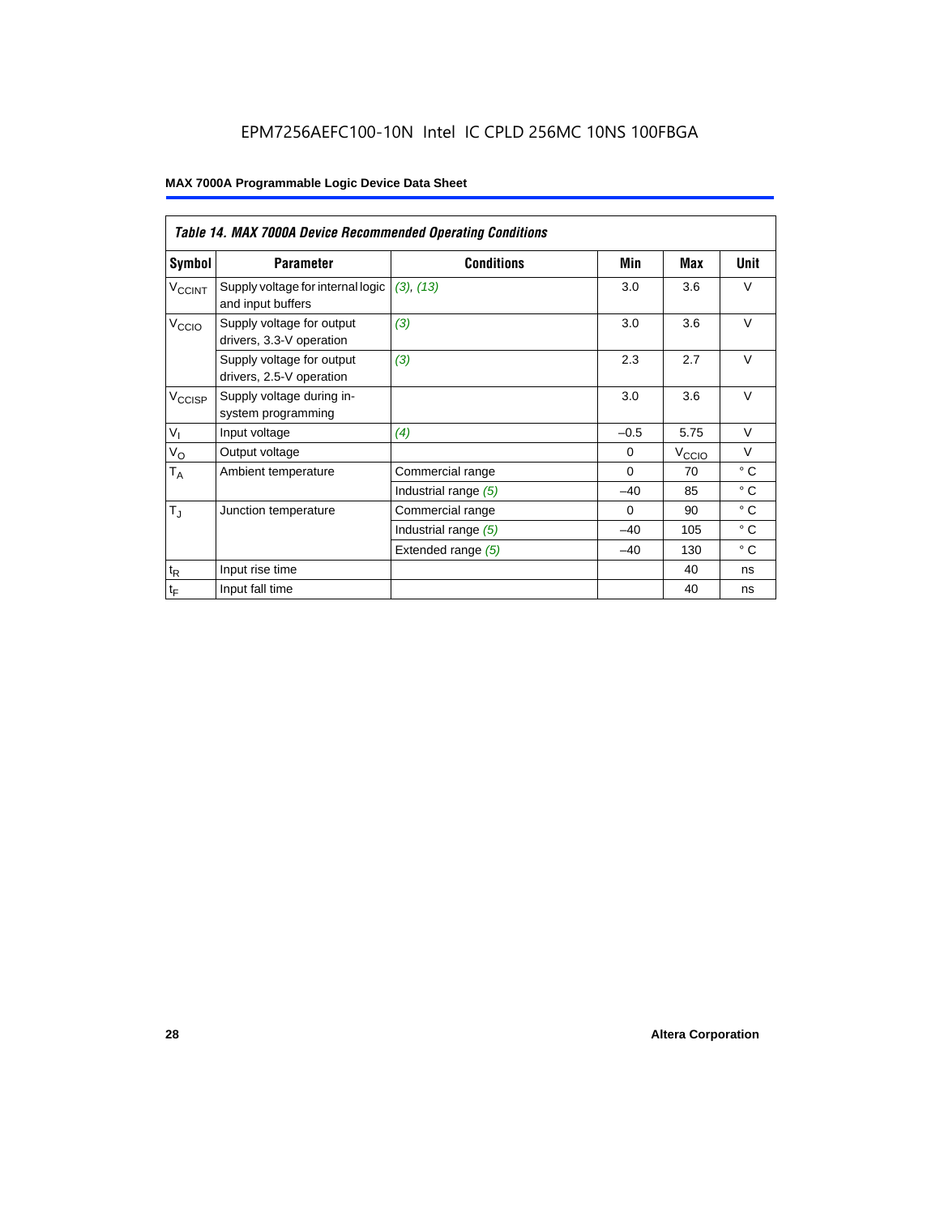EPM7256AEFC100-10N Intel IC CPLD 256MC 10NS 100FBGA

**MAX 7000A Programmable Logic Device Data Sheet**

| *Table 14. MAX 7000A Device Recommended Operating Conditions* | | | | | |
|---|---|---|---|---|---|
| **Symbol** | **Parameter** | **Conditions** | **Min** | **Max** | **Unit** |
| $V_{CCINT}$ | Supply voltage for internal logic and input buffers | *(3), (13)* | 3.0 | 3.6 | V |
| $V_{CCIO}$ | Supply voltage for output drivers, 3.3-V operation | *(3)* | 3.0 | 3.6 | V |
| | Supply voltage for output drivers, 2.5-V operation | *(3)* | 2.3 | 2.7 | V |
| $V_{CCISP}$ | Supply voltage during in-system programming | | 3.0 | 3.6 | V |
| $V_I$ | Input voltage | *(4)* | –0.5 | 5.75 | V |
| $V_O$ | Output voltage | | 0 | $V_{CCIO}$ | V |
| $T_A$ | Ambient temperature | Commercial range | 0 | 70 | ° C |
| | | Industrial range *(5)* | –40 | 85 | ° C |
| $T_J$ | Junction temperature | Commercial range | 0 | 90 | ° C |
| | | Industrial range *(5)* | –40 | 105 | ° C |
| | | Extended range *(5)* | –40 | 130 | ° C |
| $t_R$ | Input rise time | | | 40 | ns |
| $t_F$ | Input fall time | | | 40 | ns |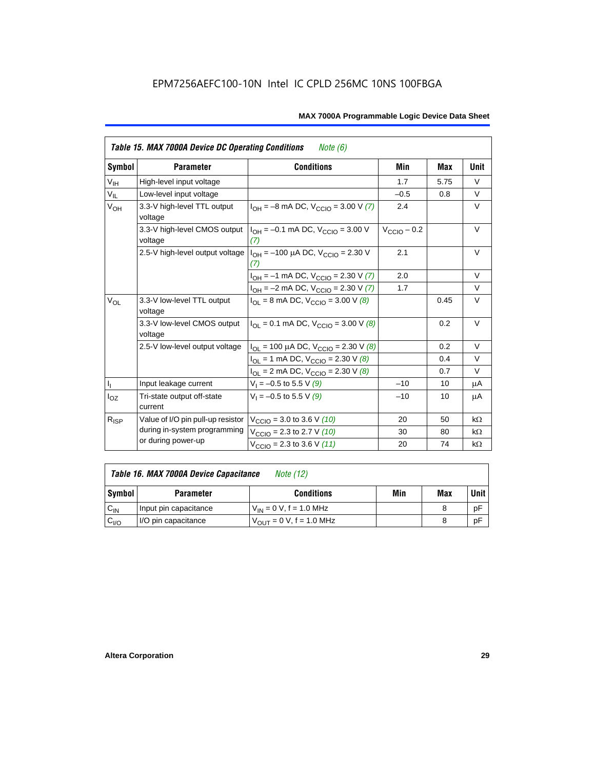EPM7256AEFC100-10N Intel IC CPLD 256MC 10NS 100FBGA

| *Table 15. MAX 7000A Device DC Operating Conditions* *Note (6)* | | | | | |
|---|---|---|---|---|---|
| **Symbol** | **Parameter** | **Conditions** | **Min** | **Max** | **Unit** |
| $V_{IH}$ | High-level input voltage | | 1.7 | 5.75 | V |
| $V_{IL}$ | Low-level input voltage | | –0.5 | 0.8 | V |
| $V_{OH}$ | 3.3-V high-level TTL output voltage | $I_{OH}$ = –8 mA DC, $V_{CCIO}$ = 3.00 V *(7)* | 2.4 | | V |
| | 3.3-V high-level CMOS output voltage | $I_{OH}$ = –0.1 mA DC, $V_{CCIO}$ = 3.00 V *(7)* | $V_{CCIO}$ – 0.2 | | V |
| | 2.5-V high-level output voltage | $I_{OH}$ = –100 µA DC, $V_{CCIO}$ = 2.30 V *(7)* | 2.1 | | V |
| | | $I_{OH}$ = –1 mA DC, $V_{CCIO}$ = 2.30 V *(7)* | 2.0 | | V |
| | | $I_{OH}$ = –2 mA DC, $V_{CCIO}$ = 2.30 V *(7)* | 1.7 | | V |
| $V_{OL}$ | 3.3-V low-level TTL output voltage | $I_{OL}$ = 8 mA DC, $V_{CCIO}$ = 3.00 V *(8)* | | 0.45 | V |
| | 3.3-V low-level CMOS output voltage | $I_{OL}$ = 0.1 mA DC, $V_{CCIO}$ = 3.00 V *(8)* | | 0.2 | V |
| | 2.5-V low-level output voltage | $I_{OL}$ = 100 µA DC, $V_{CCIO}$ = 2.30 V *(8)* | | 0.2 | V |
| | | $I_{OL}$ = 1 mA DC, $V_{CCIO}$ = 2.30 V *(8)* | | 0.4 | V |
| | | $I_{OL}$ = 2 mA DC, $V_{CCIO}$ = 2.30 V *(8)* | | 0.7 | V |
| $I_I$ | Input leakage current | $V_I$ = –0.5 to 5.5 V *(9)* | –10 | 10 | µA |
| $I_{OZ}$ | Tri-state output off-state current | $V_I$ = –0.5 to 5.5 V *(9)* | –10 | 10 | µA |
| $R_{ISP}$ | Value of I/O pin pull-up resistor during in-system programming or during power-up | $V_{CCIO}$ = 3.0 to 3.6 V *(10)* | 20 | 50 | kΩ |
| | | $V_{CCIO}$ = 2.3 to 2.7 V *(10)* | 30 | 80 | kΩ |
| | | $V_{CCIO}$ = 2.3 to 3.6 V *(11)* | 20 | 74 | kΩ |

| *Table 16. MAX 7000A Device Capacitance* *Note (12)* | | | | | |
|---|---|---|---|---|---|
| **Symbol** | **Parameter** | **Conditions** | **Min** | **Max** | **Unit** |
| $C_{IN}$ | Input pin capacitance | $V_{IN}$ = 0 V, f = 1.0 MHz | | 8 | pF |
| $C_{I/O}$ | I/O pin capacitance | $V_{OUT}$ = 0 V, f = 1.0 MHz | | 8 | pF |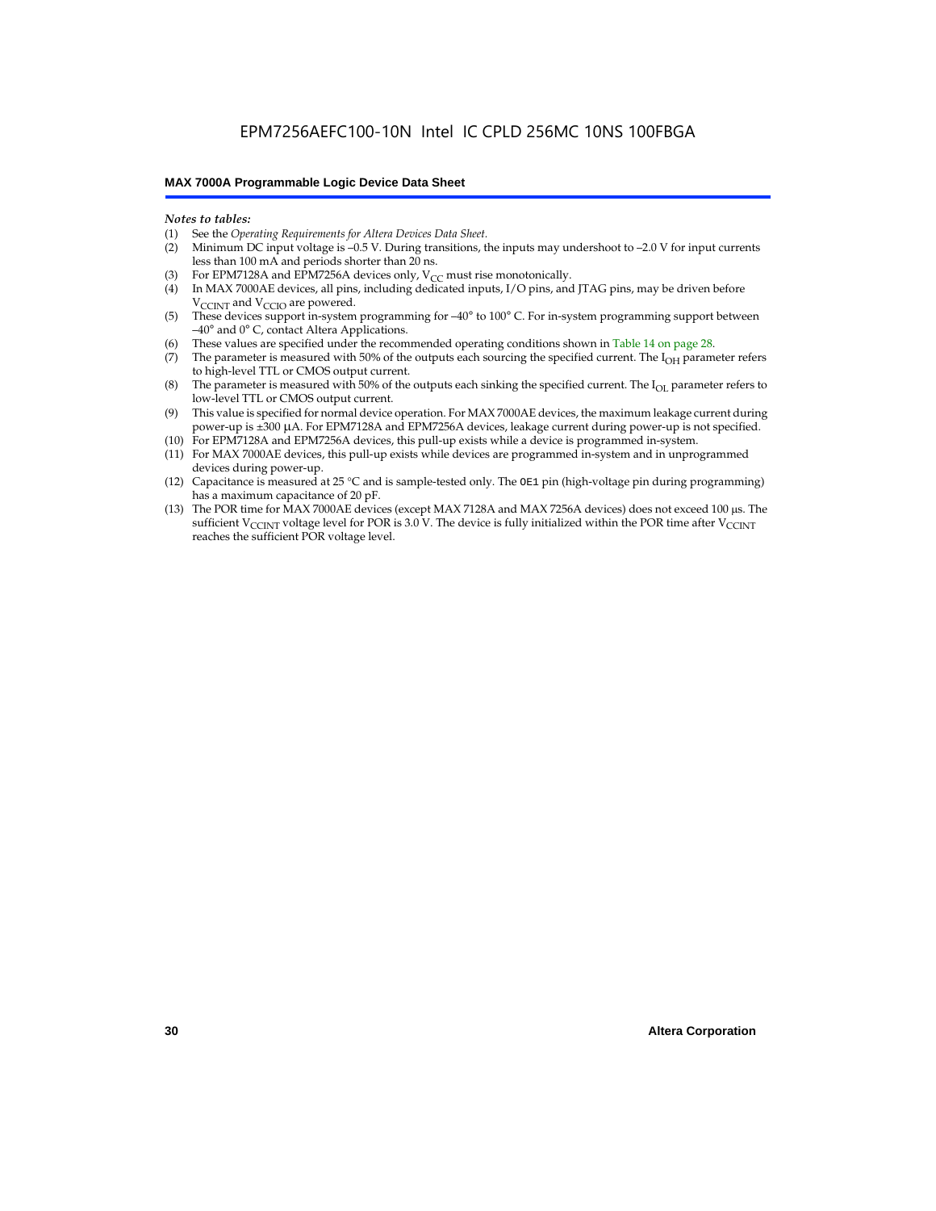*Notes to tables:*

(1) See the *Operating Requirements for Altera Devices Data Sheet*.
(2) Minimum DC input voltage is –0.5 V. During transitions, the inputs may undershoot to –2.0 V for input currents less than 100 mA and periods shorter than 20 ns.
(3) For EPM7128A and EPM7256A devices only, $V_{CC}$ must rise monotonically.
(4) In MAX 7000AE devices, all pins, including dedicated inputs, I/O pins, and JTAG pins, may be driven before $V_{CCINT}$ and $V_{CCIO}$ are powered.
(5) These devices support in-system programming for –40° to 100° C. For in-system programming support between –40° and 0° C, contact Altera Applications.
(6) These values are specified under the recommended operating conditions shown in Table 14 on page 28.
(7) The parameter is measured with 50% of the outputs each sourcing the specified current. The $I_{OH}$ parameter refers to high-level TTL or CMOS output current.
(8) The parameter is measured with 50% of the outputs each sinking the specified current. The $I_{OL}$ parameter refers to low-level TTL or CMOS output current.
(9) This value is specified for normal device operation. For MAX 7000AE devices, the maximum leakage current during power-up is ±300 µA. For EPM7128A and EPM7256A devices, leakage current during power-up is not specified.
(10) For EPM7128A and EPM7256A devices, this pull-up exists while a device is programmed in-system.
(11) For MAX 7000AE devices, this pull-up exists while devices are programmed in-system and in unprogrammed devices during power-up.
(12) Capacitance is measured at 25 °C and is sample-tested only. The `OE1` pin (high-voltage pin during programming) has a maximum capacitance of 20 pF.
(13) The POR time for MAX 7000AE devices (except MAX 7128A and MAX 7256A devices) does not exceed 100 µs. The sufficient $V_{CCINT}$ voltage level for POR is 3.0 V. The device is fully initialized within the POR time after $V_{CCINT}$ reaches the sufficient POR voltage level.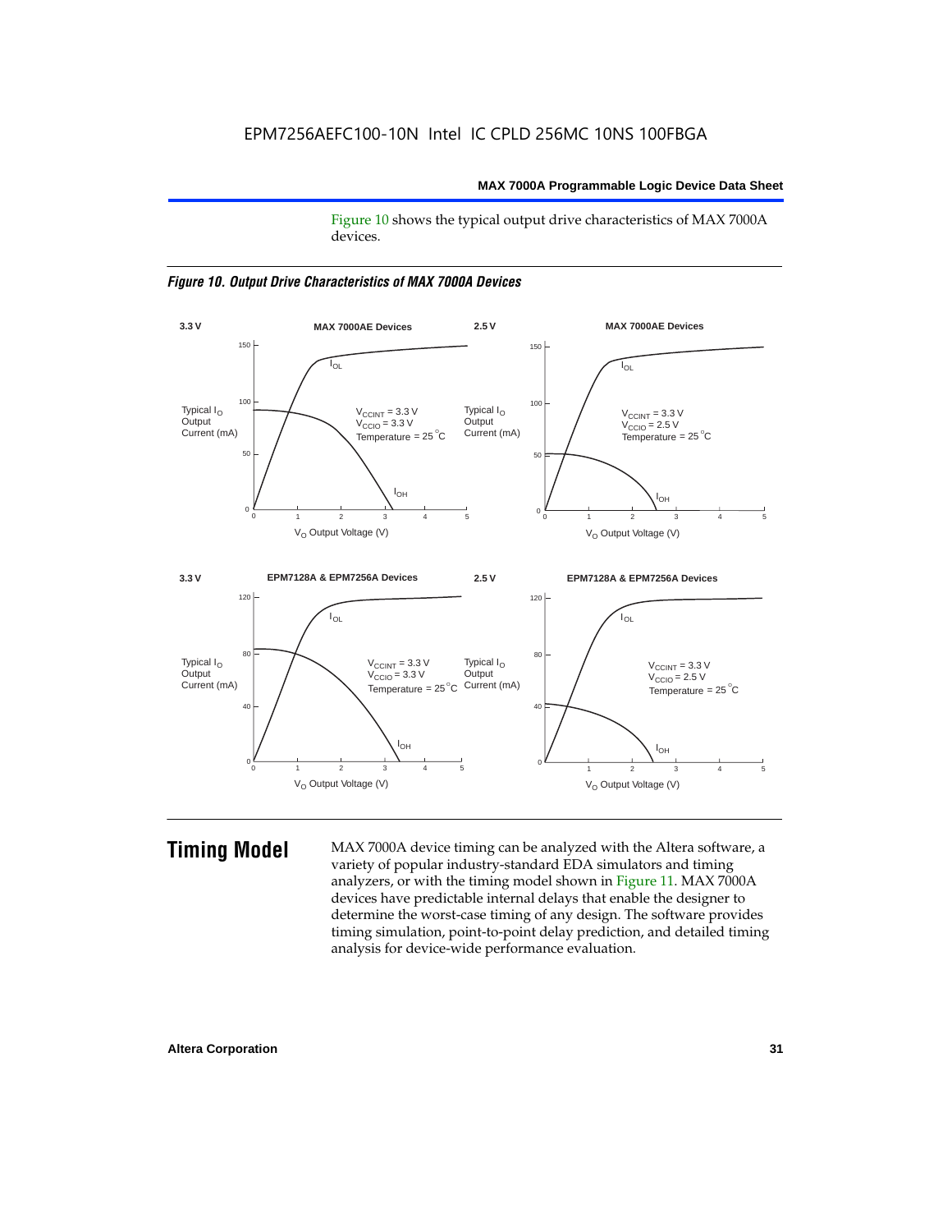Figure 10 shows the typical output drive characteristics of MAX 7000A devices.

*Figure 10. Output Drive Characteristics of MAX 7000A Devices*

3.3 V
MAX 7000AE Devices
Typical $I_O$ Output Current (mA)
150
100
50
0
$I_{OL}$
$V_{CCINT}$ = 3.3 V
$V_{CCIO}$ = 3.3 V
Temperature = 25 °C
$I_{OH}$
0 1 2 3 4 5
$V_O$ Output Voltage (V)

2.5 V
MAX 7000AE Devices
Typical $I_O$ Output Current (mA)
150
100
50
0
$I_{OL}$
$V_{CCINT}$ = 3.3 V
$V_{CCIO}$ = 2.5 V
Temperature = 25 °C
$I_{OH}$
0 1 2 3 4 5
$V_O$ Output Voltage (V)

3.3 V
EPM7128A & EPM7256A Devices
Typical $I_O$ Output Current (mA)
120
80
40
0
$I_{OL}$
$V_{CCINT}$ = 3.3 V
$V_{CCIO}$ = 3.3 V
Temperature = 25 °C
$I_{OH}$
0 1 2 3 4 5
$V_O$ Output Voltage (V)

2.5 V
EPM7128A & EPM7256A Devices
Typical $I_O$ Output Current (mA)
120
80
40
0
$I_{OL}$
$V_{CCINT}$ = 3.3 V
$V_{CCIO}$ = 2.5 V
Temperature = 25 °C
$I_{OH}$
1 2 3 4 5
$V_O$ Output Voltage (V)

## Timing Model

MAX 7000A device timing can be analyzed with the Altera software, a variety of popular industry-standard EDA simulators and timing analyzers, or with the timing model shown in Figure 11. MAX 7000A devices have predictable internal delays that enable the designer to determine the worst-case timing of any design. The software provides timing simulation, point-to-point delay prediction, and detailed timing analysis for device-wide performance evaluation.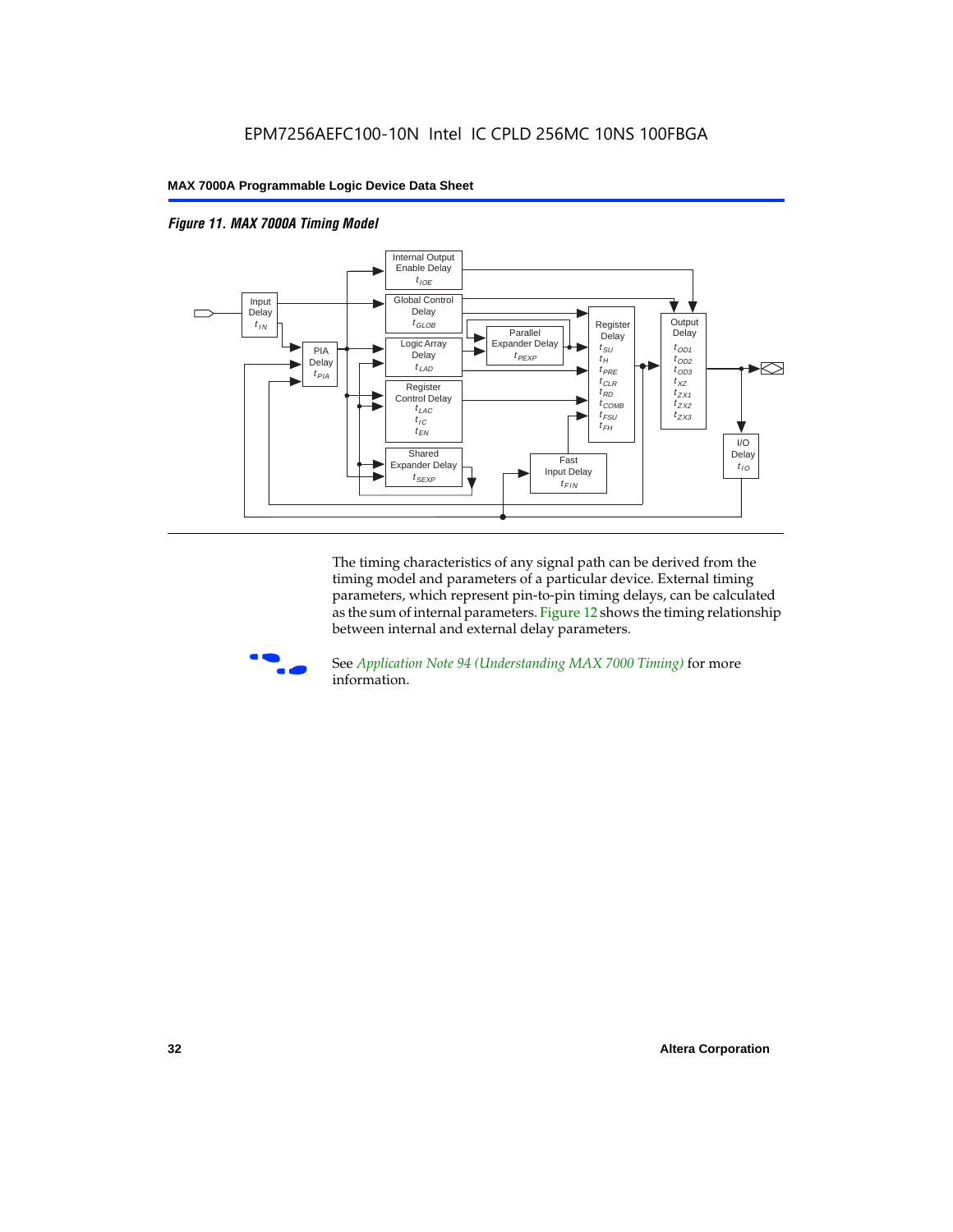*Figure 11. MAX 7000A Timing Model*

Input Delay $t_{IN}$

PIA Delay $t_{PIA}$

Internal Output Enable Delay $t_{IOE}$

Global Control Delay $t_{GLOB}$

Logic Array Delay $t_{LAD}$

Register Control Delay $t_{LAC}$ $t_{IC}$ $t_{EN}$

Shared Expander Delay $t_{SEXP}$

Parallel Expander Delay $t_{PEXP}$

Fast Input Delay $t_{FIN}$

Register Delay $t_{SU}$ $t_{H}$ $t_{PRE}$ $t_{CLR}$ $t_{RD}$ $t_{COMB}$ $t_{FSU}$ $t_{FH}$

Output Delay $t_{OD1}$ $t_{OD2}$ $t_{OD3}$ $t_{XZ}$ $t_{ZX1}$ $t_{ZX2}$ $t_{ZX3}$

I/O Delay $t_{IO}$

The timing characteristics of any signal path can be derived from the timing model and parameters of a particular device. External timing parameters, which represent pin-to-pin timing delays, can be calculated as the sum of internal parameters. Figure 12 shows the timing relationship between internal and external delay parameters.

See *Application Note 94 (Understanding MAX 7000 Timing)* for more information.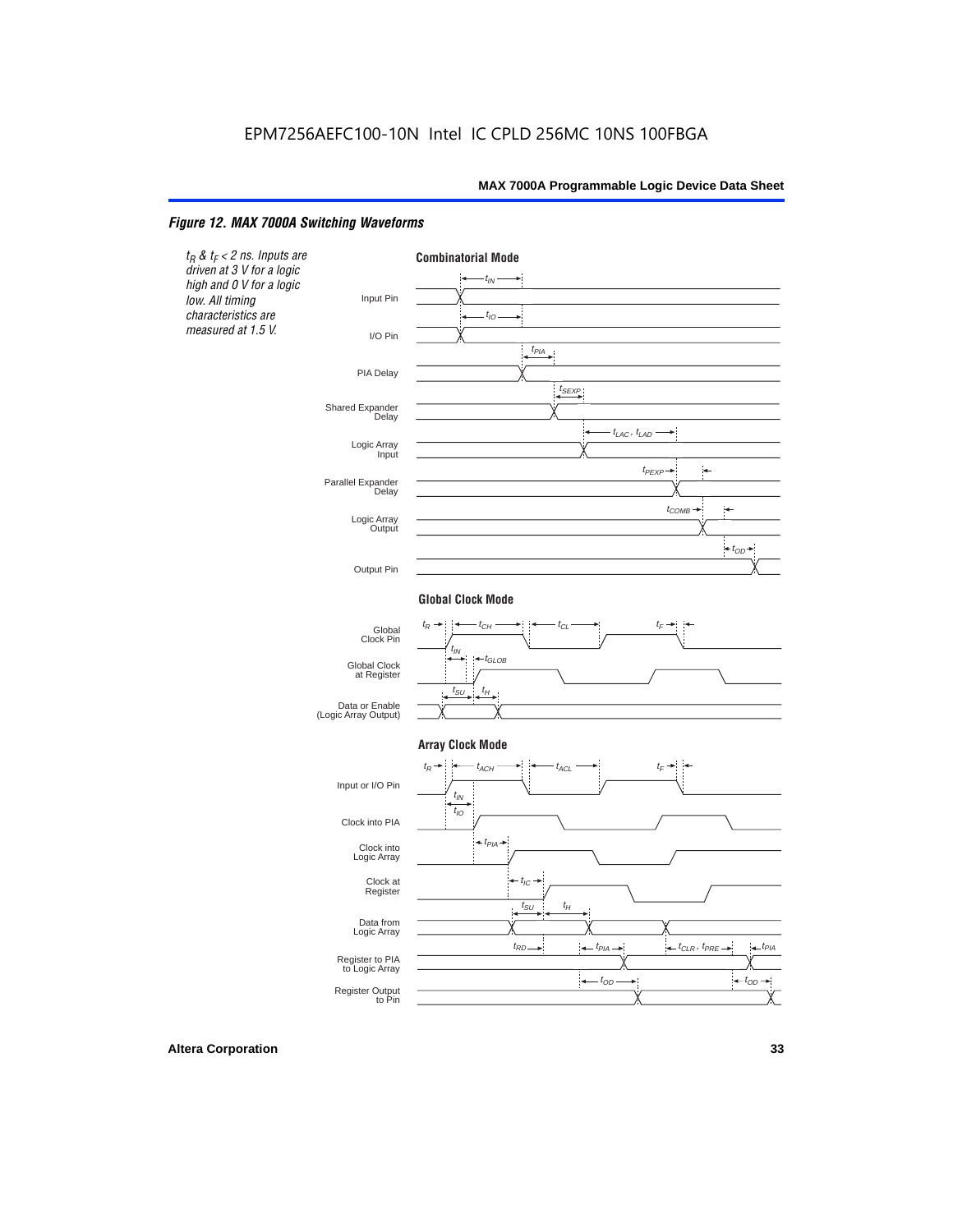EPM7256AEFC100-10N Intel IC CPLD 256MC 10NS 100FBGA

*Figure 12. MAX 7000A Switching Waveforms*

*$t_R$ & $t_F$ < 2 ns. Inputs are driven at 3 V for a logic high and 0 V for a logic low. All timing characteristics are measured at 1.5 V.*

**Combinatorial Mode**

Input Pin
I/O Pin
PIA Delay
Shared Expander Delay
Logic Array Input
Parallel Expander Delay
Logic Array Output
Output Pin

$t_{IN}$
$t_{IO}$
$t_{PIA}$
$t_{SEXP}$
$t_{LAC}$, $t_{LAD}$
$t_{PEXP}$
$t_{COMB}$
$t_{OD}$

**Global Clock Mode**

Global Clock Pin
Global Clock at Register
Data or Enable (Logic Array Output)

$t_R$
$t_{CH}$
$t_{CL}$
$t_F$
$t_{IN}$
$t_{GLOB}$
$t_{SU}$
$t_H$

**Array Clock Mode**

Input or I/O Pin
Clock into PIA
Clock into Logic Array
Clock at Register
Data from Logic Array
Register to PIA to Logic Array
Register Output to Pin

$t_R$
$t_{ACH}$
$t_{ACL}$
$t_F$
$t_{IN}$
$t_{IO}$
$t_{PIA}$
$t_{IC}$
$t_{SU}$
$t_H$
$t_{RD}$
$t_{PIA}$
$t_{CLR}$, $t_{PRE}$
$t_{PIA}$
$t_{OD}$
$t_{OD}$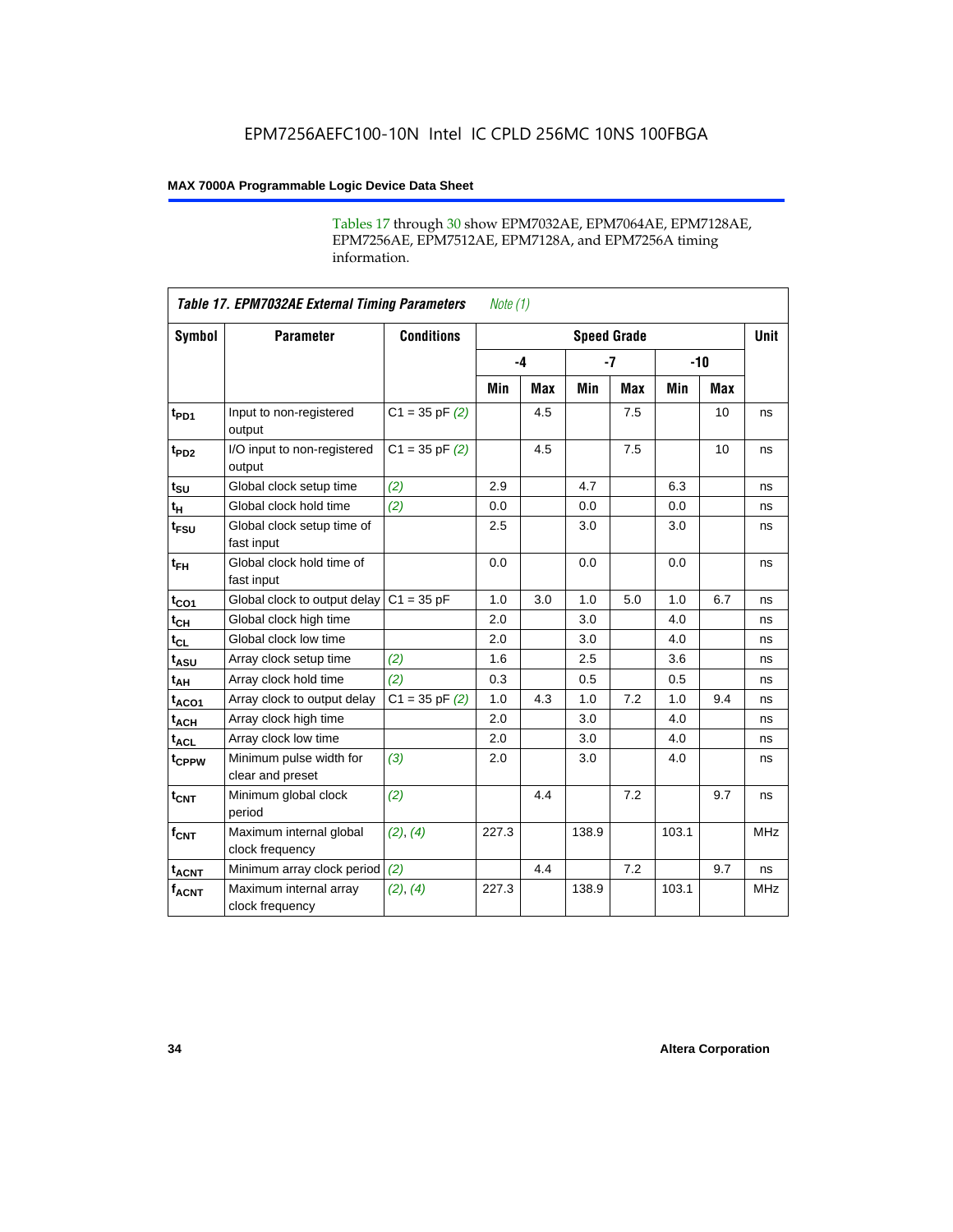Tables 17 through 30 show EPM7032AE, EPM7064AE, EPM7128AE, EPM7256AE, EPM7512AE, EPM7128A, and EPM7256A timing information.

**Table 17. EPM7032AE External Timing Parameters** *Note (1)*

| Symbol | Parameter | Conditions | Speed Grade | | | | | | Unit |
|---|---|---|---|---|---|---|---|---|---|
| | | | -4 | | -7 | | -10 | | |
| | | | Min | Max | Min | Max | Min | Max | |
| $t_{PD1}$ | Input to non-registered output | C1 = 35 pF *(2)* | | 4.5 | | 7.5 | | 10 | ns |
| $t_{PD2}$ | I/O input to non-registered output | C1 = 35 pF *(2)* | | 4.5 | | 7.5 | | 10 | ns |
| $t_{SU}$ | Global clock setup time | *(2)* | 2.9 | | 4.7 | | 6.3 | | ns |
| $t_H$ | Global clock hold time | *(2)* | 0.0 | | 0.0 | | 0.0 | | ns |
| $t_{FSU}$ | Global clock setup time of fast input | | 2.5 | | 3.0 | | 3.0 | | ns |
| $t_{FH}$ | Global clock hold time of fast input | | 0.0 | | 0.0 | | 0.0 | | ns |
| $t_{CO1}$ | Global clock to output delay | C1 = 35 pF | 1.0 | 3.0 | 1.0 | 5.0 | 1.0 | 6.7 | ns |
| $t_{CH}$ | Global clock high time | | 2.0 | | 3.0 | | 4.0 | | ns |
| $t_{CL}$ | Global clock low time | | 2.0 | | 3.0 | | 4.0 | | ns |
| $t_{ASU}$ | Array clock setup time | *(2)* | 1.6 | | 2.5 | | 3.6 | | ns |
| $t_{AH}$ | Array clock hold time | *(2)* | 0.3 | | 0.5 | | 0.5 | | ns |
| $t_{ACO1}$ | Array clock to output delay | C1 = 35 pF *(2)* | 1.0 | 4.3 | 1.0 | 7.2 | 1.0 | 9.4 | ns |
| $t_{ACH}$ | Array clock high time | | 2.0 | | 3.0 | | 4.0 | | ns |
| $t_{ACL}$ | Array clock low time | | 2.0 | | 3.0 | | 4.0 | | ns |
| $t_{CPPW}$ | Minimum pulse width for clear and preset | *(3)* | 2.0 | | 3.0 | | 4.0 | | ns |
| $t_{CNT}$ | Minimum global clock period | *(2)* | | 4.4 | | 7.2 | | 9.7 | ns |
| $f_{CNT}$ | Maximum internal global clock frequency | *(2)*, *(4)* | 227.3 | | 138.9 | | 103.1 | | MHz |
| $t_{ACNT}$ | Minimum array clock period | *(2)* | | 4.4 | | 7.2 | | 9.7 | ns |
| $f_{ACNT}$ | Maximum internal array clock frequency | *(2)*, *(4)* | 227.3 | | 138.9 | | 103.1 | | MHz |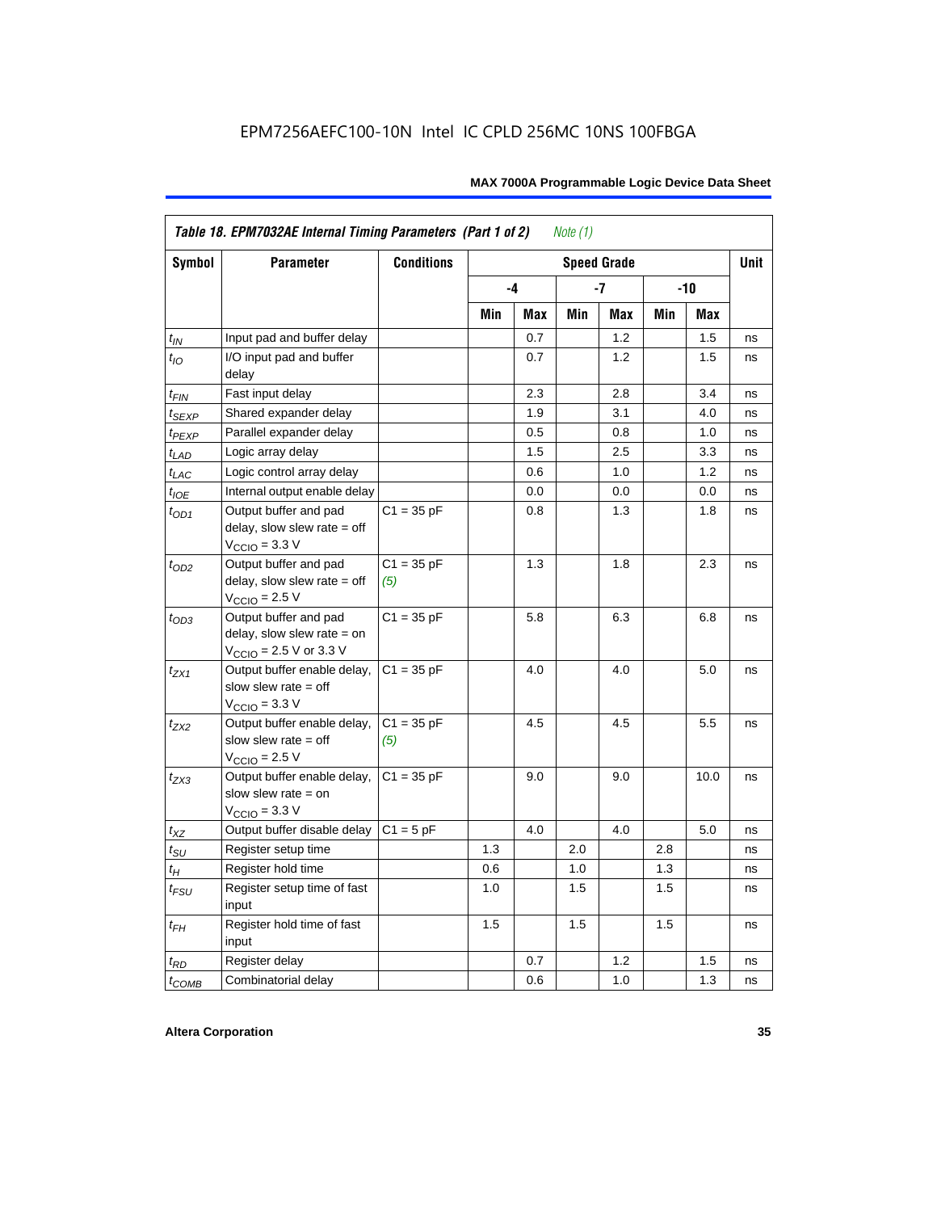| Table 18. EPM7032AE Internal Timing Parameters (Part 1 of 2) Note (1) | | | | | | | | | |
|---|---|---|---|---|---|---|---|---|---|
| Symbol | Parameter | Conditions | Speed Grade | | | | | | Unit |
| | | | -4 | | -7 | | -10 | | |
| | | | Min | Max | Min | Max | Min | Max | |
| $t_{IN}$ | Input pad and buffer delay | | | 0.7 | | 1.2 | | 1.5 | ns |
| $t_{IO}$ | I/O input pad and buffer delay | | | 0.7 | | 1.2 | | 1.5 | ns |
| $t_{FIN}$ | Fast input delay | | | 2.3 | | 2.8 | | 3.4 | ns |
| $t_{SEXP}$ | Shared expander delay | | | 1.9 | | 3.1 | | 4.0 | ns |
| $t_{PEXP}$ | Parallel expander delay | | | 0.5 | | 0.8 | | 1.0 | ns |
| $t_{LAD}$ | Logic array delay | | | 1.5 | | 2.5 | | 3.3 | ns |
| $t_{LAC}$ | Logic control array delay | | | 0.6 | | 1.0 | | 1.2 | ns |
| $t_{IOE}$ | Internal output enable delay | | | 0.0 | | 0.0 | | 0.0 | ns |
| $t_{OD1}$ | Output buffer and pad delay, slow slew rate = off $V_{CCIO}$ = 3.3 V | C1 = 35 pF | | 0.8 | | 1.3 | | 1.8 | ns |
| $t_{OD2}$ | Output buffer and pad delay, slow slew rate = off $V_{CCIO}$ = 2.5 V | C1 = 35 pF (5) | | 1.3 | | 1.8 | | 2.3 | ns |
| $t_{OD3}$ | Output buffer and pad delay, slow slew rate = on $V_{CCIO}$ = 2.5 V or 3.3 V | C1 = 35 pF | | 5.8 | | 6.3 | | 6.8 | ns |
| $t_{ZX1}$ | Output buffer enable delay, slow slew rate = off $V_{CCIO}$ = 3.3 V | C1 = 35 pF | | 4.0 | | 4.0 | | 5.0 | ns |
| $t_{ZX2}$ | Output buffer enable delay, slow slew rate = off $V_{CCIO}$ = 2.5 V | C1 = 35 pF (5) | | 4.5 | | 4.5 | | 5.5 | ns |
| $t_{ZX3}$ | Output buffer enable delay, slow slew rate = on $V_{CCIO}$ = 3.3 V | C1 = 35 pF | | 9.0 | | 9.0 | | 10.0 | ns |
| $t_{XZ}$ | Output buffer disable delay | C1 = 5 pF | | 4.0 | | 4.0 | | 5.0 | ns |
| $t_{SU}$ | Register setup time | | 1.3 | | 2.0 | | 2.8 | | ns |
| $t_{H}$ | Register hold time | | 0.6 | | 1.0 | | 1.3 | | ns |
| $t_{FSU}$ | Register setup time of fast input | | 1.0 | | 1.5 | | 1.5 | | ns |
| $t_{FH}$ | Register hold time of fast input | | 1.5 | | 1.5 | | 1.5 | | ns |
| $t_{RD}$ | Register delay | | | 0.7 | | 1.2 | | 1.5 | ns |
| $t_{COMB}$ | Combinatorial delay | | | 0.6 | | 1.0 | | 1.3 | ns |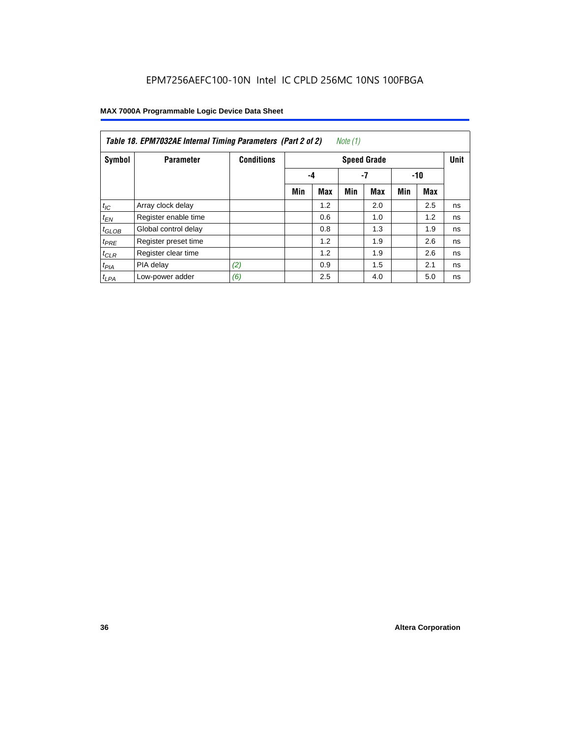EPM7256AEFC100-10N Intel IC CPLD 256MC 10NS 100FBGA

| *Table 18. EPM7032AE Internal Timing Parameters (Part 2 of 2) Note (1)* | | | | | | | | | |
|---|---|---|---|---|---|---|---|---|---|
| **Symbol** | **Parameter** | **Conditions** | **Speed Grade** | | | | | | **Unit** |
| | | | **-4** | | **-7** | | **-10** | | |
| | | | **Min** | **Max** | **Min** | **Max** | **Min** | **Max** | |
| $t_{IC}$ | Array clock delay | | | 1.2 | | 2.0 | | 2.5 | ns |
| $t_{EN}$ | Register enable time | | | 0.6 | | 1.0 | | 1.2 | ns |
| $t_{GLOB}$ | Global control delay | | | 0.8 | | 1.3 | | 1.9 | ns |
| $t_{PRE}$ | Register preset time | | | 1.2 | | 1.9 | | 2.6 | ns |
| $t_{CLR}$ | Register clear time | | | 1.2 | | 1.9 | | 2.6 | ns |
| $t_{PIA}$ | PIA delay | (2) | | 0.9 | | 1.5 | | 2.1 | ns |
| $t_{LPA}$ | Low-power adder | (6) | | 2.5 | | 4.0 | | 5.0 | ns |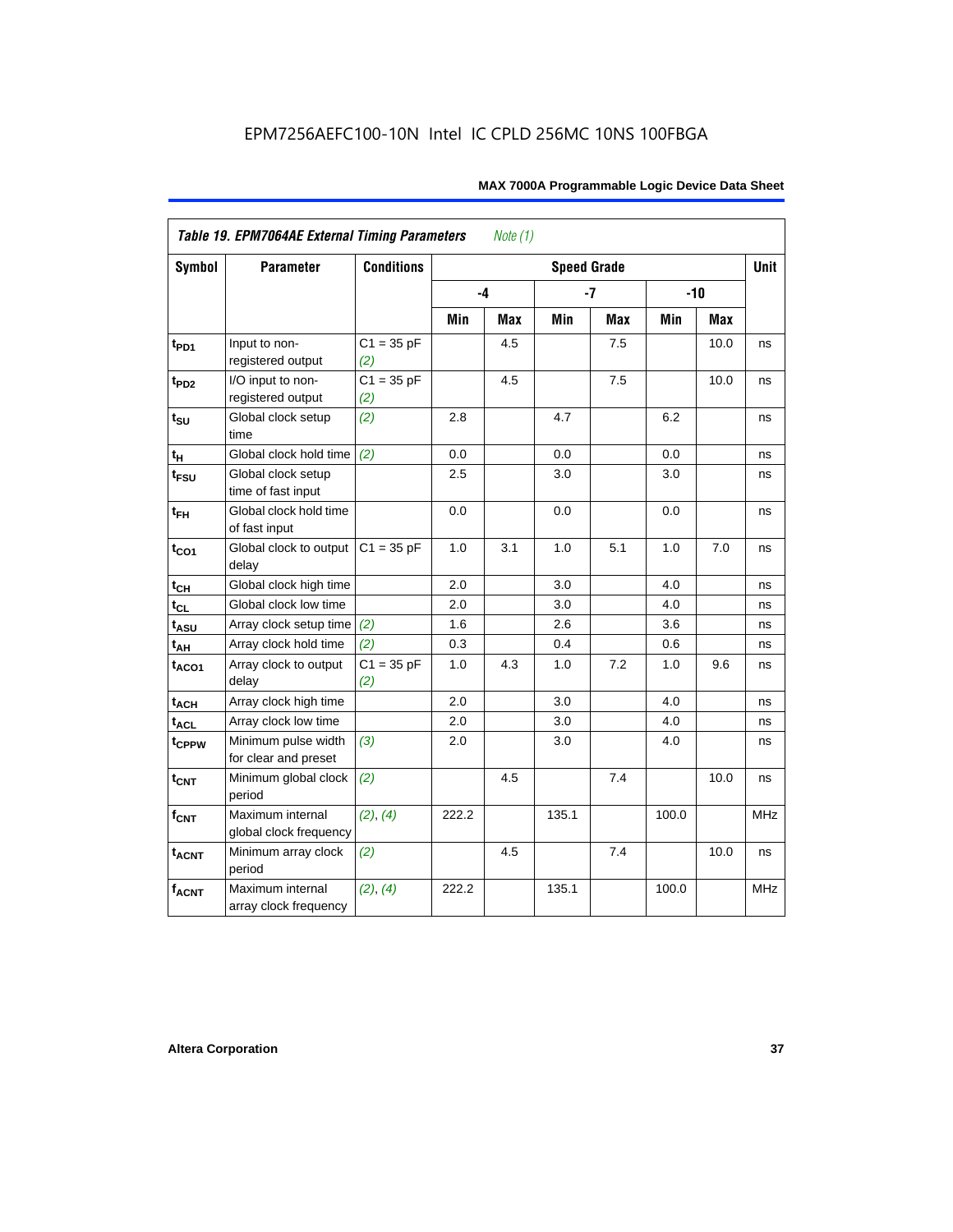EPM7256AEFC100-10N Intel IC CPLD 256MC 10NS 100FBGA

| Table 19. EPM7064AE External Timing Parameters *Note (1)* | | | | | | | | | |
|---|---|---|---|---|---|---|---|---|---|
| Symbol | Parameter | Conditions | Speed Grade | | | | | | Unit |
| | | | -4 | | -7 | | -10 | | |
| | | | Min | Max | Min | Max | Min | Max | |
| $t_{PD1}$ | Input to non-registered output | C1 = 35 pF *(2)* | | 4.5 | | 7.5 | | 10.0 | ns |
| $t_{PD2}$ | I/O input to non-registered output | C1 = 35 pF *(2)* | | 4.5 | | 7.5 | | 10.0 | ns |
| $t_{SU}$ | Global clock setup time | *(2)* | 2.8 | | 4.7 | | 6.2 | | ns |
| $t_{H}$ | Global clock hold time | *(2)* | 0.0 | | 0.0 | | 0.0 | | ns |
| $t_{FSU}$ | Global clock setup time of fast input | | 2.5 | | 3.0 | | 3.0 | | ns |
| $t_{FH}$ | Global clock hold time of fast input | | 0.0 | | 0.0 | | 0.0 | | ns |
| $t_{CO1}$ | Global clock to output delay | C1 = 35 pF | 1.0 | 3.1 | 1.0 | 5.1 | 1.0 | 7.0 | ns |
| $t_{CH}$ | Global clock high time | | 2.0 | | 3.0 | | 4.0 | | ns |
| $t_{CL}$ | Global clock low time | | 2.0 | | 3.0 | | 4.0 | | ns |
| $t_{ASU}$ | Array clock setup time | *(2)* | 1.6 | | 2.6 | | 3.6 | | ns |
| $t_{AH}$ | Array clock hold time | *(2)* | 0.3 | | 0.4 | | 0.6 | | ns |
| $t_{ACO1}$ | Array clock to output delay | C1 = 35 pF *(2)* | 1.0 | 4.3 | 1.0 | 7.2 | 1.0 | 9.6 | ns |
| $t_{ACH}$ | Array clock high time | | 2.0 | | 3.0 | | 4.0 | | ns |
| $t_{ACL}$ | Array clock low time | | 2.0 | | 3.0 | | 4.0 | | ns |
| $t_{CPPW}$ | Minimum pulse width for clear and preset | *(3)* | 2.0 | | 3.0 | | 4.0 | | ns |
| $t_{CNT}$ | Minimum global clock period | *(2)* | | 4.5 | | 7.4 | | 10.0 | ns |
| $f_{CNT}$ | Maximum internal global clock frequency | *(2)*, *(4)* | 222.2 | | 135.1 | | 100.0 | | MHz |
| $t_{ACNT}$ | Minimum array clock period | *(2)* | | 4.5 | | 7.4 | | 10.0 | ns |
| $f_{ACNT}$ | Maximum internal array clock frequency | *(2)*, *(4)* | 222.2 | | 135.1 | | 100.0 | | MHz |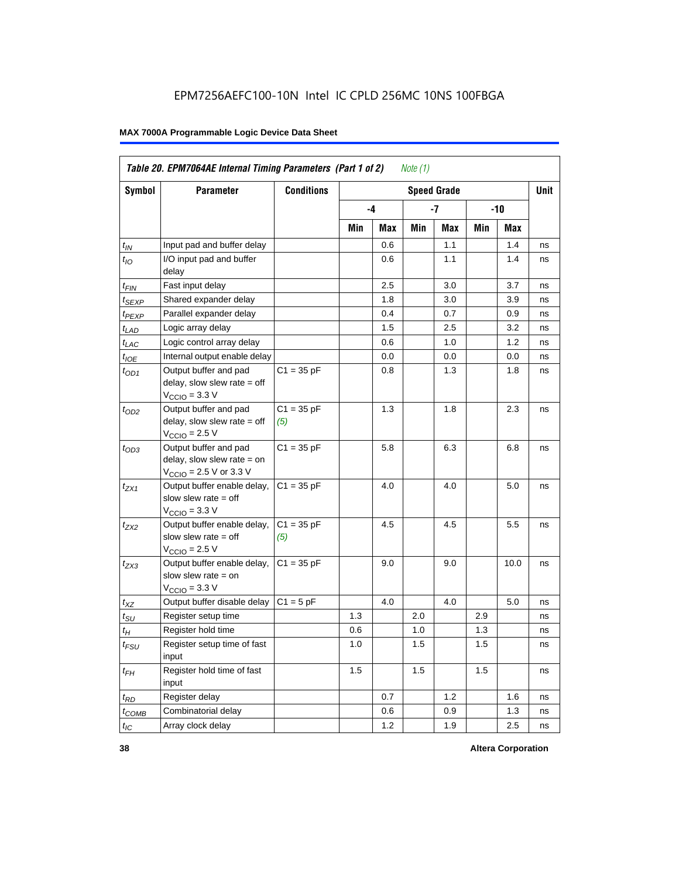EPM7256AEFC100-10N Intel IC CPLD 256MC 10NS 100FBGA

**MAX 7000A Programmable Logic Device Data Sheet**

| *Table 20. EPM7064AE Internal Timing Parameters (Part 1 of 2) Note (1)* | | | | | | | | | |
|---|---|---|---|---|---|---|---|---|---|
| **Symbol** | **Parameter** | **Conditions** | **Speed Grade** | | | | | | **Unit** |
| | | | **-4** | | **-7** | | **-10** | | |
| | | | **Min** | **Max** | **Min** | **Max** | **Min** | **Max** | |
| $t_{IN}$ | Input pad and buffer delay | | | 0.6 | | 1.1 | | 1.4 | ns |
| $t_{IO}$ | I/O input pad and buffer delay | | | 0.6 | | 1.1 | | 1.4 | ns |
| $t_{FIN}$ | Fast input delay | | | 2.5 | | 3.0 | | 3.7 | ns |
| $t_{SEXP}$ | Shared expander delay | | | 1.8 | | 3.0 | | 3.9 | ns |
| $t_{PEXP}$ | Parallel expander delay | | | 0.4 | | 0.7 | | 0.9 | ns |
| $t_{LAD}$ | Logic array delay | | | 1.5 | | 2.5 | | 3.2 | ns |
| $t_{LAC}$ | Logic control array delay | | | 0.6 | | 1.0 | | 1.2 | ns |
| $t_{IOE}$ | Internal output enable delay | | | 0.0 | | 0.0 | | 0.0 | ns |
| $t_{OD1}$ | Output buffer and pad delay, slow slew rate = off $V_{CCIO}$ = 3.3 V | C1 = 35 pF | | 0.8 | | 1.3 | | 1.8 | ns |
| $t_{OD2}$ | Output buffer and pad delay, slow slew rate = off $V_{CCIO}$ = 2.5 V | C1 = 35 pF *(5)* | | 1.3 | | 1.8 | | 2.3 | ns |
| $t_{OD3}$ | Output buffer and pad delay, slow slew rate = on $V_{CCIO}$ = 2.5 V or 3.3 V | C1 = 35 pF | | 5.8 | | 6.3 | | 6.8 | ns |
| $t_{ZX1}$ | Output buffer enable delay, slow slew rate = off $V_{CCIO}$ = 3.3 V | C1 = 35 pF | | 4.0 | | 4.0 | | 5.0 | ns |
| $t_{ZX2}$ | Output buffer enable delay, slow slew rate = off $V_{CCIO}$ = 2.5 V | C1 = 35 pF *(5)* | | 4.5 | | 4.5 | | 5.5 | ns |
| $t_{ZX3}$ | Output buffer enable delay, slow slew rate = on $V_{CCIO}$ = 3.3 V | C1 = 35 pF | | 9.0 | | 9.0 | | 10.0 | ns |
| $t_{XZ}$ | Output buffer disable delay | C1 = 5 pF | | 4.0 | | 4.0 | | 5.0 | ns |
| $t_{SU}$ | Register setup time | | 1.3 | | 2.0 | | 2.9 | | ns |
| $t_{H}$ | Register hold time | | 0.6 | | 1.0 | | 1.3 | | ns |
| $t_{FSU}$ | Register setup time of fast input | | 1.0 | | 1.5 | | 1.5 | | ns |
| $t_{FH}$ | Register hold time of fast input | | 1.5 | | 1.5 | | 1.5 | | ns |
| $t_{RD}$ | Register delay | | | 0.7 | | 1.2 | | 1.6 | ns |
| $t_{COMB}$ | Combinatorial delay | | | 0.6 | | 0.9 | | 1.3 | ns |
| $t_{IC}$ | Array clock delay | | | 1.2 | | 1.9 | | 2.5 | ns |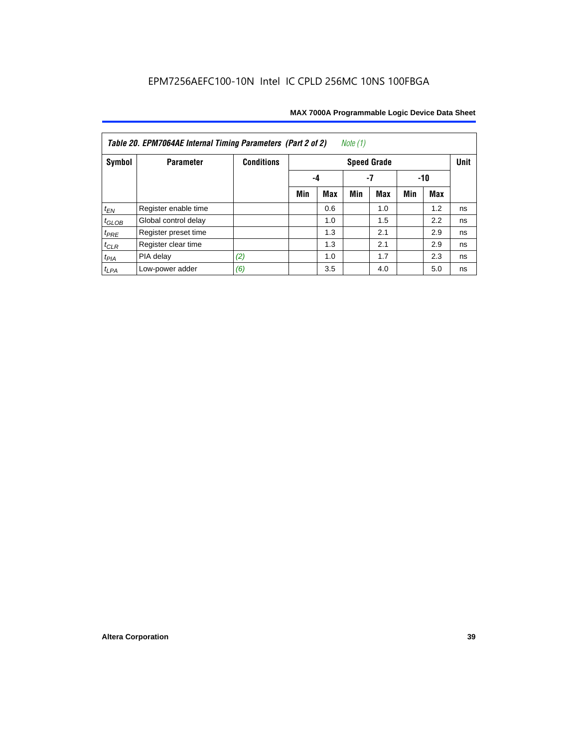EPM7256AEFC100-10N Intel IC CPLD 256MC 10NS 100FBGA

| Table 20. EPM7064AE Internal Timing Parameters (Part 2 of 2) *Note (1)* | | | | | | | | | |
|---|---|---|---|---|---|---|---|---|---|
| Symbol | Parameter | Conditions | Speed Grade | | | | | | Unit |
| | | | -4 | | -7 | | -10 | | |
| | | | Min | Max | Min | Max | Min | Max | |
| $t_{EN}$ | Register enable time | | | 0.6 | | 1.0 | | 1.2 | ns |
| $t_{GLOB}$ | Global control delay | | | 1.0 | | 1.5 | | 2.2 | ns |
| $t_{PRE}$ | Register preset time | | | 1.3 | | 2.1 | | 2.9 | ns |
| $t_{CLR}$ | Register clear time | | | 1.3 | | 2.1 | | 2.9 | ns |
| $t_{PIA}$ | PIA delay | *(2)* | | 1.0 | | 1.7 | | 2.3 | ns |
| $t_{LPA}$ | Low-power adder | *(6)* | | 3.5 | | 4.0 | | 5.0 | ns |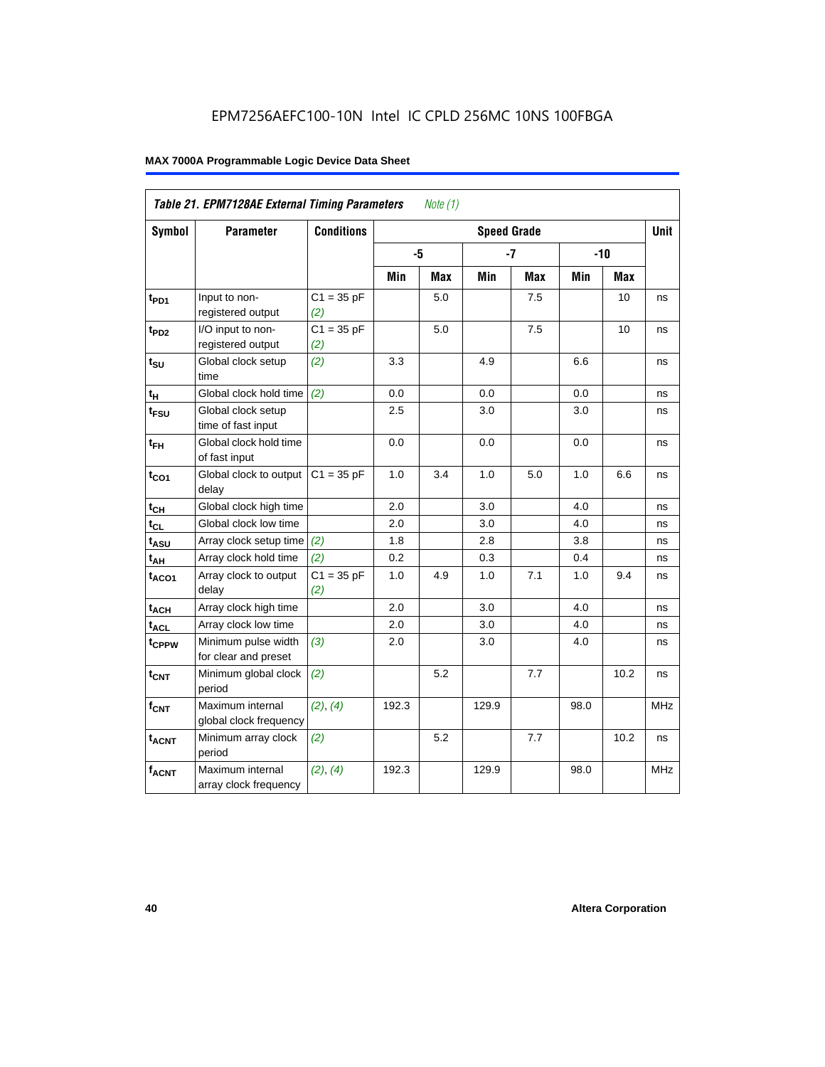EPM7256AEFC100-10N Intel IC CPLD 256MC 10NS 100FBGA

**MAX 7000A Programmable Logic Device Data Sheet**

| Table 21. EPM7128AE External Timing Parameters *Note (1)* | | | | | | | | | |
|---|---|---|---|---|---|---|---|---|---|
| **Symbol** | **Parameter** | **Conditions** | **Speed Grade** | | | | | | **Unit** |
| | | | **-5** | | **-7** | | **-10** | | |
| | | | **Min** | **Max** | **Min** | **Max** | **Min** | **Max** | |
| $t_{PD1}$ | Input to non-registered output | C1 = 35 pF *(2)* | | 5.0 | | 7.5 | | 10 | ns |
| $t_{PD2}$ | I/O input to non-registered output | C1 = 35 pF *(2)* | | 5.0 | | 7.5 | | 10 | ns |
| $t_{SU}$ | Global clock setup time | *(2)* | 3.3 | | 4.9 | | 6.6 | | ns |
| $t_{H}$ | Global clock hold time | *(2)* | 0.0 | | 0.0 | | 0.0 | | ns |
| $t_{FSU}$ | Global clock setup time of fast input | | 2.5 | | 3.0 | | 3.0 | | ns |
| $t_{FH}$ | Global clock hold time of fast input | | 0.0 | | 0.0 | | 0.0 | | ns |
| $t_{CO1}$ | Global clock to output delay | C1 = 35 pF | 1.0 | 3.4 | 1.0 | 5.0 | 1.0 | 6.6 | ns |
| $t_{CH}$ | Global clock high time | | 2.0 | | 3.0 | | 4.0 | | ns |
| $t_{CL}$ | Global clock low time | | 2.0 | | 3.0 | | 4.0 | | ns |
| $t_{ASU}$ | Array clock setup time | *(2)* | 1.8 | | 2.8 | | 3.8 | | ns |
| $t_{AH}$ | Array clock hold time | *(2)* | 0.2 | | 0.3 | | 0.4 | | ns |
| $t_{ACO1}$ | Array clock to output delay | C1 = 35 pF *(2)* | 1.0 | 4.9 | 1.0 | 7.1 | 1.0 | 9.4 | ns |
| $t_{ACH}$ | Array clock high time | | 2.0 | | 3.0 | | 4.0 | | ns |
| $t_{ACL}$ | Array clock low time | | 2.0 | | 3.0 | | 4.0 | | ns |
| $t_{CPPW}$ | Minimum pulse width for clear and preset | *(3)* | 2.0 | | 3.0 | | 4.0 | | ns |
| $t_{CNT}$ | Minimum global clock period | *(2)* | | 5.2 | | 7.7 | | 10.2 | ns |
| $f_{CNT}$ | Maximum internal global clock frequency | *(2)*, *(4)* | 192.3 | | 129.9 | | 98.0 | | MHz |
| $t_{ACNT}$ | Minimum array clock period | *(2)* | | 5.2 | | 7.7 | | 10.2 | ns |
| $f_{ACNT}$ | Maximum internal array clock frequency | *(2)*, *(4)* | 192.3 | | 129.9 | | 98.0 | | MHz |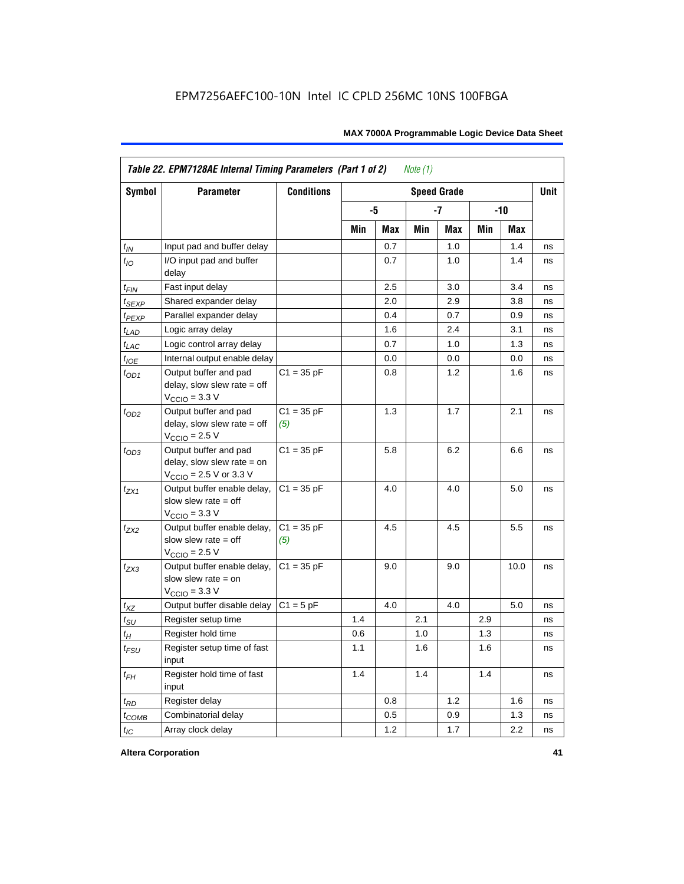**Table 22. EPM7128AE Internal Timing Parameters (Part 1 of 2)** *Note (1)*

| Symbol | Parameter | Conditions | Speed Grade | | | | | | Unit |
|---|---|---|---|---|---|---|---|---|---|
| | | | -5 | | -7 | | -10 | | |
| | | | Min | Max | Min | Max | Min | Max | |
| $t_{IN}$ | Input pad and buffer delay | | | 0.7 | | 1.0 | | 1.4 | ns |
| $t_{IO}$ | I/O input pad and buffer delay | | | 0.7 | | 1.0 | | 1.4 | ns |
| $t_{FIN}$ | Fast input delay | | | 2.5 | | 3.0 | | 3.4 | ns |
| $t_{SEXP}$ | Shared expander delay | | | 2.0 | | 2.9 | | 3.8 | ns |
| $t_{PEXP}$ | Parallel expander delay | | | 0.4 | | 0.7 | | 0.9 | ns |
| $t_{LAD}$ | Logic array delay | | | 1.6 | | 2.4 | | 3.1 | ns |
| $t_{LAC}$ | Logic control array delay | | | 0.7 | | 1.0 | | 1.3 | ns |
| $t_{IOE}$ | Internal output enable delay | | | 0.0 | | 0.0 | | 0.0 | ns |
| $t_{OD1}$ | Output buffer and pad delay, slow slew rate = off $V_{CCIO}$ = 3.3 V | C1 = 35 pF | | 0.8 | | 1.2 | | 1.6 | ns |
| $t_{OD2}$ | Output buffer and pad delay, slow slew rate = off $V_{CCIO}$ = 2.5 V | C1 = 35 pF *(5)* | | 1.3 | | 1.7 | | 2.1 | ns |
| $t_{OD3}$ | Output buffer and pad delay, slow slew rate = on $V_{CCIO}$ = 2.5 V or 3.3 V | C1 = 35 pF | | 5.8 | | 6.2 | | 6.6 | ns |
| $t_{ZX1}$ | Output buffer enable delay, slow slew rate = off $V_{CCIO}$ = 3.3 V | C1 = 35 pF | | 4.0 | | 4.0 | | 5.0 | ns |
| $t_{ZX2}$ | Output buffer enable delay, slow slew rate = off $V_{CCIO}$ = 2.5 V | C1 = 35 pF *(5)* | | 4.5 | | 4.5 | | 5.5 | ns |
| $t_{ZX3}$ | Output buffer enable delay, slow slew rate = on $V_{CCIO}$ = 3.3 V | C1 = 35 pF | | 9.0 | | 9.0 | | 10.0 | ns |
| $t_{XZ}$ | Output buffer disable delay | C1 = 5 pF | | 4.0 | | 4.0 | | 5.0 | ns |
| $t_{SU}$ | Register setup time | | 1.4 | | 2.1 | | 2.9 | | ns |
| $t_{H}$ | Register hold time | | 0.6 | | 1.0 | | 1.3 | | ns |
| $t_{FSU}$ | Register setup time of fast input | | 1.1 | | 1.6 | | 1.6 | | ns |
| $t_{FH}$ | Register hold time of fast input | | 1.4 | | 1.4 | | 1.4 | | ns |
| $t_{RD}$ | Register delay | | | 0.8 | | 1.2 | | 1.6 | ns |
| $t_{COMB}$ | Combinatorial delay | | | 0.5 | | 0.9 | | 1.3 | ns |
| $t_{IC}$ | Array clock delay | | | 1.2 | | 1.7 | | 2.2 | ns |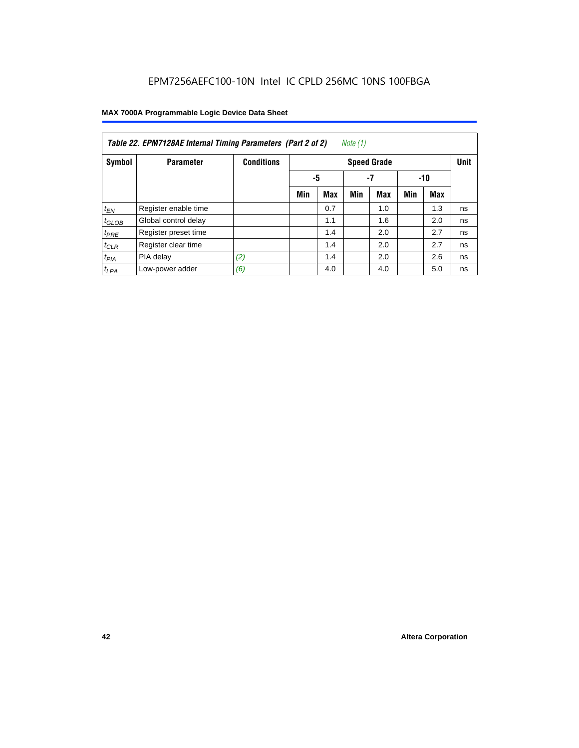Table 22. EPM7128AE Internal Timing Parameters (Part 2 of 2) *Note (1)*

| Symbol | Parameter | Conditions | Speed Grade | | | | | | Unit |
|---|---|---|---|---|---|---|---|---|---|
| | | | -5 | | -7 | | -10 | | |
| | | | Min | Max | Min | Max | Min | Max | |
| $t_{EN}$ | Register enable time | | | 0.7 | | 1.0 | | 1.3 | ns |
| $t_{GLOB}$ | Global control delay | | | 1.1 | | 1.6 | | 2.0 | ns |
| $t_{PRE}$ | Register preset time | | | 1.4 | | 2.0 | | 2.7 | ns |
| $t_{CLR}$ | Register clear time | | | 1.4 | | 2.0 | | 2.7 | ns |
| $t_{PIA}$ | PIA delay | *(2)* | | 1.4 | | 2.0 | | 2.6 | ns |
| $t_{LPA}$ | Low-power adder | *(6)* | | 4.0 | | 4.0 | | 5.0 | ns |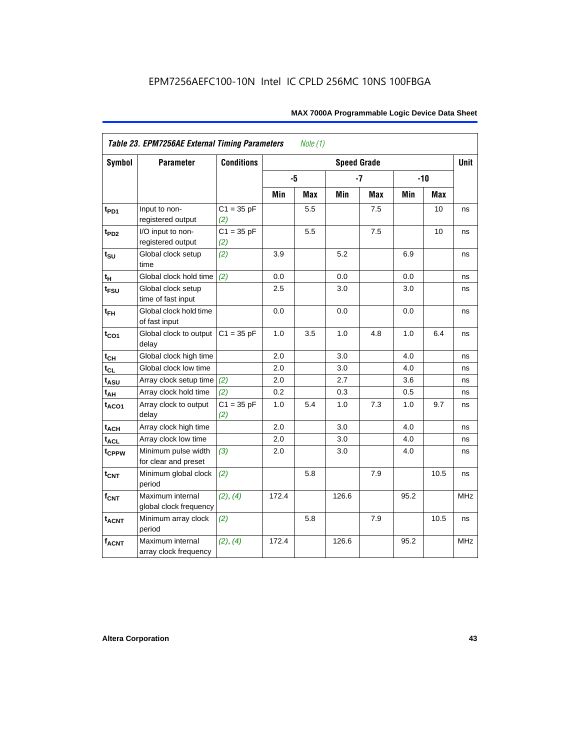Table 23. EPM7256AE External Timing Parameters *Note (1)*

| Symbol | Parameter | Conditions | Speed Grade | | | | | | Unit |
|---|---|---|---|---|---|---|---|---|---|
| | | | -5 | | -7 | | -10 | | |
| | | | Min | Max | Min | Max | Min | Max | |
| $t_{PD1}$ | Input to non-registered output | C1 = 35 pF *(2)* | | 5.5 | | 7.5 | | 10 | ns |
| $t_{PD2}$ | I/O input to non-registered output | C1 = 35 pF *(2)* | | 5.5 | | 7.5 | | 10 | ns |
| $t_{SU}$ | Global clock setup time | *(2)* | 3.9 | | 5.2 | | 6.9 | | ns |
| $t_H$ | Global clock hold time | *(2)* | 0.0 | | 0.0 | | 0.0 | | ns |
| $t_{FSU}$ | Global clock setup time of fast input | | 2.5 | | 3.0 | | 3.0 | | ns |
| $t_{FH}$ | Global clock hold time of fast input | | 0.0 | | 0.0 | | 0.0 | | ns |
| $t_{CO1}$ | Global clock to output delay | C1 = 35 pF | 1.0 | 3.5 | 1.0 | 4.8 | 1.0 | 6.4 | ns |
| $t_{CH}$ | Global clock high time | | 2.0 | | 3.0 | | 4.0 | | ns |
| $t_{CL}$ | Global clock low time | | 2.0 | | 3.0 | | 4.0 | | ns |
| $t_{ASU}$ | Array clock setup time | *(2)* | 2.0 | | 2.7 | | 3.6 | | ns |
| $t_{AH}$ | Array clock hold time | *(2)* | 0.2 | | 0.3 | | 0.5 | | ns |
| $t_{ACO1}$ | Array clock to output delay | C1 = 35 pF *(2)* | 1.0 | 5.4 | 1.0 | 7.3 | 1.0 | 9.7 | ns |
| $t_{ACH}$ | Array clock high time | | 2.0 | | 3.0 | | 4.0 | | ns |
| $t_{ACL}$ | Array clock low time | | 2.0 | | 3.0 | | 4.0 | | ns |
| $t_{CPPW}$ | Minimum pulse width for clear and preset | *(3)* | 2.0 | | 3.0 | | 4.0 | | ns |
| $t_{CNT}$ | Minimum global clock period | *(2)* | | 5.8 | | 7.9 | | 10.5 | ns |
| $f_{CNT}$ | Maximum internal global clock frequency | *(2)*, *(4)* | 172.4 | | 126.6 | | 95.2 | | MHz |
| $t_{ACNT}$ | Minimum array clock period | *(2)* | | 5.8 | | 7.9 | | 10.5 | ns |
| $f_{ACNT}$ | Maximum internal array clock frequency | *(2)*, *(4)* | 172.4 | | 126.6 | | 95.2 | | MHz |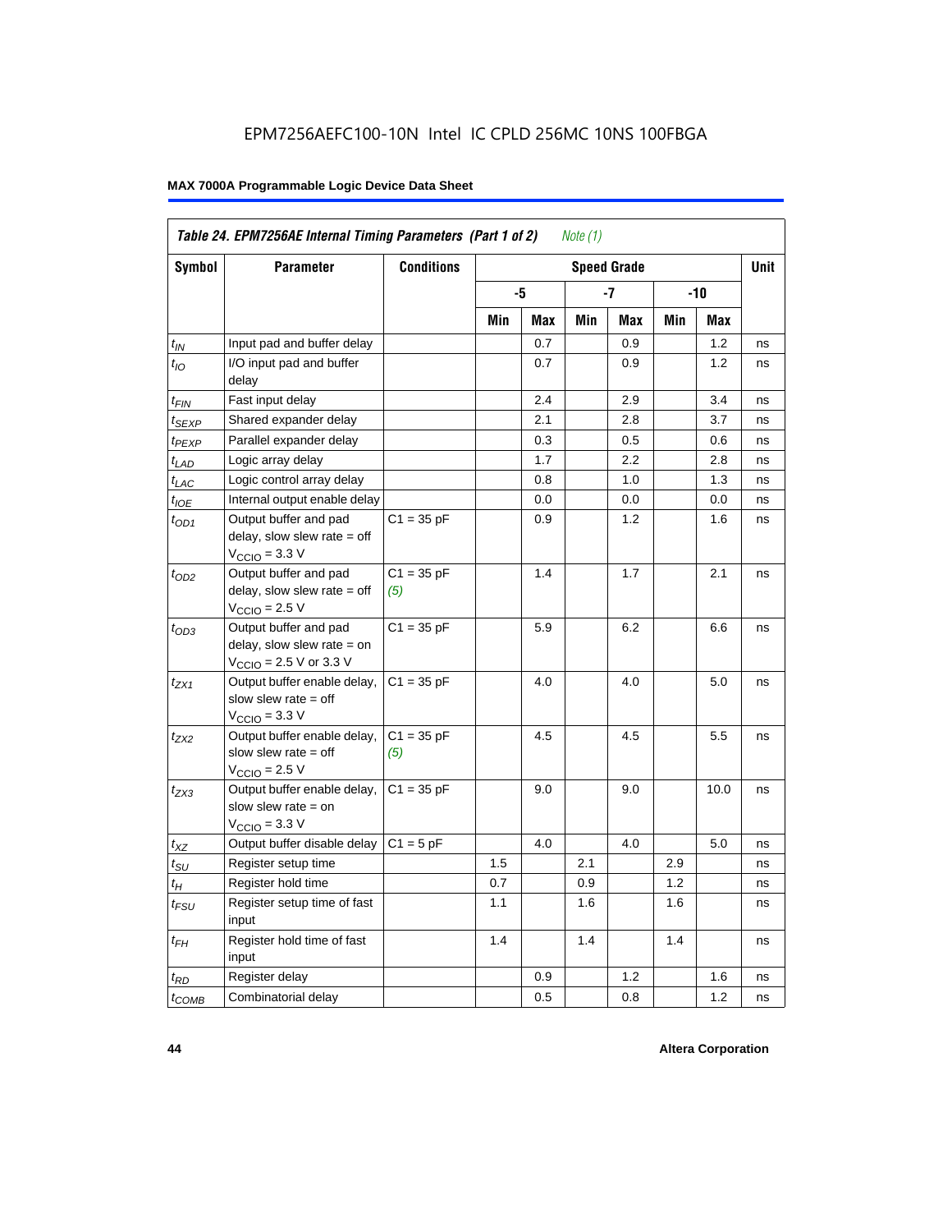EPM7256AEFC100-10N Intel IC CPLD 256MC 10NS 100FBGA

**MAX 7000A Programmable Logic Device Data Sheet**

| *Table 24. EPM7256AE Internal Timing Parameters (Part 1 of 2)* *Note (1)* | | | | | | | | | |
|---|---|---|---|---|---|---|---|---|---|
| **Symbol** | **Parameter** | **Conditions** | **Speed Grade** | | | | | | **Unit** |
| | | | **-5** | | **-7** | | **-10** | | |
| | | | **Min** | **Max** | **Min** | **Max** | **Min** | **Max** | |
| $t_{IN}$ | Input pad and buffer delay | | | 0.7 | | 0.9 | | 1.2 | ns |
| $t_{IO}$ | I/O input pad and buffer delay | | | 0.7 | | 0.9 | | 1.2 | ns |
| $t_{FIN}$ | Fast input delay | | | 2.4 | | 2.9 | | 3.4 | ns |
| $t_{SEXP}$ | Shared expander delay | | | 2.1 | | 2.8 | | 3.7 | ns |
| $t_{PEXP}$ | Parallel expander delay | | | 0.3 | | 0.5 | | 0.6 | ns |
| $t_{LAD}$ | Logic array delay | | | 1.7 | | 2.2 | | 2.8 | ns |
| $t_{LAC}$ | Logic control array delay | | | 0.8 | | 1.0 | | 1.3 | ns |
| $t_{IOE}$ | Internal output enable delay | | | 0.0 | | 0.0 | | 0.0 | ns |
| $t_{OD1}$ | Output buffer and pad delay, slow slew rate = off $V_{CCIO}$ = 3.3 V | C1 = 35 pF | | 0.9 | | 1.2 | | 1.6 | ns |
| $t_{OD2}$ | Output buffer and pad delay, slow slew rate = off $V_{CCIO}$ = 2.5 V | C1 = 35 pF *(5)* | | 1.4 | | 1.7 | | 2.1 | ns |
| $t_{OD3}$ | Output buffer and pad delay, slow slew rate = on $V_{CCIO}$ = 2.5 V or 3.3 V | C1 = 35 pF | | 5.9 | | 6.2 | | 6.6 | ns |
| $t_{ZX1}$ | Output buffer enable delay, slow slew rate = off $V_{CCIO}$ = 3.3 V | C1 = 35 pF | | 4.0 | | 4.0 | | 5.0 | ns |
| $t_{ZX2}$ | Output buffer enable delay, slow slew rate = off $V_{CCIO}$ = 2.5 V | C1 = 35 pF *(5)* | | 4.5 | | 4.5 | | 5.5 | ns |
| $t_{ZX3}$ | Output buffer enable delay, slow slew rate = on $V_{CCIO}$ = 3.3 V | C1 = 35 pF | | 9.0 | | 9.0 | | 10.0 | ns |
| $t_{XZ}$ | Output buffer disable delay | C1 = 5 pF | | 4.0 | | 4.0 | | 5.0 | ns |
| $t_{SU}$ | Register setup time | | 1.5 | | 2.1 | | 2.9 | | ns |
| $t_{H}$ | Register hold time | | 0.7 | | 0.9 | | 1.2 | | ns |
| $t_{FSU}$ | Register setup time of fast input | | 1.1 | | 1.6 | | 1.6 | | ns |
| $t_{FH}$ | Register hold time of fast input | | 1.4 | | 1.4 | | 1.4 | | ns |
| $t_{RD}$ | Register delay | | | 0.9 | | 1.2 | | 1.6 | ns |
| $t_{COMB}$ | Combinatorial delay | | | 0.5 | | 0.8 | | 1.2 | ns |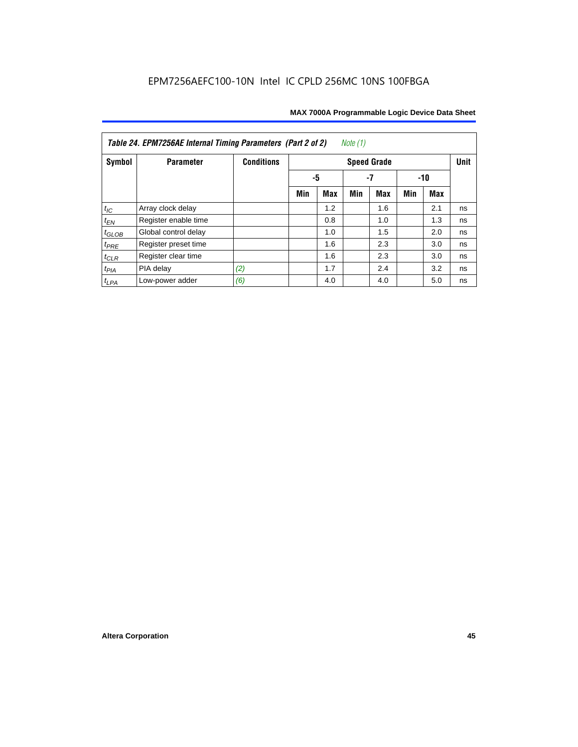EPM7256AEFC100-10N Intel IC CPLD 256MC 10NS 100FBGA

| *Table 24. EPM7256AE Internal Timing Parameters (Part 2 of 2)* *Note (1)* | | | | | | | | | |
|---|---|---|---|---|---|---|---|---|---|
| **Symbol** | **Parameter** | **Conditions** | **Speed Grade** | | | | | | **Unit** |
| | | | **-5** | | **-7** | | **-10** | | |
| | | | **Min** | **Max** | **Min** | **Max** | **Min** | **Max** | |
| $t_{IC}$ | Array clock delay | | | 1.2 | | 1.6 | | 2.1 | ns |
| $t_{EN}$ | Register enable time | | | 0.8 | | 1.0 | | 1.3 | ns |
| $t_{GLOB}$ | Global control delay | | | 1.0 | | 1.5 | | 2.0 | ns |
| $t_{PRE}$ | Register preset time | | | 1.6 | | 2.3 | | 3.0 | ns |
| $t_{CLR}$ | Register clear time | | | 1.6 | | 2.3 | | 3.0 | ns |
| $t_{PIA}$ | PIA delay | *(2)* | | 1.7 | | 2.4 | | 3.2 | ns |
| $t_{LPA}$ | Low-power adder | *(6)* | | 4.0 | | 4.0 | | 5.0 | ns |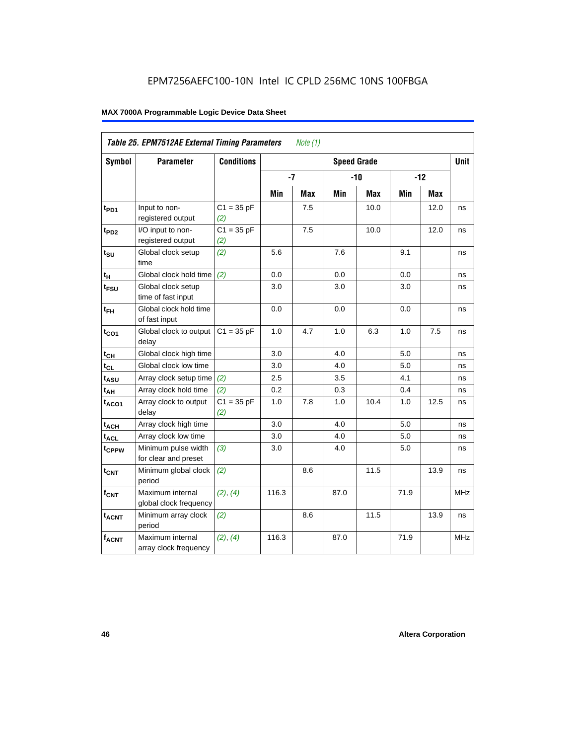EPM7256AEFC100-10N Intel IC CPLD 256MC 10NS 100FBGA

**MAX 7000A Programmable Logic Device Data Sheet**

| *Table 25. EPM7512AE External Timing Parameters* *Note (1)* | | | | | | | | | |
|---|---|---|---|---|---|---|---|---|---|
| **Symbol** | **Parameter** | **Conditions** | **Speed Grade** | | | | | | **Unit** |
| | | | **-7** | | **-10** | | **-12** | | |
| | | | **Min** | **Max** | **Min** | **Max** | **Min** | **Max** | |
| $t_{PD1}$ | Input to non-registered output | C1 = 35 pF *(2)* | | 7.5 | | 10.0 | | 12.0 | ns |
| $t_{PD2}$ | I/O input to non-registered output | C1 = 35 pF *(2)* | | 7.5 | | 10.0 | | 12.0 | ns |
| $t_{SU}$ | Global clock setup time | *(2)* | 5.6 | | 7.6 | | 9.1 | | ns |
| $t_{H}$ | Global clock hold time | *(2)* | 0.0 | | 0.0 | | 0.0 | | ns |
| $t_{FSU}$ | Global clock setup time of fast input | | 3.0 | | 3.0 | | 3.0 | | ns |
| $t_{FH}$ | Global clock hold time of fast input | | 0.0 | | 0.0 | | 0.0 | | ns |
| $t_{CO1}$ | Global clock to output delay | C1 = 35 pF | 1.0 | 4.7 | 1.0 | 6.3 | 1.0 | 7.5 | ns |
| $t_{CH}$ | Global clock high time | | 3.0 | | 4.0 | | 5.0 | | ns |
| $t_{CL}$ | Global clock low time | | 3.0 | | 4.0 | | 5.0 | | ns |
| $t_{ASU}$ | Array clock setup time | *(2)* | 2.5 | | 3.5 | | 4.1 | | ns |
| $t_{AH}$ | Array clock hold time | *(2)* | 0.2 | | 0.3 | | 0.4 | | ns |
| $t_{ACO1}$ | Array clock to output delay | C1 = 35 pF *(2)* | 1.0 | 7.8 | 1.0 | 10.4 | 1.0 | 12.5 | ns |
| $t_{ACH}$ | Array clock high time | | 3.0 | | 4.0 | | 5.0 | | ns |
| $t_{ACL}$ | Array clock low time | | 3.0 | | 4.0 | | 5.0 | | ns |
| $t_{CPPW}$ | Minimum pulse width for clear and preset | *(3)* | 3.0 | | 4.0 | | 5.0 | | ns |
| $t_{CNT}$ | Minimum global clock period | *(2)* | | 8.6 | | 11.5 | | 13.9 | ns |
| $f_{CNT}$ | Maximum internal global clock frequency | *(2)*, *(4)* | 116.3 | | 87.0 | | 71.9 | | MHz |
| $t_{ACNT}$ | Minimum array clock period | *(2)* | | 8.6 | | 11.5 | | 13.9 | ns |
| $f_{ACNT}$ | Maximum internal array clock frequency | *(2)*, *(4)* | 116.3 | | 87.0 | | 71.9 | | MHz |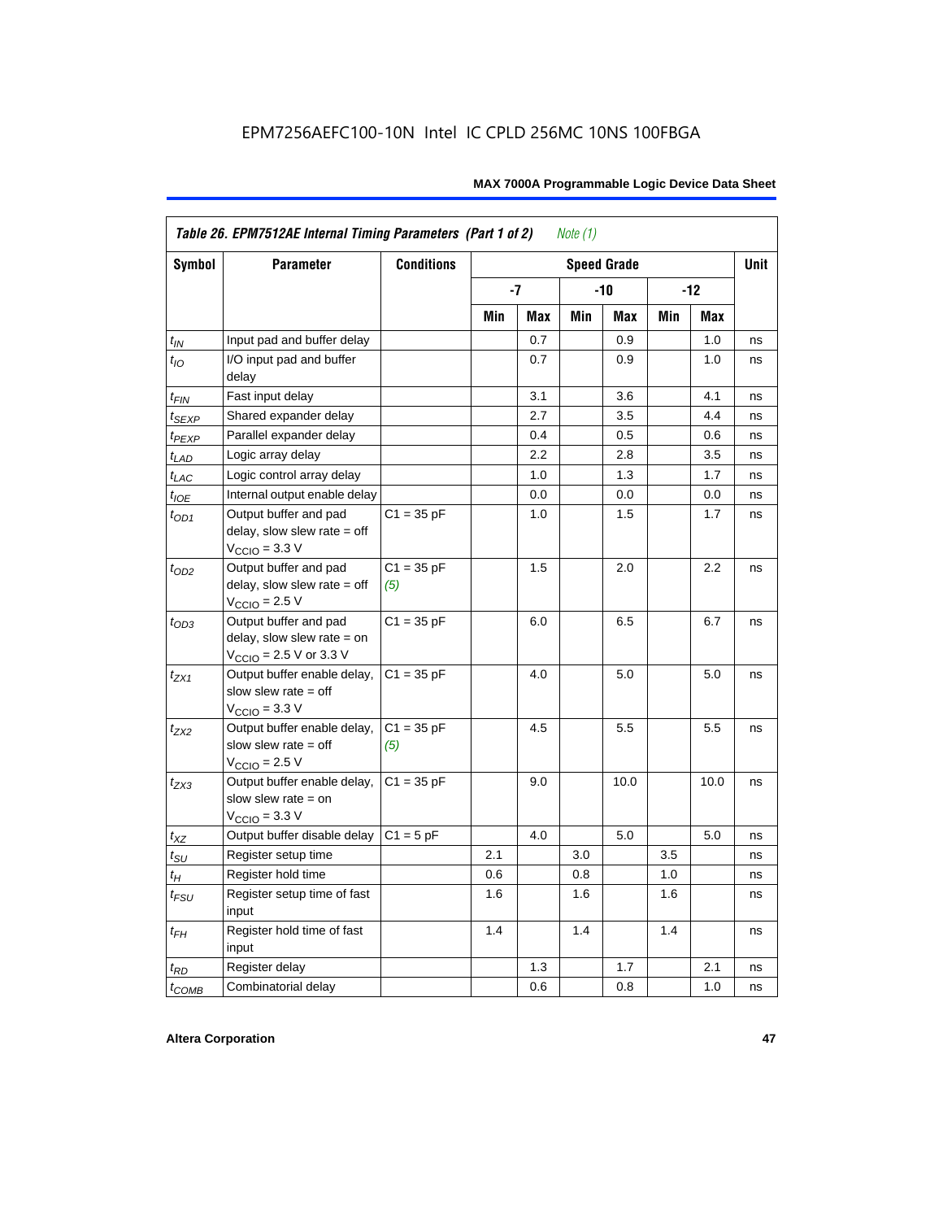EPM7256AEFC100-10N Intel IC CPLD 256MC 10NS 100FBGA

| Table 26. EPM7512AE Internal Timing Parameters (Part 1 of 2) Note (1) | | | | | | | | | |
|---|---|---|---|---|---|---|---|---|---|
| Symbol | Parameter | Conditions | Speed Grade | | | | | | Unit |
| | | | -7 | | -10 | | -12 | | |
| | | | Min | Max | Min | Max | Min | Max | |
| $t_{IN}$ | Input pad and buffer delay | | | 0.7 | | 0.9 | | 1.0 | ns |
| $t_{IO}$ | I/O input pad and buffer delay | | | 0.7 | | 0.9 | | 1.0 | ns |
| $t_{FIN}$ | Fast input delay | | | 3.1 | | 3.6 | | 4.1 | ns |
| $t_{SEXP}$ | Shared expander delay | | | 2.7 | | 3.5 | | 4.4 | ns |
| $t_{PEXP}$ | Parallel expander delay | | | 0.4 | | 0.5 | | 0.6 | ns |
| $t_{LAD}$ | Logic array delay | | | 2.2 | | 2.8 | | 3.5 | ns |
| $t_{LAC}$ | Logic control array delay | | | 1.0 | | 1.3 | | 1.7 | ns |
| $t_{IOE}$ | Internal output enable delay | | | 0.0 | | 0.0 | | 0.0 | ns |
| $t_{OD1}$ | Output buffer and pad delay, slow slew rate = off $V_{CCIO}$ = 3.3 V | C1 = 35 pF | | 1.0 | | 1.5 | | 1.7 | ns |
| $t_{OD2}$ | Output buffer and pad delay, slow slew rate = off $V_{CCIO}$ = 2.5 V | C1 = 35 pF (5) | | 1.5 | | 2.0 | | 2.2 | ns |
| $t_{OD3}$ | Output buffer and pad delay, slow slew rate = on $V_{CCIO}$ = 2.5 V or 3.3 V | C1 = 35 pF | | 6.0 | | 6.5 | | 6.7 | ns |
| $t_{ZX1}$ | Output buffer enable delay, slow slew rate = off $V_{CCIO}$ = 3.3 V | C1 = 35 pF | | 4.0 | | 5.0 | | 5.0 | ns |
| $t_{ZX2}$ | Output buffer enable delay, slow slew rate = off $V_{CCIO}$ = 2.5 V | C1 = 35 pF (5) | | 4.5 | | 5.5 | | 5.5 | ns |
| $t_{ZX3}$ | Output buffer enable delay, slow slew rate = on $V_{CCIO}$ = 3.3 V | C1 = 35 pF | | 9.0 | | 10.0 | | 10.0 | ns |
| $t_{XZ}$ | Output buffer disable delay | C1 = 5 pF | | 4.0 | | 5.0 | | 5.0 | ns |
| $t_{SU}$ | Register setup time | | 2.1 | | 3.0 | | 3.5 | | ns |
| $t_{H}$ | Register hold time | | 0.6 | | 0.8 | | 1.0 | | ns |
| $t_{FSU}$ | Register setup time of fast input | | 1.6 | | 1.6 | | 1.6 | | ns |
| $t_{FH}$ | Register hold time of fast input | | 1.4 | | 1.4 | | 1.4 | | ns |
| $t_{RD}$ | Register delay | | | 1.3 | | 1.7 | | 2.1 | ns |
| $t_{COMB}$ | Combinatorial delay | | | 0.6 | | 0.8 | | 1.0 | ns |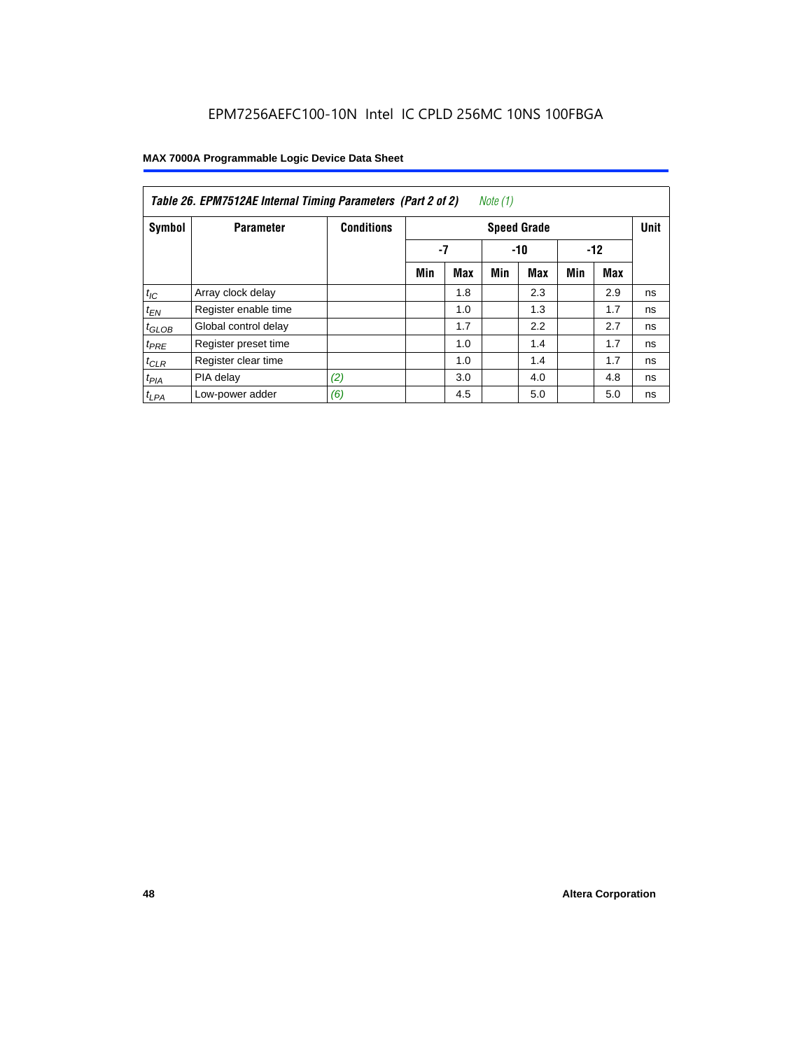EPM7256AEFC100-10N Intel IC CPLD 256MC 10NS 100FBGA

*Table 26. EPM7512AE Internal Timing Parameters (Part 2 of 2) Note (1)*

| Symbol | Parameter | Conditions | Speed Grade | | | | | | Unit |
|---|---|---|---|---|---|---|---|---|---|
| | | | -7 | | -10 | | -12 | | |
| | | | Min | Max | Min | Max | Min | Max | |
| $t_{IC}$ | Array clock delay | | | 1.8 | | 2.3 | | 2.9 | ns |
| $t_{EN}$ | Register enable time | | | 1.0 | | 1.3 | | 1.7 | ns |
| $t_{GLOB}$ | Global control delay | | | 1.7 | | 2.2 | | 2.7 | ns |
| $t_{PRE}$ | Register preset time | | | 1.0 | | 1.4 | | 1.7 | ns |
| $t_{CLR}$ | Register clear time | | | 1.0 | | 1.4 | | 1.7 | ns |
| $t_{PIA}$ | PIA delay | (2) | | 3.0 | | 4.0 | | 4.8 | ns |
| $t_{LPA}$ | Low-power adder | (6) | | 4.5 | | 5.0 | | 5.0 | ns |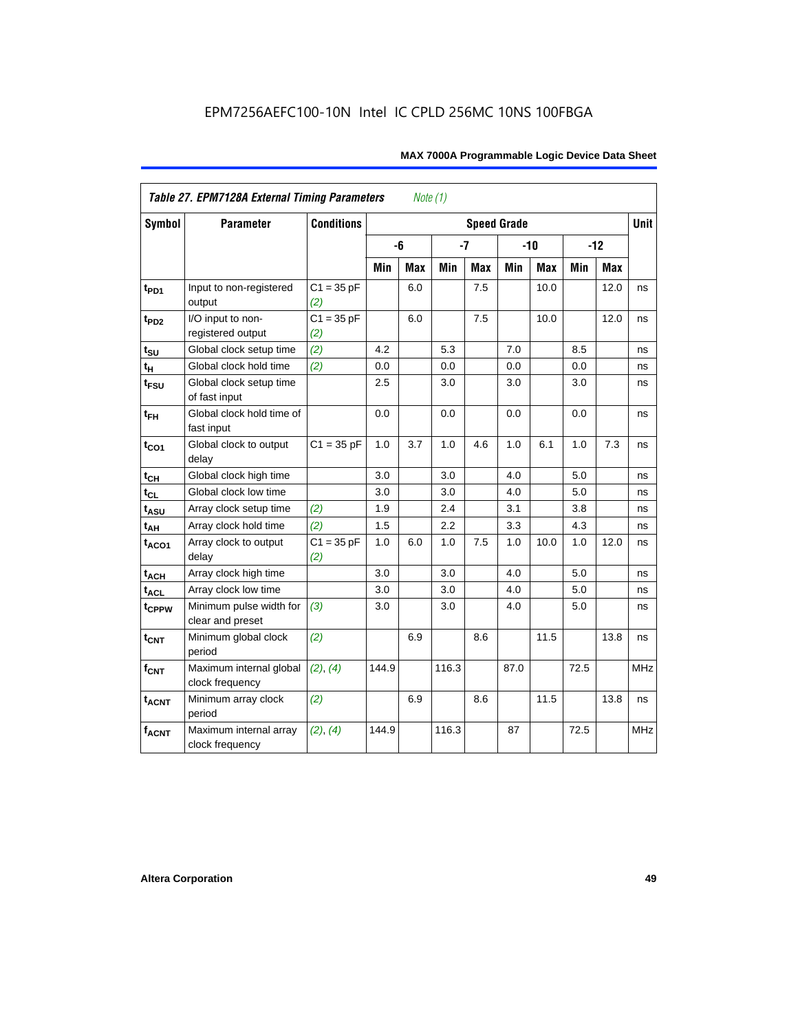EPM7256AEFC100-10N Intel IC CPLD 256MC 10NS 100FBGA

| Table 27. EPM7128A External Timing Parameters *Note (1)* | | | | | | | | | | | |
|---|---|---|---|---|---|---|---|---|---|---|---|
| Symbol | Parameter | Conditions | Speed Grade | | | | | | | | Unit |
| | | | -6 | | -7 | | -10 | | -12 | | |
| | | | Min | Max | Min | Max | Min | Max | Min | Max | |
| $t_{PD1}$ | Input to non-registered output | C1 = 35 pF *(2)* | | 6.0 | | 7.5 | | 10.0 | | 12.0 | ns |
| $t_{PD2}$ | I/O input to non-registered output | C1 = 35 pF *(2)* | | 6.0 | | 7.5 | | 10.0 | | 12.0 | ns |
| $t_{SU}$ | Global clock setup time | *(2)* | 4.2 | | 5.3 | | 7.0 | | 8.5 | | ns |
| $t_{H}$ | Global clock hold time | *(2)* | 0.0 | | 0.0 | | 0.0 | | 0.0 | | ns |
| $t_{FSU}$ | Global clock setup time of fast input | | 2.5 | | 3.0 | | 3.0 | | 3.0 | | ns |
| $t_{FH}$ | Global clock hold time of fast input | | 0.0 | | 0.0 | | 0.0 | | 0.0 | | ns |
| $t_{CO1}$ | Global clock to output delay | C1 = 35 pF | 1.0 | 3.7 | 1.0 | 4.6 | 1.0 | 6.1 | 1.0 | 7.3 | ns |
| $t_{CH}$ | Global clock high time | | 3.0 | | 3.0 | | 4.0 | | 5.0 | | ns |
| $t_{CL}$ | Global clock low time | | 3.0 | | 3.0 | | 4.0 | | 5.0 | | ns |
| $t_{ASU}$ | Array clock setup time | *(2)* | 1.9 | | 2.4 | | 3.1 | | 3.8 | | ns |
| $t_{AH}$ | Array clock hold time | *(2)* | 1.5 | | 2.2 | | 3.3 | | 4.3 | | ns |
| $t_{ACO1}$ | Array clock to output delay | C1 = 35 pF *(2)* | 1.0 | 6.0 | 1.0 | 7.5 | 1.0 | 10.0 | 1.0 | 12.0 | ns |
| $t_{ACH}$ | Array clock high time | | 3.0 | | 3.0 | | 4.0 | | 5.0 | | ns |
| $t_{ACL}$ | Array clock low time | | 3.0 | | 3.0 | | 4.0 | | 5.0 | | ns |
| $t_{CPPW}$ | Minimum pulse width for clear and preset | *(3)* | 3.0 | | 3.0 | | 4.0 | | 5.0 | | ns |
| $t_{CNT}$ | Minimum global clock period | *(2)* | | 6.9 | | 8.6 | | 11.5 | | 13.8 | ns |
| $f_{CNT}$ | Maximum internal global clock frequency | *(2)*, *(4)* | 144.9 | | 116.3 | | 87.0 | | 72.5 | | MHz |
| $t_{ACNT}$ | Minimum array clock period | *(2)* | | 6.9 | | 8.6 | | 11.5 | | 13.8 | ns |
| $f_{ACNT}$ | Maximum internal array clock frequency | *(2)*, *(4)* | 144.9 | | 116.3 | | 87 | | 72.5 | | MHz |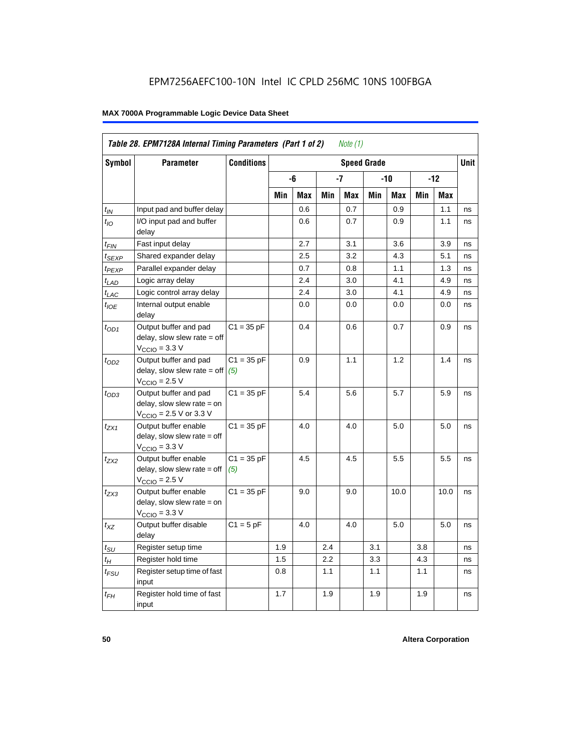EPM7256AEFC100-10N Intel IC CPLD 256MC 10NS 100FBGA

**Table 28. EPM7128A Internal Timing Parameters (Part 1 of 2)** *Note (1)*

| Symbol | Parameter | Conditions | Speed Grade | | | | | | | | Unit |
|---|---|---|---|---|---|---|---|---|---|---|---|
| | | | -6 | | -7 | | -10 | | -12 | | |
| | | | Min | Max | Min | Max | Min | Max | Min | Max | |
| $t_{IN}$ | Input pad and buffer delay | | | 0.6 | | 0.7 | | 0.9 | | 1.1 | ns |
| $t_{IO}$ | I/O input pad and buffer delay | | | 0.6 | | 0.7 | | 0.9 | | 1.1 | ns |
| $t_{FIN}$ | Fast input delay | | | 2.7 | | 3.1 | | 3.6 | | 3.9 | ns |
| $t_{SEXP}$ | Shared expander delay | | | 2.5 | | 3.2 | | 4.3 | | 5.1 | ns |
| $t_{PEXP}$ | Parallel expander delay | | | 0.7 | | 0.8 | | 1.1 | | 1.3 | ns |
| $t_{LAD}$ | Logic array delay | | | 2.4 | | 3.0 | | 4.1 | | 4.9 | ns |
| $t_{LAC}$ | Logic control array delay | | | 2.4 | | 3.0 | | 4.1 | | 4.9 | ns |
| $t_{IOE}$ | Internal output enable delay | | | 0.0 | | 0.0 | | 0.0 | | 0.0 | ns |
| $t_{OD1}$ | Output buffer and pad delay, slow slew rate = off $V_{CCIO}$ = 3.3 V | C1 = 35 pF | | 0.4 | | 0.6 | | 0.7 | | 0.9 | ns |
| $t_{OD2}$ | Output buffer and pad delay, slow slew rate = off $V_{CCIO}$ = 2.5 V | C1 = 35 pF *(5)* | | 0.9 | | 1.1 | | 1.2 | | 1.4 | ns |
| $t_{OD3}$ | Output buffer and pad delay, slow slew rate = on $V_{CCIO}$ = 2.5 V or 3.3 V | C1 = 35 pF | | 5.4 | | 5.6 | | 5.7 | | 5.9 | ns |
| $t_{ZX1}$ | Output buffer enable delay, slow slew rate = off $V_{CCIO}$ = 3.3 V | C1 = 35 pF | | 4.0 | | 4.0 | | 5.0 | | 5.0 | ns |
| $t_{ZX2}$ | Output buffer enable delay, slow slew rate = off $V_{CCIO}$ = 2.5 V | C1 = 35 pF *(5)* | | 4.5 | | 4.5 | | 5.5 | | 5.5 | ns |
| $t_{ZX3}$ | Output buffer enable delay, slow slew rate = on $V_{CCIO}$ = 3.3 V | C1 = 35 pF | | 9.0 | | 9.0 | | 10.0 | | 10.0 | ns |
| $t_{XZ}$ | Output buffer disable delay | C1 = 5 pF | | 4.0 | | 4.0 | | 5.0 | | 5.0 | ns |
| $t_{SU}$ | Register setup time | | 1.9 | | 2.4 | | 3.1 | | 3.8 | | ns |
| $t_{H}$ | Register hold time | | 1.5 | | 2.2 | | 3.3 | | 4.3 | | ns |
| $t_{FSU}$ | Register setup time of fast input | | 0.8 | | 1.1 | | 1.1 | | 1.1 | | ns |
| $t_{FH}$ | Register hold time of fast input | | 1.7 | | 1.9 | | 1.9 | | 1.9 | | ns |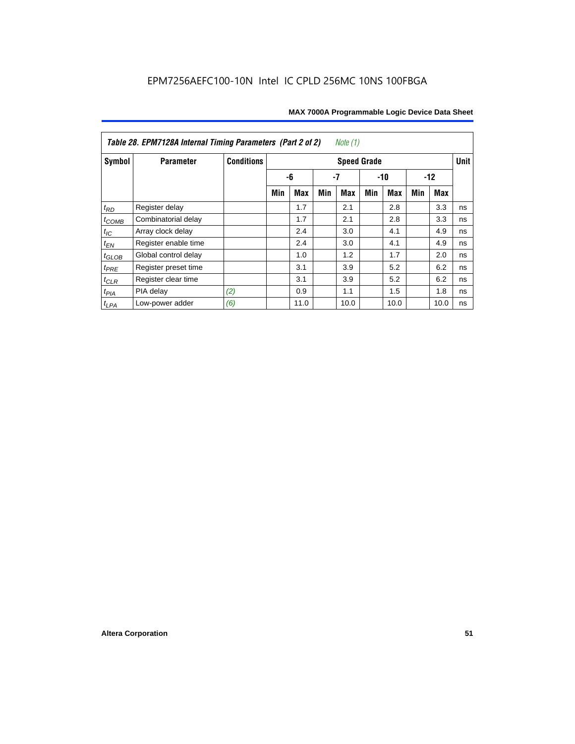EPM7256AEFC100-10N Intel IC CPLD 256MC 10NS 100FBGA

| Table 28. EPM7128A Internal Timing Parameters (Part 2 of 2) *Note (1)* | | | | | | | | | | | |
|---|---|---|---|---|---|---|---|---|---|---|---|
| Symbol | Parameter | Conditions | Speed Grade | | | | | | | | Unit |
| | | | -6 | | -7 | | -10 | | -12 | | |
| | | | Min | Max | Min | Max | Min | Max | Min | Max | |
| $t_{RD}$ | Register delay | | | 1.7 | | 2.1 | | 2.8 | | 3.3 | ns |
| $t_{COMB}$ | Combinatorial delay | | | 1.7 | | 2.1 | | 2.8 | | 3.3 | ns |
| $t_{IC}$ | Array clock delay | | | 2.4 | | 3.0 | | 4.1 | | 4.9 | ns |
| $t_{EN}$ | Register enable time | | | 2.4 | | 3.0 | | 4.1 | | 4.9 | ns |
| $t_{GLOB}$ | Global control delay | | | 1.0 | | 1.2 | | 1.7 | | 2.0 | ns |
| $t_{PRE}$ | Register preset time | | | 3.1 | | 3.9 | | 5.2 | | 6.2 | ns |
| $t_{CLR}$ | Register clear time | | | 3.1 | | 3.9 | | 5.2 | | 6.2 | ns |
| $t_{PIA}$ | PIA delay | *(2)* | | 0.9 | | 1.1 | | 1.5 | | 1.8 | ns |
| $t_{LPA}$ | Low-power adder | *(6)* | | 11.0 | | 10.0 | | 10.0 | | 10.0 | ns |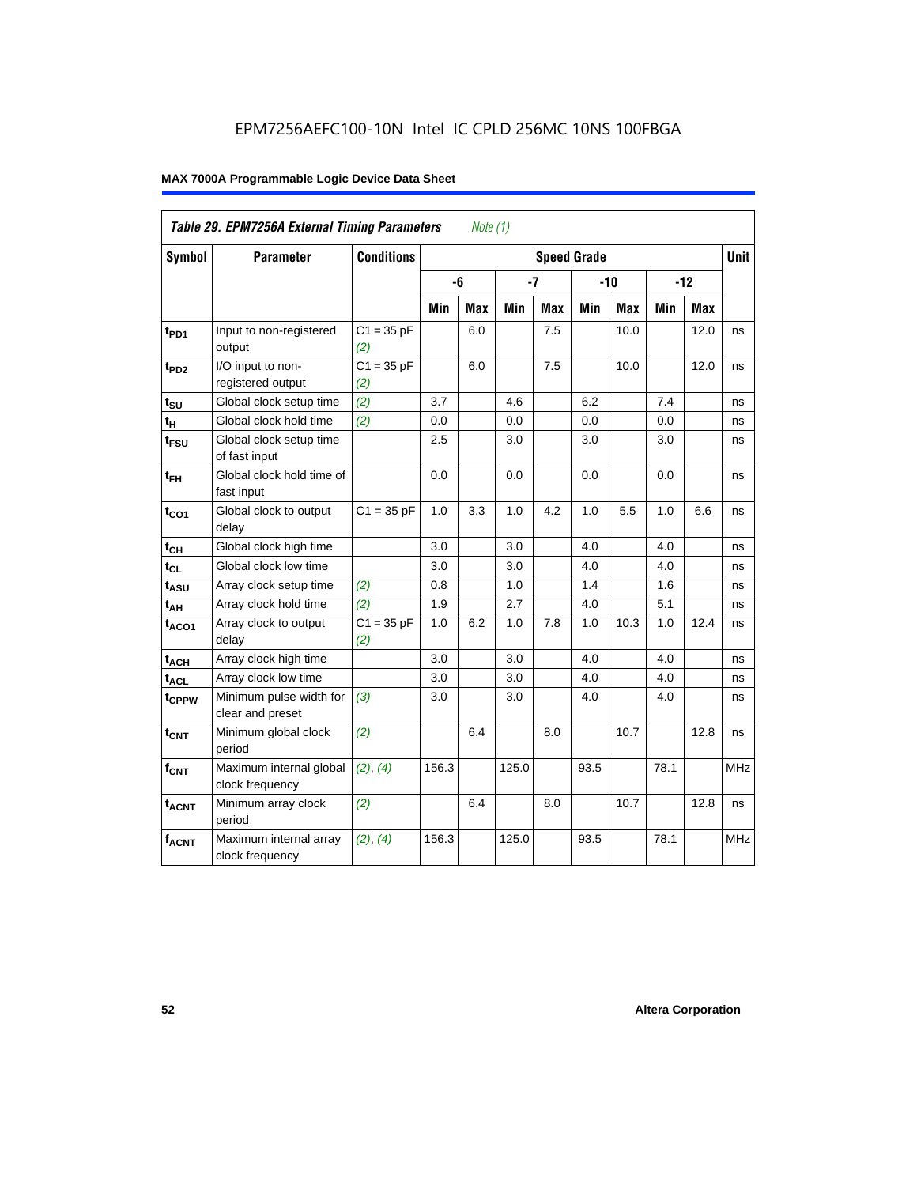EPM7256AEFC100-10N Intel IC CPLD 256MC 10NS 100FBGA

**MAX 7000A Programmable Logic Device Data Sheet**

| *Table 29. EPM7256A External Timing Parameters* *Note (1)* | | | | | | | | | | | |
|---|---|---|---|---|---|---|---|---|---|---|---|
| **Symbol** | **Parameter** | **Conditions** | **Speed Grade** | | | | | | | | **Unit** |
| | | | **-6** | | **-7** | | **-10** | | **-12** | | |
| | | | **Min** | **Max** | **Min** | **Max** | **Min** | **Max** | **Min** | **Max** | |
| $t_{PD1}$ | Input to non-registered output | C1 = 35 pF *(2)* | | 6.0 | | 7.5 | | 10.0 | | 12.0 | ns |
| $t_{PD2}$ | I/O input to non-registered output | C1 = 35 pF *(2)* | | 6.0 | | 7.5 | | 10.0 | | 12.0 | ns |
| $t_{SU}$ | Global clock setup time | *(2)* | 3.7 | | 4.6 | | 6.2 | | 7.4 | | ns |
| $t_{H}$ | Global clock hold time | *(2)* | 0.0 | | 0.0 | | 0.0 | | 0.0 | | ns |
| $t_{FSU}$ | Global clock setup time of fast input | | 2.5 | | 3.0 | | 3.0 | | 3.0 | | ns |
| $t_{FH}$ | Global clock hold time of fast input | | 0.0 | | 0.0 | | 0.0 | | 0.0 | | ns |
| $t_{CO1}$ | Global clock to output delay | C1 = 35 pF | 1.0 | 3.3 | 1.0 | 4.2 | 1.0 | 5.5 | 1.0 | 6.6 | ns |
| $t_{CH}$ | Global clock high time | | 3.0 | | 3.0 | | 4.0 | | 4.0 | | ns |
| $t_{CL}$ | Global clock low time | | 3.0 | | 3.0 | | 4.0 | | 4.0 | | ns |
| $t_{ASU}$ | Array clock setup time | *(2)* | 0.8 | | 1.0 | | 1.4 | | 1.6 | | ns |
| $t_{AH}$ | Array clock hold time | *(2)* | 1.9 | | 2.7 | | 4.0 | | 5.1 | | ns |
| $t_{ACO1}$ | Array clock to output delay | C1 = 35 pF *(2)* | 1.0 | 6.2 | 1.0 | 7.8 | 1.0 | 10.3 | 1.0 | 12.4 | ns |
| $t_{ACH}$ | Array clock high time | | 3.0 | | 3.0 | | 4.0 | | 4.0 | | ns |
| $t_{ACL}$ | Array clock low time | | 3.0 | | 3.0 | | 4.0 | | 4.0 | | ns |
| $t_{CPPW}$ | Minimum pulse width for clear and preset | *(3)* | 3.0 | | 3.0 | | 4.0 | | 4.0 | | ns |
| $t_{CNT}$ | Minimum global clock period | *(2)* | | 6.4 | | 8.0 | | 10.7 | | 12.8 | ns |
| $f_{CNT}$ | Maximum internal global clock frequency | *(2)*, *(4)* | 156.3 | | 125.0 | | 93.5 | | 78.1 | | MHz |
| $t_{ACNT}$ | Minimum array clock period | *(2)* | | 6.4 | | 8.0 | | 10.7 | | 12.8 | ns |
| $f_{ACNT}$ | Maximum internal array clock frequency | *(2)*, *(4)* | 156.3 | | 125.0 | | 93.5 | | 78.1 | | MHz |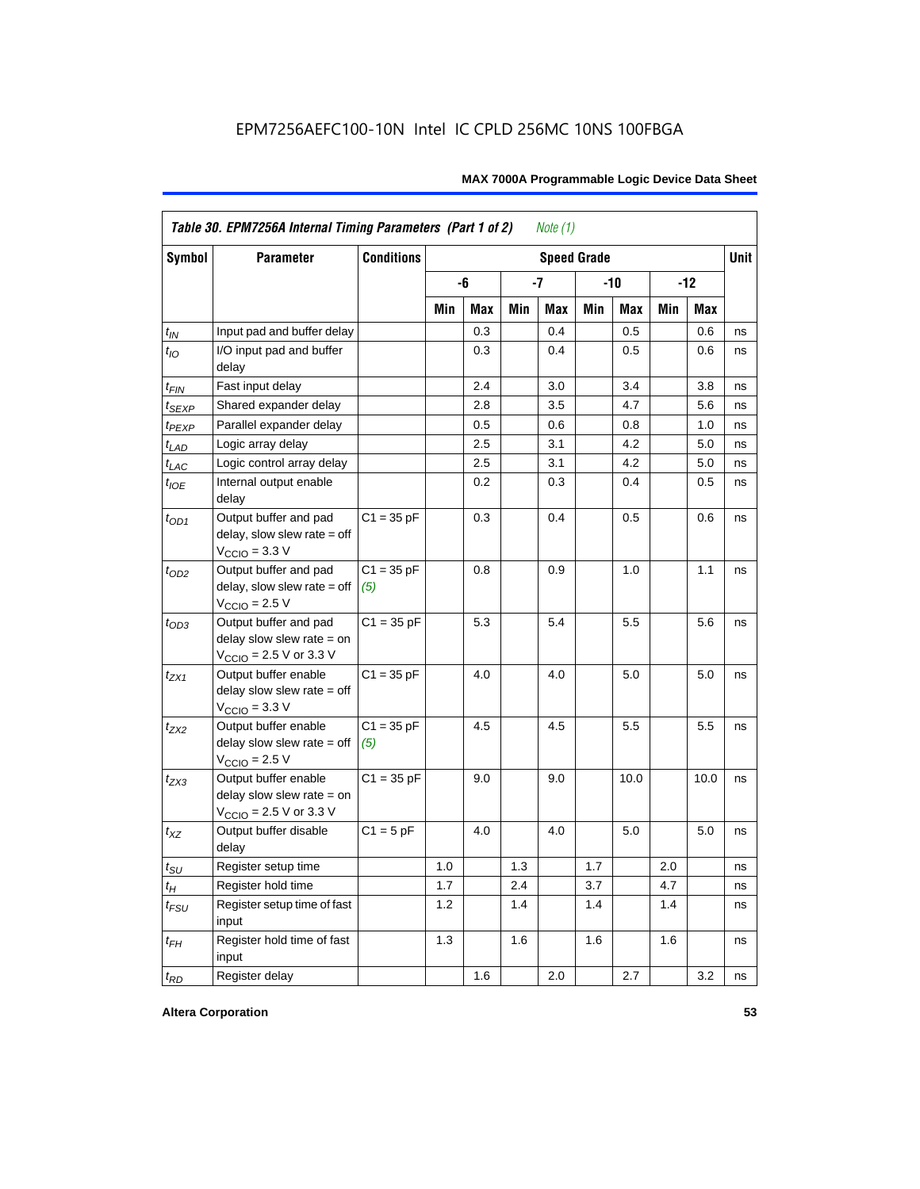EPM7256AEFC100-10N Intel IC CPLD 256MC 10NS 100FBGA

**Table 30. EPM7256A Internal Timing Parameters (Part 1 of 2)** *Note (1)*

| Symbol | Parameter | Conditions | Speed Grade | | | | | | | | Unit |
|---|---|---|---|---|---|---|---|---|---|---|---|
| | | | -6 | | -7 | | -10 | | -12 | | |
| | | | Min | Max | Min | Max | Min | Max | Min | Max | |
| $t_{IN}$ | Input pad and buffer delay | | | 0.3 | | 0.4 | | 0.5 | | 0.6 | ns |
| $t_{IO}$ | I/O input pad and buffer delay | | | 0.3 | | 0.4 | | 0.5 | | 0.6 | ns |
| $t_{FIN}$ | Fast input delay | | | 2.4 | | 3.0 | | 3.4 | | 3.8 | ns |
| $t_{SEXP}$ | Shared expander delay | | | 2.8 | | 3.5 | | 4.7 | | 5.6 | ns |
| $t_{PEXP}$ | Parallel expander delay | | | 0.5 | | 0.6 | | 0.8 | | 1.0 | ns |
| $t_{LAD}$ | Logic array delay | | | 2.5 | | 3.1 | | 4.2 | | 5.0 | ns |
| $t_{LAC}$ | Logic control array delay | | | 2.5 | | 3.1 | | 4.2 | | 5.0 | ns |
| $t_{IOE}$ | Internal output enable delay | | | 0.2 | | 0.3 | | 0.4 | | 0.5 | ns |
| $t_{OD1}$ | Output buffer and pad delay, slow slew rate = off $V_{CCIO}$ = 3.3 V | C1 = 35 pF | | 0.3 | | 0.4 | | 0.5 | | 0.6 | ns |
| $t_{OD2}$ | Output buffer and pad delay, slow slew rate = off $V_{CCIO}$ = 2.5 V | C1 = 35 pF *(5)* | | 0.8 | | 0.9 | | 1.0 | | 1.1 | ns |
| $t_{OD3}$ | Output buffer and pad delay slow slew rate = on $V_{CCIO}$ = 2.5 V or 3.3 V | C1 = 35 pF | | 5.3 | | 5.4 | | 5.5 | | 5.6 | ns |
| $t_{ZX1}$ | Output buffer enable delay slow slew rate = off $V_{CCIO}$ = 3.3 V | C1 = 35 pF | | 4.0 | | 4.0 | | 5.0 | | 5.0 | ns |
| $t_{ZX2}$ | Output buffer enable delay slow slew rate = off $V_{CCIO}$ = 2.5 V | C1 = 35 pF *(5)* | | 4.5 | | 4.5 | | 5.5 | | 5.5 | ns |
| $t_{ZX3}$ | Output buffer enable delay slow slew rate = on $V_{CCIO}$ = 2.5 V or 3.3 V | C1 = 35 pF | | 9.0 | | 9.0 | | 10.0 | | 10.0 | ns |
| $t_{XZ}$ | Output buffer disable delay | C1 = 5 pF | | 4.0 | | 4.0 | | 5.0 | | 5.0 | ns |
| $t_{SU}$ | Register setup time | | 1.0 | | 1.3 | | 1.7 | | 2.0 | | ns |
| $t_{H}$ | Register hold time | | 1.7 | | 2.4 | | 3.7 | | 4.7 | | ns |
| $t_{FSU}$ | Register setup time of fast input | | 1.2 | | 1.4 | | 1.4 | | 1.4 | | ns |
| $t_{FH}$ | Register hold time of fast input | | 1.3 | | 1.6 | | 1.6 | | 1.6 | | ns |
| $t_{RD}$ | Register delay | | | 1.6 | | 2.0 | | 2.7 | | 3.2 | ns |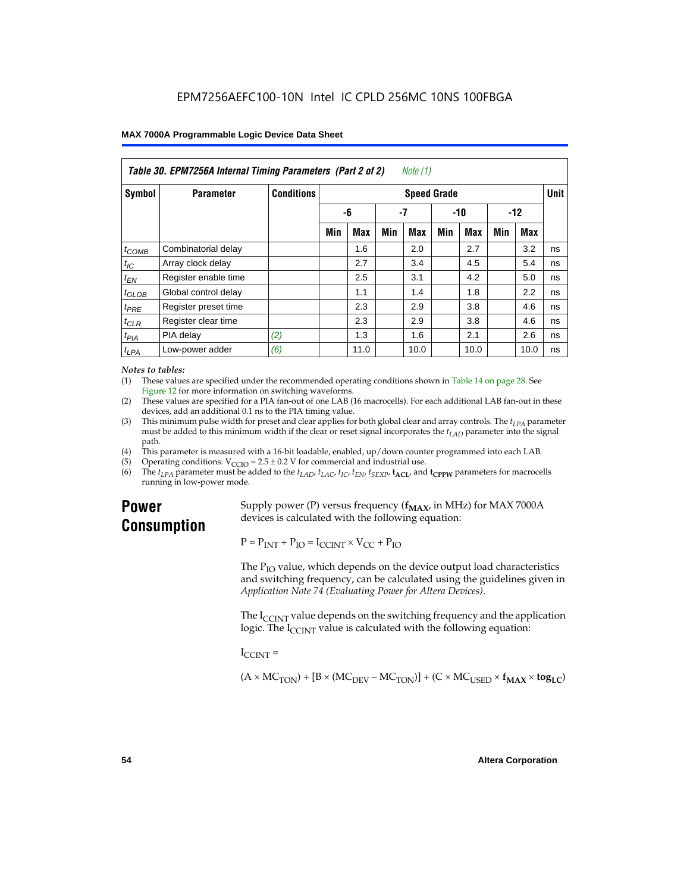| Table 30. EPM7256A Internal Timing Parameters (Part 2 of 2) Note (1) | | | | | | | | | | | |
|---|---|---|---|---|---|---|---|---|---|---|---|
| Symbol | Parameter | Conditions | Speed Grade | | | | | | | | Unit |
| | | | -6 | | -7 | | -10 | | -12 | | |
| | | | Min | Max | Min | Max | Min | Max | Min | Max | |
| $t_{COMB}$ | Combinatorial delay | | | 1.6 | | 2.0 | | 2.7 | | 3.2 | ns |
| $t_{IC}$ | Array clock delay | | | 2.7 | | 3.4 | | 4.5 | | 5.4 | ns |
| $t_{EN}$ | Register enable time | | | 2.5 | | 3.1 | | 4.2 | | 5.0 | ns |
| $t_{GLOB}$ | Global control delay | | | 1.1 | | 1.4 | | 1.8 | | 2.2 | ns |
| $t_{PRE}$ | Register preset time | | | 2.3 | | 2.9 | | 3.8 | | 4.6 | ns |
| $t_{CLR}$ | Register clear time | | | 2.3 | | 2.9 | | 3.8 | | 4.6 | ns |
| $t_{PIA}$ | PIA delay | (2) | | 1.3 | | 1.6 | | 2.1 | | 2.6 | ns |
| $t_{LPA}$ | Low-power adder | (6) | | 11.0 | | 10.0 | | 10.0 | | 10.0 | ns |

*Notes to tables:*

(1) These values are specified under the recommended operating conditions shown in Table 14 on page 28. See Figure 12 for more information on switching waveforms.
(2) These values are specified for a PIA fan-out of one LAB (16 macrocells). For each additional LAB fan-out in these devices, add an additional 0.1 ns to the PIA timing value.
(3) This minimum pulse width for preset and clear applies for both global clear and array controls. The $t_{LPA}$ parameter must be added to this minimum width if the clear or reset signal incorporates the $t_{LAD}$ parameter into the signal path.
(4) This parameter is measured with a 16-bit loadable, enabled, up/down counter programmed into each LAB.
(5) Operating conditions: $V_{CCIO} = 2.5 \pm 0.2$ V for commercial and industrial use.
(6) The $t_{LPA}$ parameter must be added to the $t_{LAD}$, $t_{LAC}$, $t_{IC}$, $t_{EN}$, $t_{SEXP}$, $\mathbf{t_{ACL}}$, and $\mathbf{t_{CPPW}}$ parameters for macrocells running in low-power mode.

## Power Consumption

Supply power (P) versus frequency ($\mathbf{f_{MAX}}$, in MHz) for MAX 7000A devices is calculated with the following equation:

$$P = P_{INT} + P_{IO} = I_{CCINT} \times V_{CC} + P_{IO}$$

The $P_{IO}$ value, which depends on the device output load characteristics and switching frequency, can be calculated using the guidelines given in *Application Note 74 (Evaluating Power for Altera Devices)*.

The $I_{CCINT}$ value depends on the switching frequency and the application logic. The $I_{CCINT}$ value is calculated with the following equation:

$I_{CCINT}$ =

$$(A \times MC_{TON}) + [B \times (MC_{DEV} - MC_{TON})] + (C \times MC_{USED} \times \mathbf{f_{MAX}} \times \mathbf{tog_{LC}})$$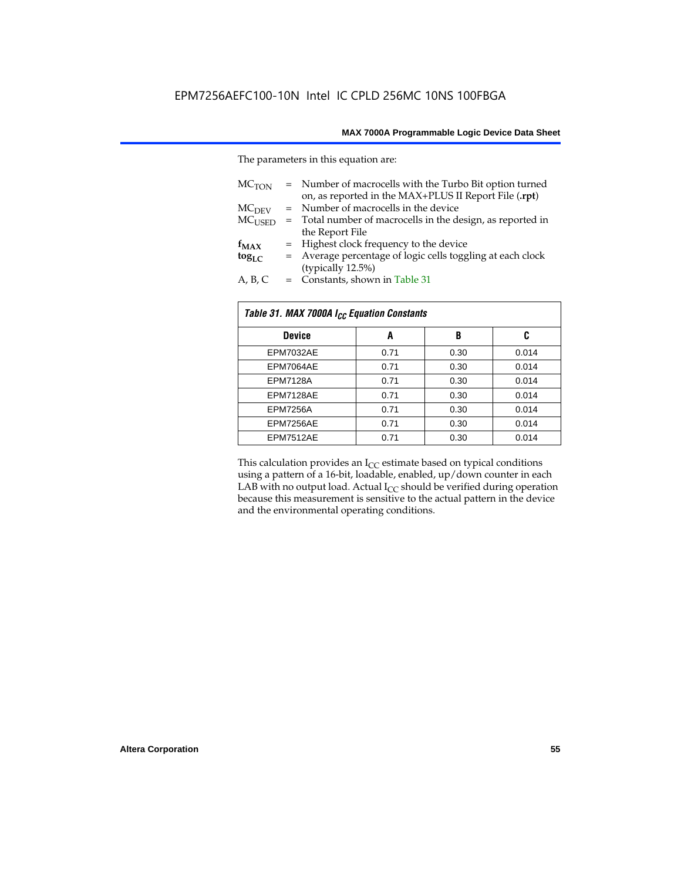The parameters in this equation are:

$MC_{TON}$ = Number of macrocells with the Turbo Bit option turned on, as reported in the MAX+PLUS II Report File (**.rpt**)
$MC_{DEV}$ = Number of macrocells in the device
$MC_{USED}$ = Total number of macrocells in the design, as reported in the Report File
$f_{MAX}$ = Highest clock frequency to the device
$tog_{LC}$ = Average percentage of logic cells toggling at each clock (typically 12.5%)
A, B, C = Constants, shown in Table 31

**Table 31. MAX 7000A $I_{CC}$ Equation Constants**

| Device | A | B | C |
|---|---|---|---|
| EPM7032AE | 0.71 | 0.30 | 0.014 |
| EPM7064AE | 0.71 | 0.30 | 0.014 |
| EPM7128A | 0.71 | 0.30 | 0.014 |
| EPM7128AE | 0.71 | 0.30 | 0.014 |
| EPM7256A | 0.71 | 0.30 | 0.014 |
| EPM7256AE | 0.71 | 0.30 | 0.014 |
| EPM7512AE | 0.71 | 0.30 | 0.014 |

This calculation provides an $I_{CC}$ estimate based on typical conditions using a pattern of a 16-bit, loadable, enabled, up/down counter in each LAB with no output load. Actual $I_{CC}$ should be verified during operation because this measurement is sensitive to the actual pattern in the device and the environmental operating conditions.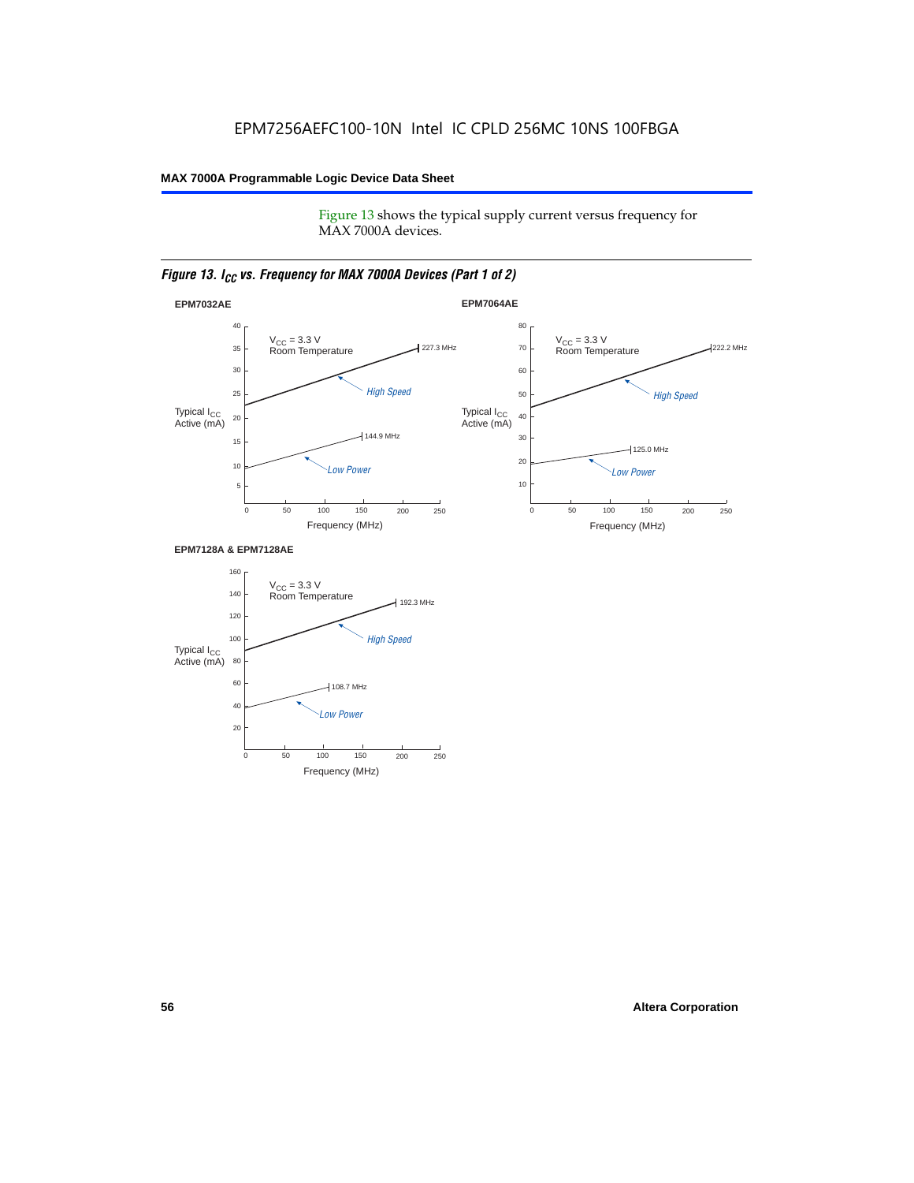Figure 13 shows the typical supply current versus frequency for MAX 7000A devices.

*Figure 13. $I_{CC}$ vs. Frequency for MAX 7000A Devices (Part 1 of 2)*

**EPM7032AE**

$V_{CC}$ = 3.3 V
Room Temperature

Typical $I_{CC}$ Active (mA)

40
35
30
25
20
15
10
5

227.3 MHz
High Speed
144.9 MHz
Low Power

0 50 100 150 200 250

Frequency (MHz)

**EPM7064AE**

$V_{CC}$ = 3.3 V
Room Temperature

Typical $I_{CC}$ Active (mA)

80
70
60
50
40
30
20
10

222.2 MHz
High Speed
125.0 MHz
Low Power

0 50 100 150 200 250

Frequency (MHz)

**EPM7128A & EPM7128AE**

$V_{CC}$ = 3.3 V
Room Temperature

Typical $I_{CC}$ Active (mA)

160
140
120
100
80
60
40
20

192.3 MHz
High Speed
108.7 MHz
Low Power

0 50 100 150 200 250

Frequency (MHz)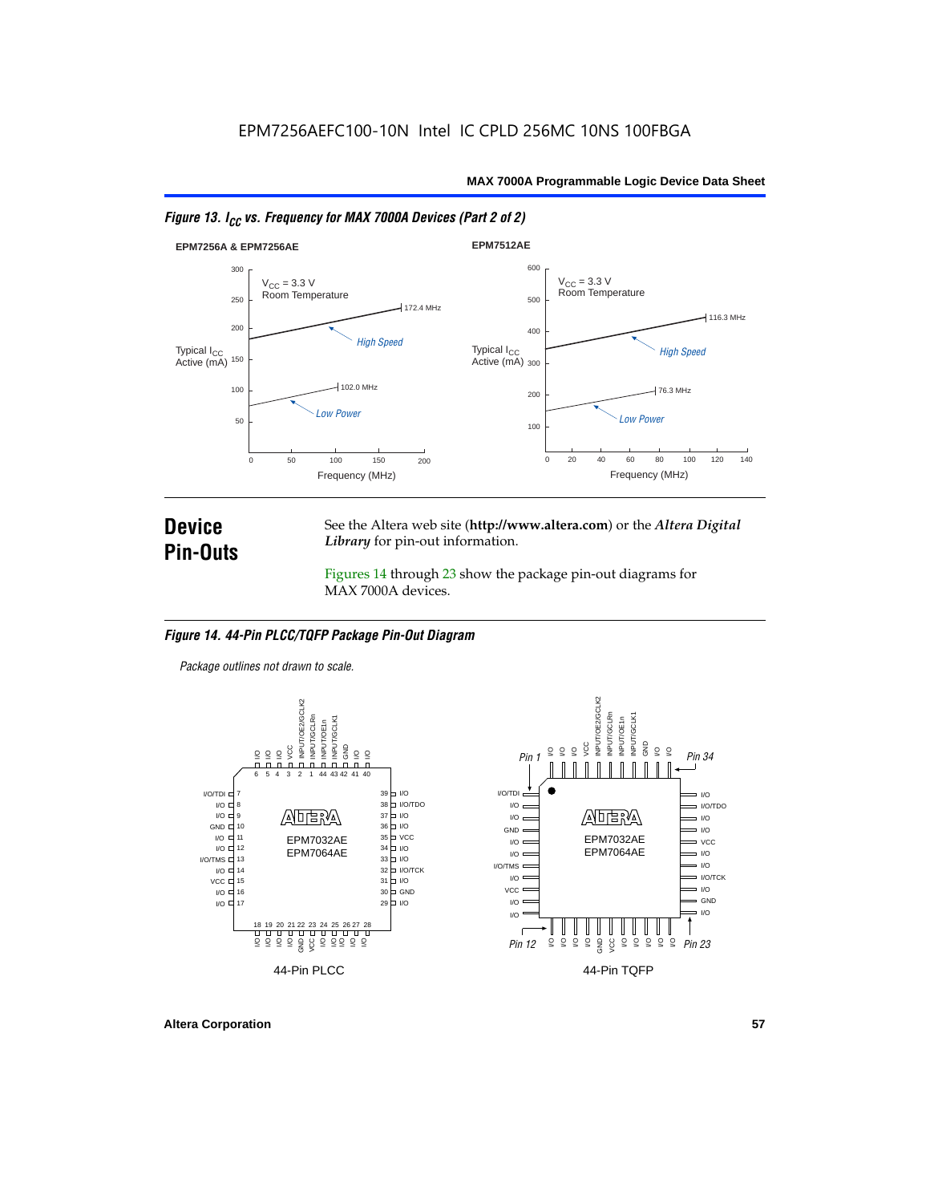EPM7256AEFC100-10N Intel IC CPLD 256MC 10NS 100FBGA

*Figure 13. $I_{CC}$ vs. Frequency for MAX 7000A Devices (Part 2 of 2)*

EPM7256A & EPM7256AE

$V_{CC}$ = 3.3 V
Room Temperature

172.4 MHz
High Speed
102.0 MHz
Low Power

Typical $I_{CC}$ Active (mA)

300
250
200
150
100
50

0
50
100
150
200

Frequency (MHz)

EPM7512AE

$V_{CC}$ = 3.3 V
Room Temperature

116.3 MHz
High Speed
76.3 MHz
Low Power

Typical $I_{CC}$ Active (mA)

600
500
400
300
200
100

0
20
40
60
80
100
120
140

Frequency (MHz)

## Device Pin-Outs

See the Altera web site (**http://www.altera.com**) or the ***Altera Digital Library*** for pin-out information.

Figures 14 through 23 show the package pin-out diagrams for MAX 7000A devices.

*Figure 14. 44-Pin PLCC/TQFP Package Pin-Out Diagram*

*Package outlines not drawn to scale.*

I/O
I/O
I/O
VCC
INPUT/OE2/GCLK2
INPUT/GCLRn
INPUT/OE1n
INPUT/GCLK1
GND
I/O
I/O

6 5 4 3 2 1 44 43 42 41 40

I/O/TDI 7
I/O 8
I/O 9
GND 10
I/O 11
I/O 12
I/O/TMS 13
I/O 14
VCC 15
I/O 16
I/O 17

39 I/O
38 I/O/TDO
37 I/O
36 I/O
35 VCC
34 I/O
33 I/O
32 I/O/TCK
31 I/O
30 GND
29 I/O

EPM7032AE
EPM7064AE

18 19 20 21 22 23 24 25 26 27 28

I/O
I/O
I/O
I/O
GND
VCC
I/O
I/O
I/O
I/O
I/O

44-Pin PLCC

Pin 1
Pin 34
Pin 12
Pin 23

I/O
I/O
I/O
VCC
INPUT/OE2/GCLK2
INPUT/GCLRn
INPUT/OE1n
INPUT/GCLK1
GND
I/O
I/O

I/O/TDI
I/O
I/O
GND
I/O
I/O
I/O/TMS
I/O
VCC
I/O
I/O

I/O
I/O/TDO
I/O
I/O
VCC
I/O
I/O
I/O/TCK
I/O
GND
I/O

EPM7032AE
EPM7064AE

I/O
I/O
I/O
I/O
GND
VCC
I/O
I/O
I/O
I/O
I/O

44-Pin TQFP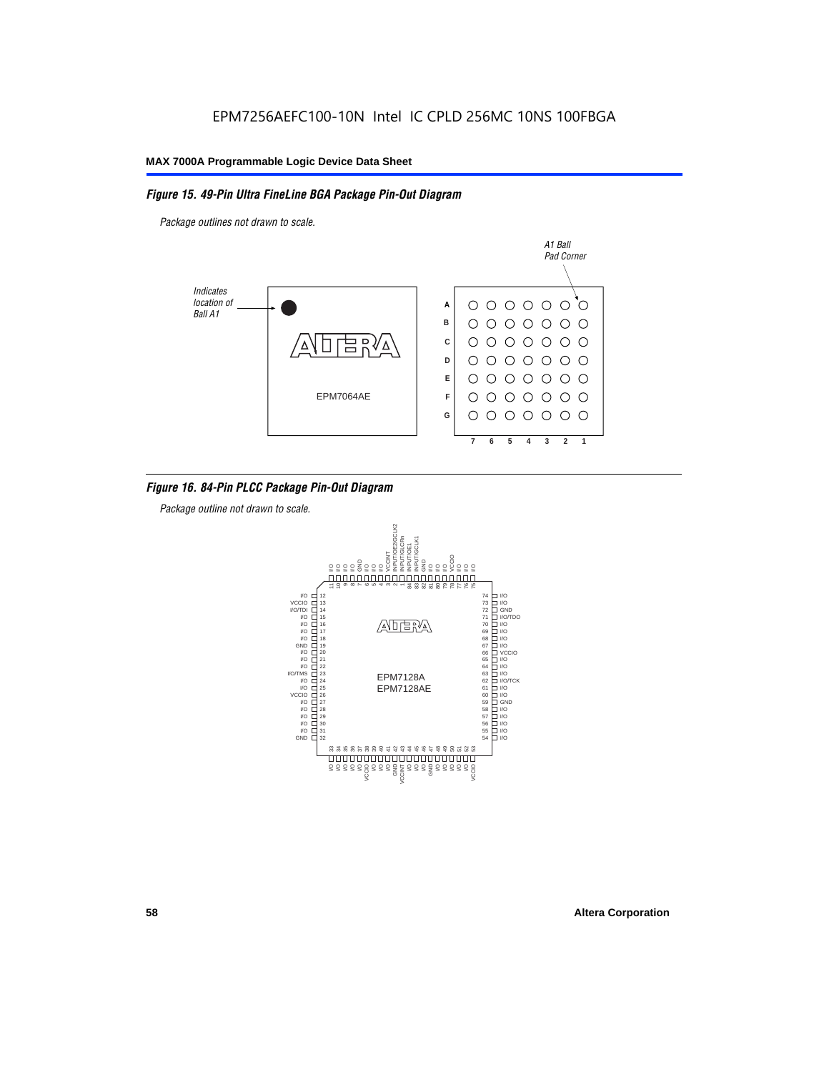EPM7256AEFC100-10N Intel IC CPLD 256MC 10NS 100FBGA

*Figure 15. 49-Pin Ultra FineLine BGA Package Pin-Out Diagram*

*Package outlines not drawn to scale.*

*Indicates location of Ball A1*

EPM7064AE

*A1 Ball Pad Corner*

A
B
C
D
E
F
G

7 6 5 4 3 2 1

*Figure 16. 84-Pin PLCC Package Pin-Out Diagram*

*Package outline not drawn to scale.*

EPM7128A
EPM7128AE

11 I/O
10 I/O
9 I/O
8 I/O
7 GND
6 I/O
5 I/O
4 I/O
3 VCCINT
2 INPUT/OE2/GCLK2
1 INPUT/GCLRn
84 INPUT/OE1
83 INPUT/GCLK1
82 GND
81 I/O
80 I/O
79 I/O
78 VCCIO
77 I/O
76 I/O
75 I/O

12 I/O
13 VCCIO
14 I/O/TDI
15 I/O
16 I/O
17 I/O
18 I/O
19 GND
20 I/O
21 I/O
22 I/O
23 I/O/TMS
24 I/O
25 I/O
26 VCCIO
27 I/O
28 I/O
29 I/O
30 I/O
31 I/O
32 GND

33 I/O
34 I/O
35 I/O
36 I/O
37 I/O
38 VCCIO
39 I/O
40 I/O
41 I/O
42 GND
43 VCCINT
44 I/O
45 I/O
46 I/O
47 GND
48 I/O
49 I/O
50 I/O
51 I/O
52 I/O
53 VCCIO

74 I/O
73 I/O
72 GND
71 I/O/TDO
70 I/O
69 I/O
68 I/O
67 I/O
66 VCCIO
65 I/O
64 I/O
63 I/O
62 I/O/TCK
61 I/O
60 I/O
59 GND
58 I/O
57 I/O
56 I/O
55 I/O
54 I/O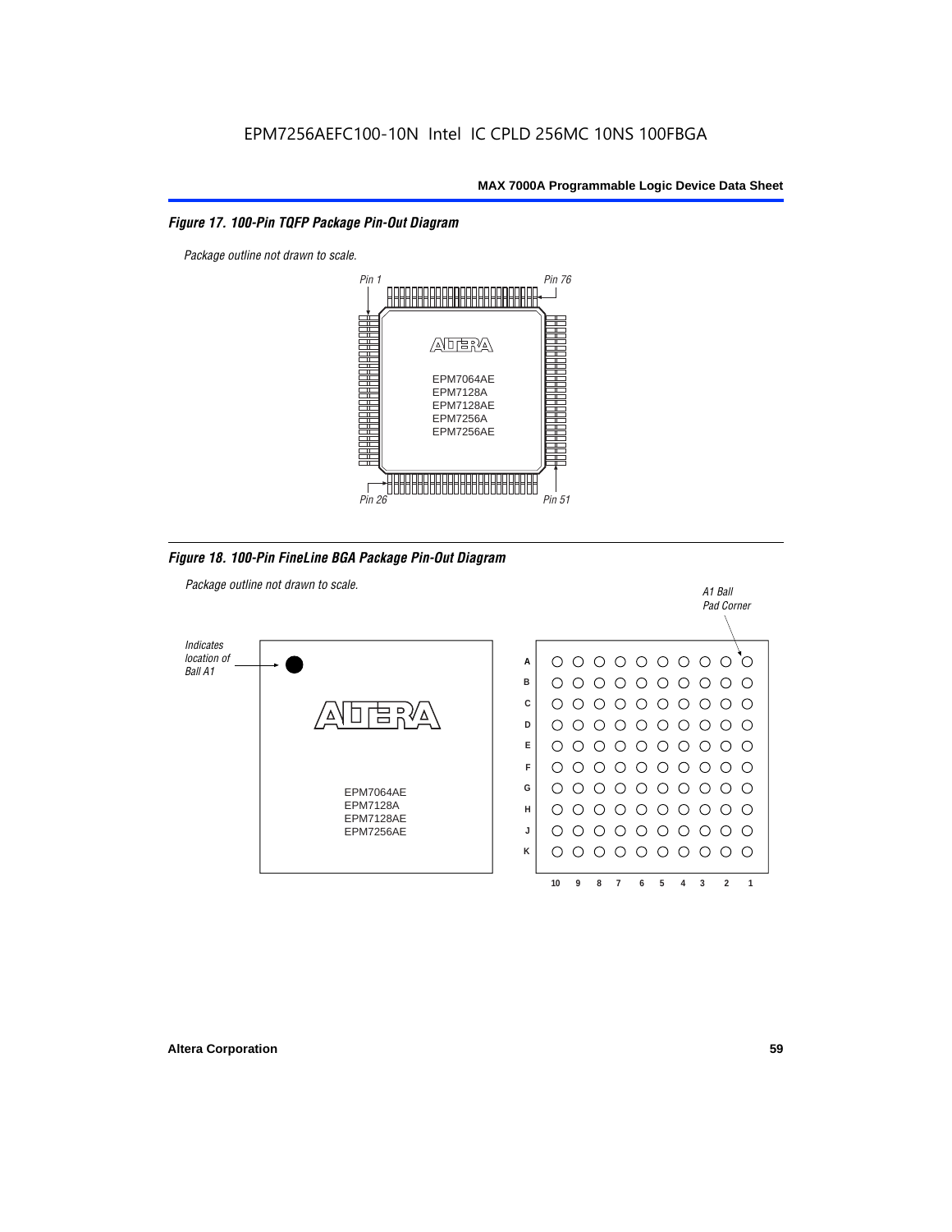# EPM7256AEFC100-10N Intel IC CPLD 256MC 10NS 100FBGA

*Figure 17. 100-Pin TQFP Package Pin-Out Diagram*

*Package outline not drawn to scale.*

Pin 1
Pin 76
EPM7064AE
EPM7128A
EPM7128AE
EPM7256A
EPM7256AE
Pin 26
Pin 51

*Figure 18. 100-Pin FineLine BGA Package Pin-Out Diagram*

*Package outline not drawn to scale.*

Indicates location of Ball A1

EPM7064AE
EPM7128A
EPM7128AE
EPM7256AE

A1 Ball Pad Corner

A
B
C
D
E
F
G
H
J
K

10 9 8 7 6 5 4 3 2 1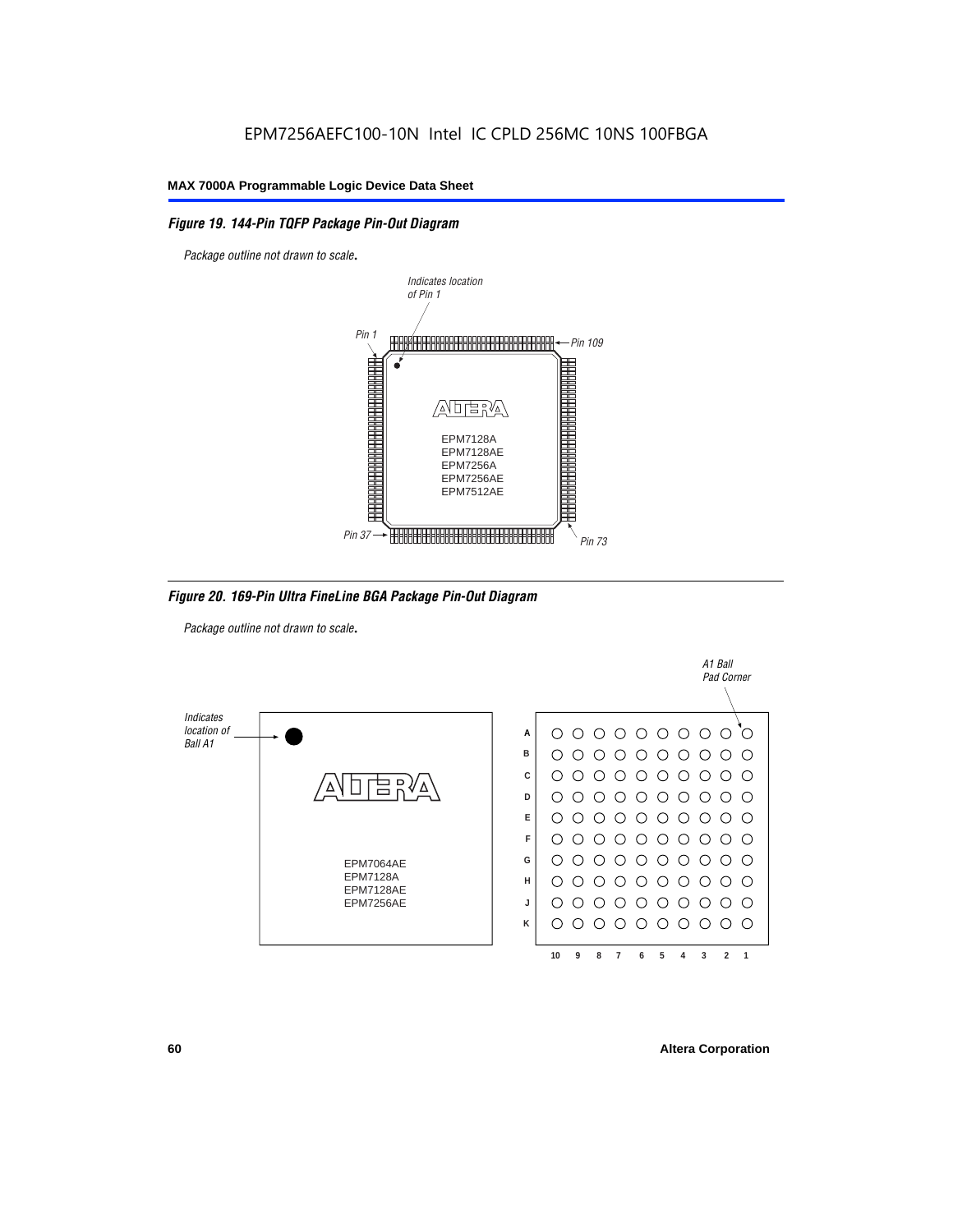EPM7256AEFC100-10N Intel IC CPLD 256MC 10NS 100FBGA

### *Figure 19. 144-Pin TQFP Package Pin-Out Diagram*

*Package outline not drawn to scale.*

Indicates location of Pin 1

Pin 1

Pin 109

EPM7128A
EPM7128AE
EPM7256A
EPM7256AE
EPM7512AE

Pin 37

Pin 73

### *Figure 20. 169-Pin Ultra FineLine BGA Package Pin-Out Diagram*

*Package outline not drawn to scale.*

Indicates location of Ball A1

A1 Ball Pad Corner

EPM7064AE
EPM7128A
EPM7128AE
EPM7256AE

A
B
C
D
E
F
G
H
J
K

10 9 8 7 6 5 4 3 2 1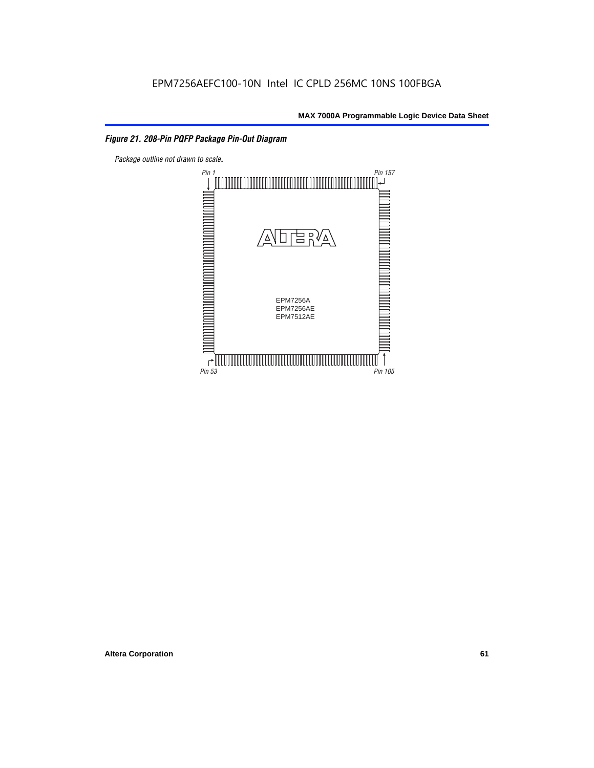EPM7256AEFC100-10N Intel IC CPLD 256MC 10NS 100FBGA

*Figure 21. 208-Pin PQFP Package Pin-Out Diagram*

*Package outline not drawn to scale.*

Pin 1
Pin 157
EPM7256A
EPM7256AE
EPM7512AE
Pin 53
Pin 105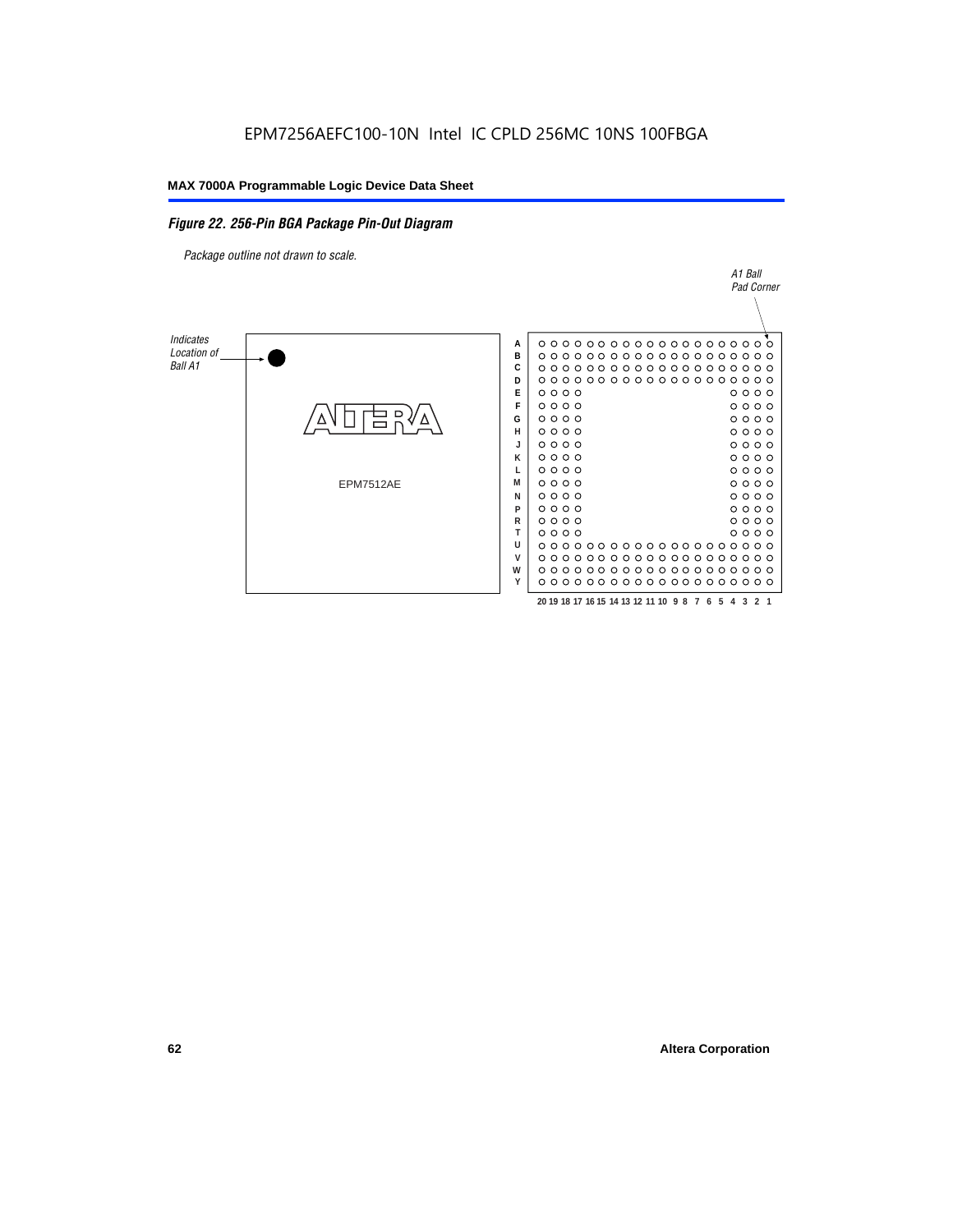EPM7256AEFC100-10N Intel IC CPLD 256MC 10NS 100FBGA

*Figure 22. 256-Pin BGA Package Pin-Out Diagram*

*Package outline not drawn to scale.*

Indicates Location of Ball A1

A1 Ball Pad Corner

EPM7512AE

A B C D E F G H J K L M N P R T U V W Y

20 19 18 17 16 15 14 13 12 11 10 9 8 7 6 5 4 3 2 1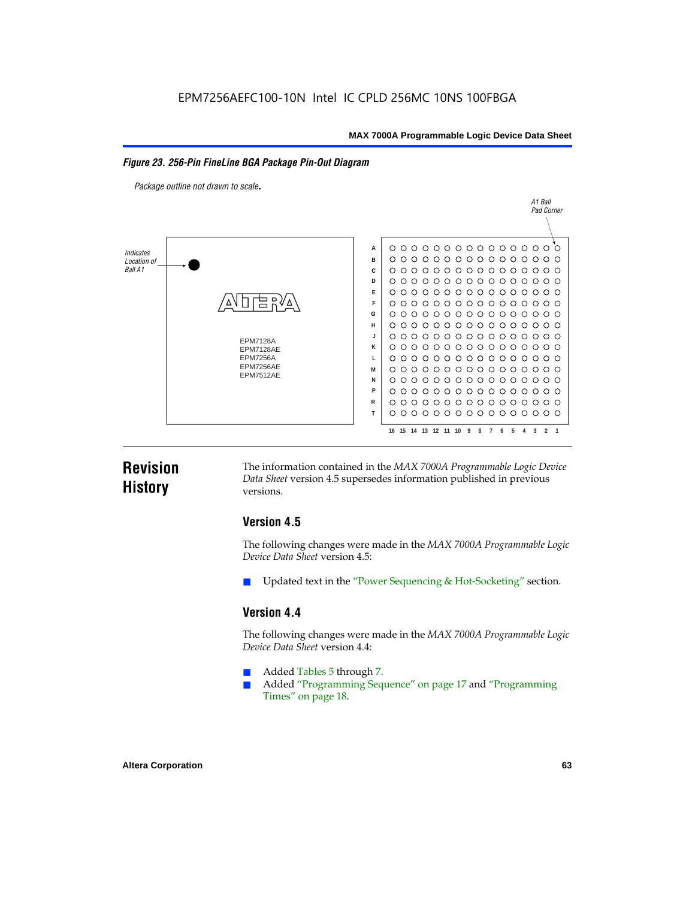EPM7256AEFC100-10N Intel IC CPLD 256MC 10NS 100FBGA

*Figure 23. 256-Pin FineLine BGA Package Pin-Out Diagram*

*Package outline not drawn to scale.*

## Revision History

The information contained in the *MAX 7000A Programmable Logic Device Data Sheet* version 4.5 supersedes information published in previous versions.

### Version 4.5

The following changes were made in the *MAX 7000A Programmable Logic Device Data Sheet* version 4.5:

- Updated text in the "Power Sequencing & Hot-Socketing" section.

### Version 4.4

The following changes were made in the *MAX 7000A Programmable Logic Device Data Sheet* version 4.4:

- Added Tables 5 through 7.
- Added "Programming Sequence" on page 17 and "Programming Times" on page 18.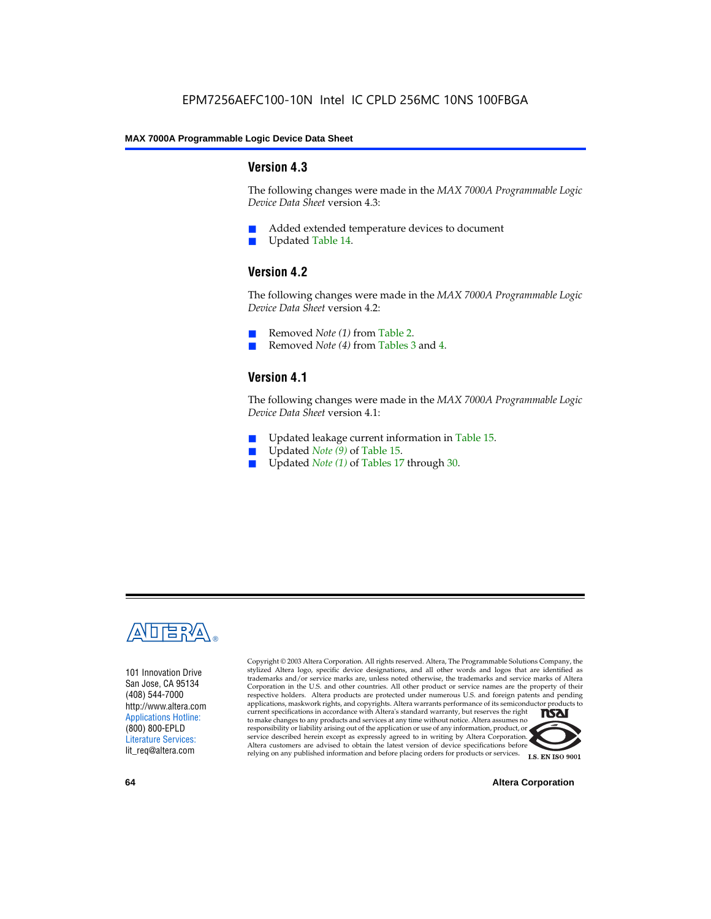## Version 4.3

The following changes were made in the *MAX 7000A Programmable Logic Device Data Sheet* version 4.3:

- Added extended temperature devices to document
- Updated Table 14.

## Version 4.2

The following changes were made in the *MAX 7000A Programmable Logic Device Data Sheet* version 4.2:

- Removed *Note (1)* from Table 2.
- Removed *Note (4)* from Tables 3 and 4.

## Version 4.1

The following changes were made in the *MAX 7000A Programmable Logic Device Data Sheet* version 4.1:

- Updated leakage current information in Table 15.
- Updated *Note (9)* of Table 15.
- Updated *Note (1)* of Tables 17 through 30.

101 Innovation Drive
San Jose, CA 95134
(408) 544-7000
http://www.altera.com
Applications Hotline:
(800) 800-EPLD
Literature Services:
lit_req@altera.com

Copyright © 2003 Altera Corporation. All rights reserved. Altera, The Programmable Solutions Company, the stylized Altera logo, specific device designations, and all other words and logos that are identified as trademarks and/or service marks are, unless noted otherwise, the trademarks and service marks of Altera Corporation in the U.S. and other countries. All other product or service names are the property of their respective holders. Altera products are protected under numerous U.S. and foreign patents and pending applications, maskwork rights, and copyrights. Altera warrants performance of its semiconductor products to current specifications in accordance with Altera's standard warranty, but reserves the right to make changes to any products and services at any time without notice. Altera assumes no responsibility or liability arising out of the application or use of any information, product, or service described herein except as expressly agreed to in writing by Altera Corporation. Altera customers are advised to obtain the latest version of device specifications before relying on any published information and before placing orders for products or services.

I.S. EN ISO 9001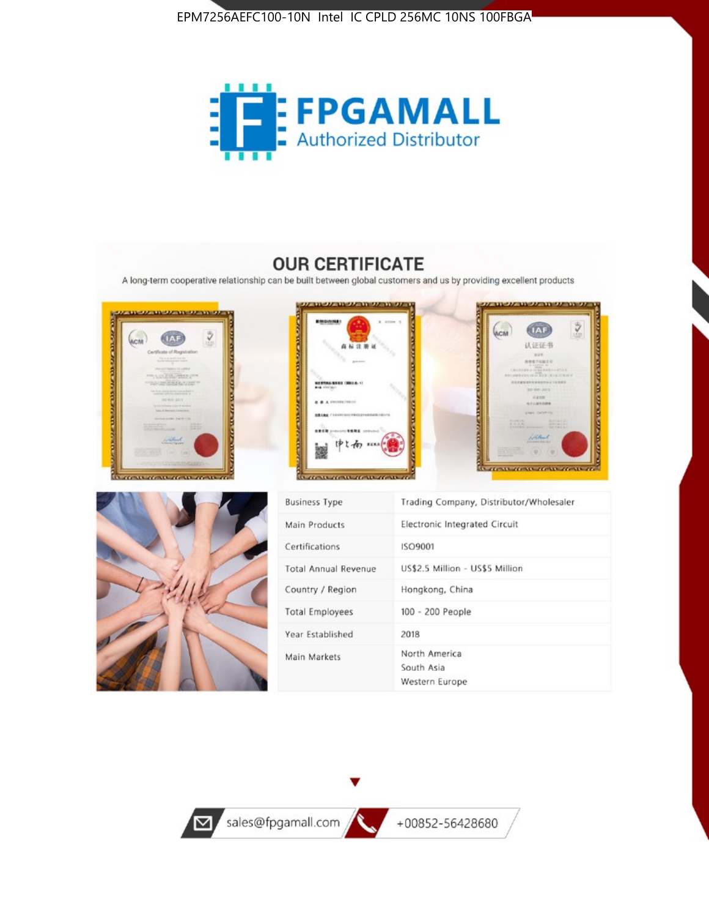# FPGAMALL

Authorized Distributor

## OUR CERTIFICATE

A long-term cooperative relationship can be built between global customers and us by providing excellent products

| | |
|---|---|
| Business Type | Trading Company, Distributor/Wholesaler |
| Main Products | Electronic Integrated Circuit |
| Certifications | ISO9001 |
| Total Annual Revenue | US$2.5 Million - US$5 Million |
| Country / Region | Hongkong, China |
| Total Employees | 100 - 200 People |
| Year Established | 2018 |
| Main Markets | North America<br>South Asia<br>Western Europe |

sales@fpgamall.com

+00852-56428680